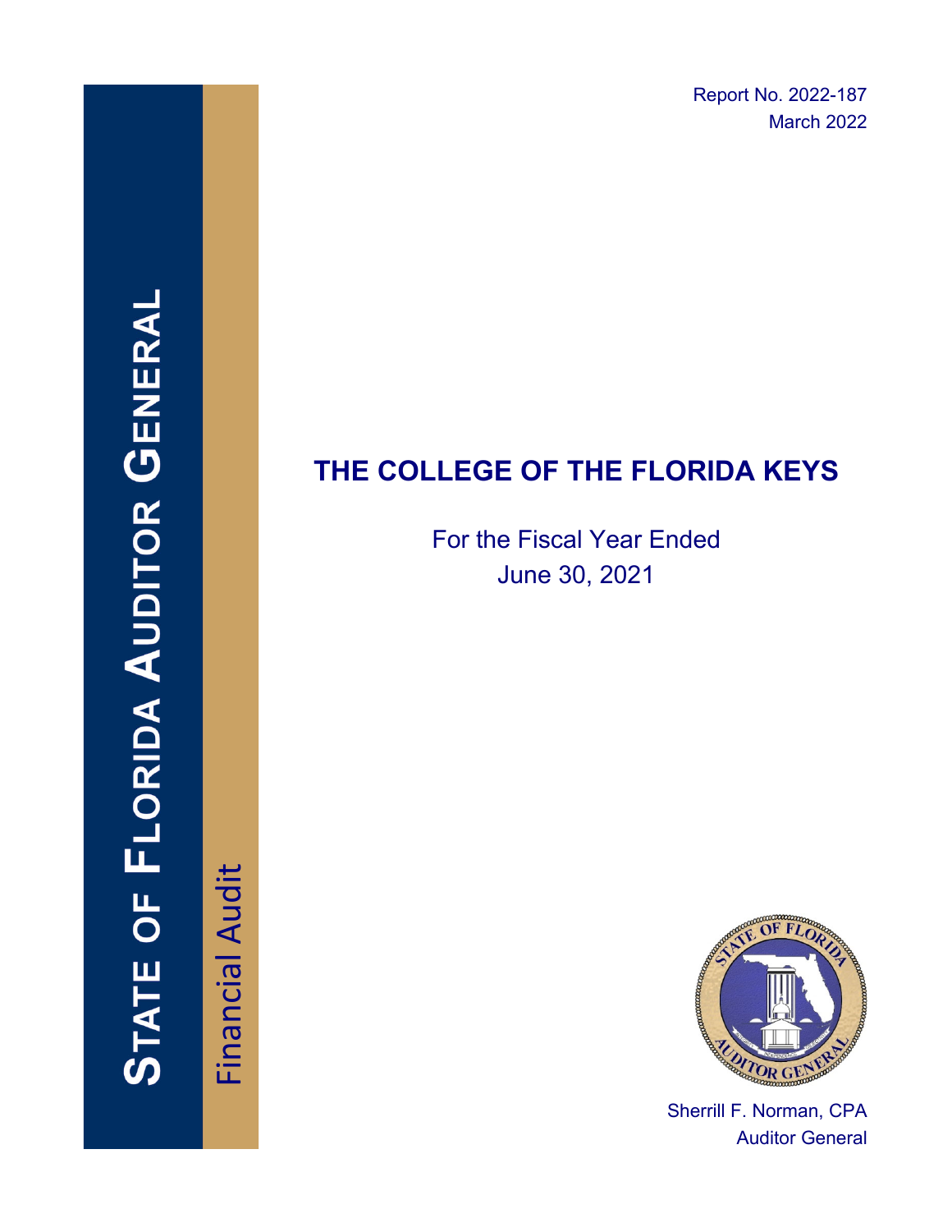Report No. 2022-187
March 2022

STATE OF FLORIDA AUDITOR GENERAL

Financial Audit

# THE COLLEGE OF THE FLORIDA KEYS

For the Fiscal Year Ended
June 30, 2021

Sherrill F. Norman, CPA
Auditor General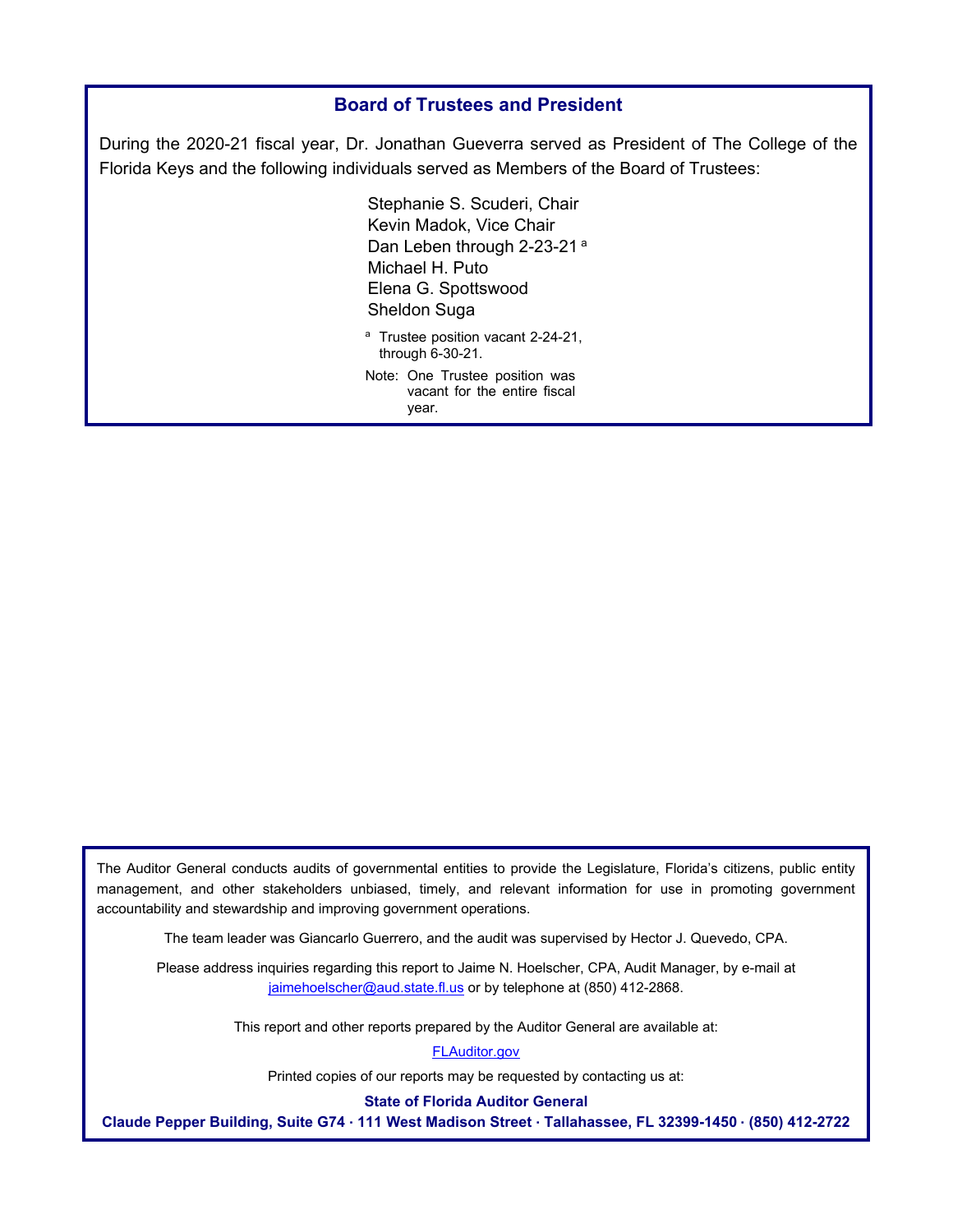## Board of Trustees and President

During the 2020-21 fiscal year, Dr. Jonathan Gueverra served as President of The College of the Florida Keys and the following individuals served as Members of the Board of Trustees:

Stephanie S. Scuderi, Chair
Kevin Madok, Vice Chair
Dan Leben through 2-23-21 [a]
Michael H. Puto
Elena G. Spottswood
Sheldon Suga

[a] Trustee position vacant 2-24-21, through 6-30-21.

Note: One Trustee position was vacant for the entire fiscal year.

The Auditor General conducts audits of governmental entities to provide the Legislature, Florida's citizens, public entity management, and other stakeholders unbiased, timely, and relevant information for use in promoting government accountability and stewardship and improving government operations.

The team leader was Giancarlo Guerrero, and the audit was supervised by Hector J. Quevedo, CPA.

Please address inquiries regarding this report to Jaime N. Hoelscher, CPA, Audit Manager, by e-mail at jaimehoelscher@aud.state.fl.us or by telephone at (850) 412-2868.

This report and other reports prepared by the Auditor General are available at:

FLAuditor.gov

Printed copies of our reports may be requested by contacting us at:

**State of Florida Auditor General**

**Claude Pepper Building, Suite G74 · 111 West Madison Street · Tallahassee, FL 32399-1450 · (850) 412-2722**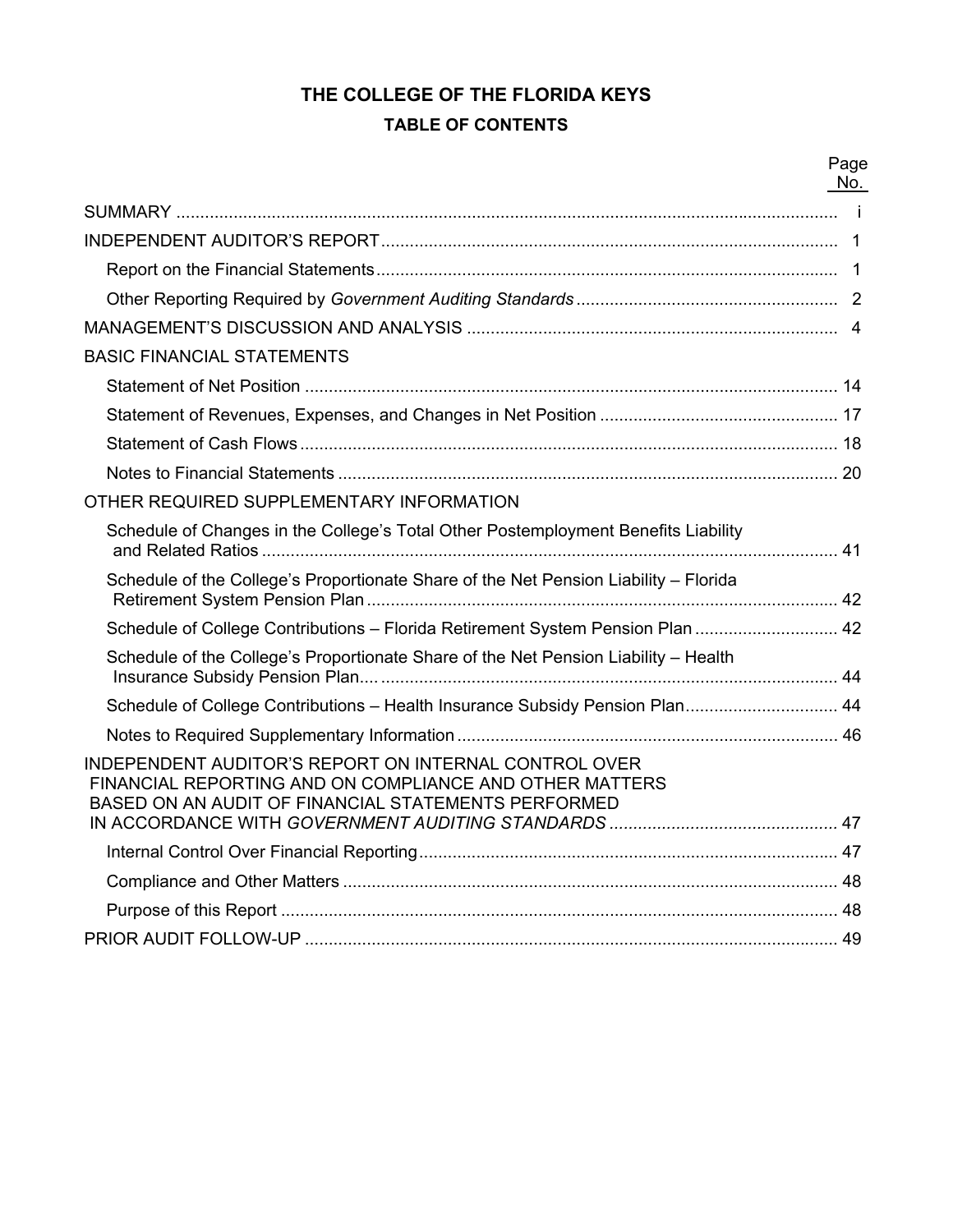# THE COLLEGE OF THE FLORIDA KEYS

## TABLE OF CONTENTS

| | Page No. |
|---|---|
| SUMMARY | i |
| INDEPENDENT AUDITOR'S REPORT | 1 |
| Report on the Financial Statements | 1 |
| Other Reporting Required by *Government Auditing Standards* | 2 |
| MANAGEMENT'S DISCUSSION AND ANALYSIS | 4 |
| BASIC FINANCIAL STATEMENTS | |
| Statement of Net Position | 14 |
| Statement of Revenues, Expenses, and Changes in Net Position | 17 |
| Statement of Cash Flows | 18 |
| Notes to Financial Statements | 20 |
| OTHER REQUIRED SUPPLEMENTARY INFORMATION | |
| Schedule of Changes in the College's Total Other Postemployment Benefits Liability and Related Ratios | 41 |
| Schedule of the College's Proportionate Share of the Net Pension Liability – Florida Retirement System Pension Plan | 42 |
| Schedule of College Contributions – Florida Retirement System Pension Plan | 42 |
| Schedule of the College's Proportionate Share of the Net Pension Liability – Health Insurance Subsidy Pension Plan | 44 |
| Schedule of College Contributions – Health Insurance Subsidy Pension Plan | 44 |
| Notes to Required Supplementary Information | 46 |
| INDEPENDENT AUDITOR'S REPORT ON INTERNAL CONTROL OVER FINANCIAL REPORTING AND ON COMPLIANCE AND OTHER MATTERS BASED ON AN AUDIT OF FINANCIAL STATEMENTS PERFORMED IN ACCORDANCE WITH *GOVERNMENT AUDITING STANDARDS* | 47 |
| Internal Control Over Financial Reporting | 47 |
| Compliance and Other Matters | 48 |
| Purpose of this Report | 48 |
| PRIOR AUDIT FOLLOW-UP | 49 |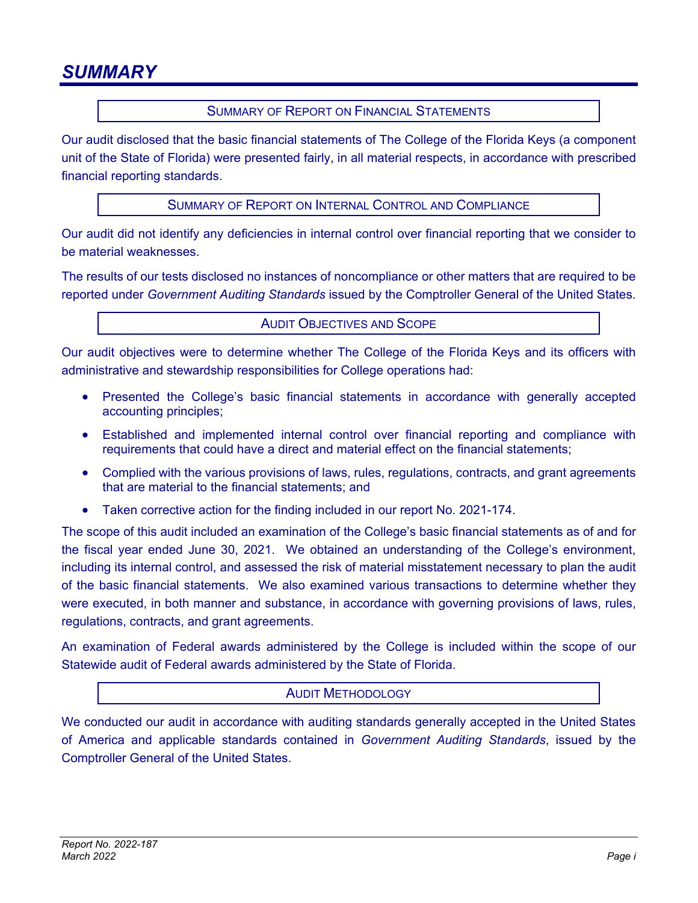# SUMMARY

## SUMMARY OF REPORT ON FINANCIAL STATEMENTS

Our audit disclosed that the basic financial statements of The College of the Florida Keys (a component unit of the State of Florida) were presented fairly, in all material respects, in accordance with prescribed financial reporting standards.

## SUMMARY OF REPORT ON INTERNAL CONTROL AND COMPLIANCE

Our audit did not identify any deficiencies in internal control over financial reporting that we consider to be material weaknesses.

The results of our tests disclosed no instances of noncompliance or other matters that are required to be reported under *Government Auditing Standards* issued by the Comptroller General of the United States.

## AUDIT OBJECTIVES AND SCOPE

Our audit objectives were to determine whether The College of the Florida Keys and its officers with administrative and stewardship responsibilities for College operations had:

- Presented the College's basic financial statements in accordance with generally accepted accounting principles;
- Established and implemented internal control over financial reporting and compliance with requirements that could have a direct and material effect on the financial statements;
- Complied with the various provisions of laws, rules, regulations, contracts, and grant agreements that are material to the financial statements; and
- Taken corrective action for the finding included in our report No. 2021-174.

The scope of this audit included an examination of the College's basic financial statements as of and for the fiscal year ended June 30, 2021. We obtained an understanding of the College's environment, including its internal control, and assessed the risk of material misstatement necessary to plan the audit of the basic financial statements. We also examined various transactions to determine whether they were executed, in both manner and substance, in accordance with governing provisions of laws, rules, regulations, contracts, and grant agreements.

An examination of Federal awards administered by the College is included within the scope of our Statewide audit of Federal awards administered by the State of Florida.

## AUDIT METHODOLOGY

We conducted our audit in accordance with auditing standards generally accepted in the United States of America and applicable standards contained in *Government Auditing Standards*, issued by the Comptroller General of the United States.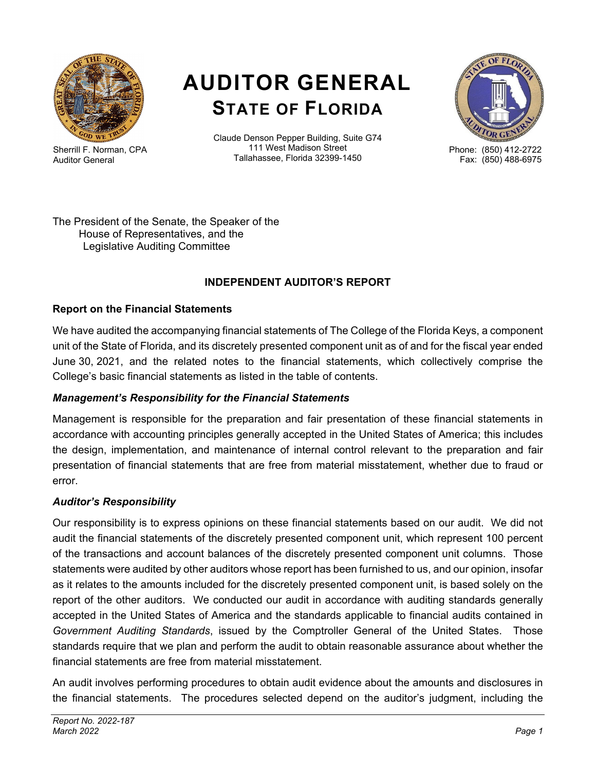# AUDITOR GENERAL
## STATE OF FLORIDA

Sherrill F. Norman, CPA
Auditor General

Claude Denson Pepper Building, Suite G74
111 West Madison Street
Tallahassee, Florida 32399-1450

Phone: (850) 412-2722
Fax: (850) 488-6975

The President of the Senate, the Speaker of the
House of Representatives, and the
Legislative Auditing Committee

**INDEPENDENT AUDITOR'S REPORT**

**Report on the Financial Statements**

We have audited the accompanying financial statements of The College of the Florida Keys, a component unit of the State of Florida, and its discretely presented component unit as of and for the fiscal year ended June 30, 2021, and the related notes to the financial statements, which collectively comprise the College's basic financial statements as listed in the table of contents.

***Management's Responsibility for the Financial Statements***

Management is responsible for the preparation and fair presentation of these financial statements in accordance with accounting principles generally accepted in the United States of America; this includes the design, implementation, and maintenance of internal control relevant to the preparation and fair presentation of financial statements that are free from material misstatement, whether due to fraud or error.

***Auditor's Responsibility***

Our responsibility is to express opinions on these financial statements based on our audit. We did not audit the financial statements of the discretely presented component unit, which represent 100 percent of the transactions and account balances of the discretely presented component unit columns. Those statements were audited by other auditors whose report has been furnished to us, and our opinion, insofar as it relates to the amounts included for the discretely presented component unit, is based solely on the report of the other auditors. We conducted our audit in accordance with auditing standards generally accepted in the United States of America and the standards applicable to financial audits contained in *Government Auditing Standards*, issued by the Comptroller General of the United States. Those standards require that we plan and perform the audit to obtain reasonable assurance about whether the financial statements are free from material misstatement.

An audit involves performing procedures to obtain audit evidence about the amounts and disclosures in the financial statements. The procedures selected depend on the auditor's judgment, including the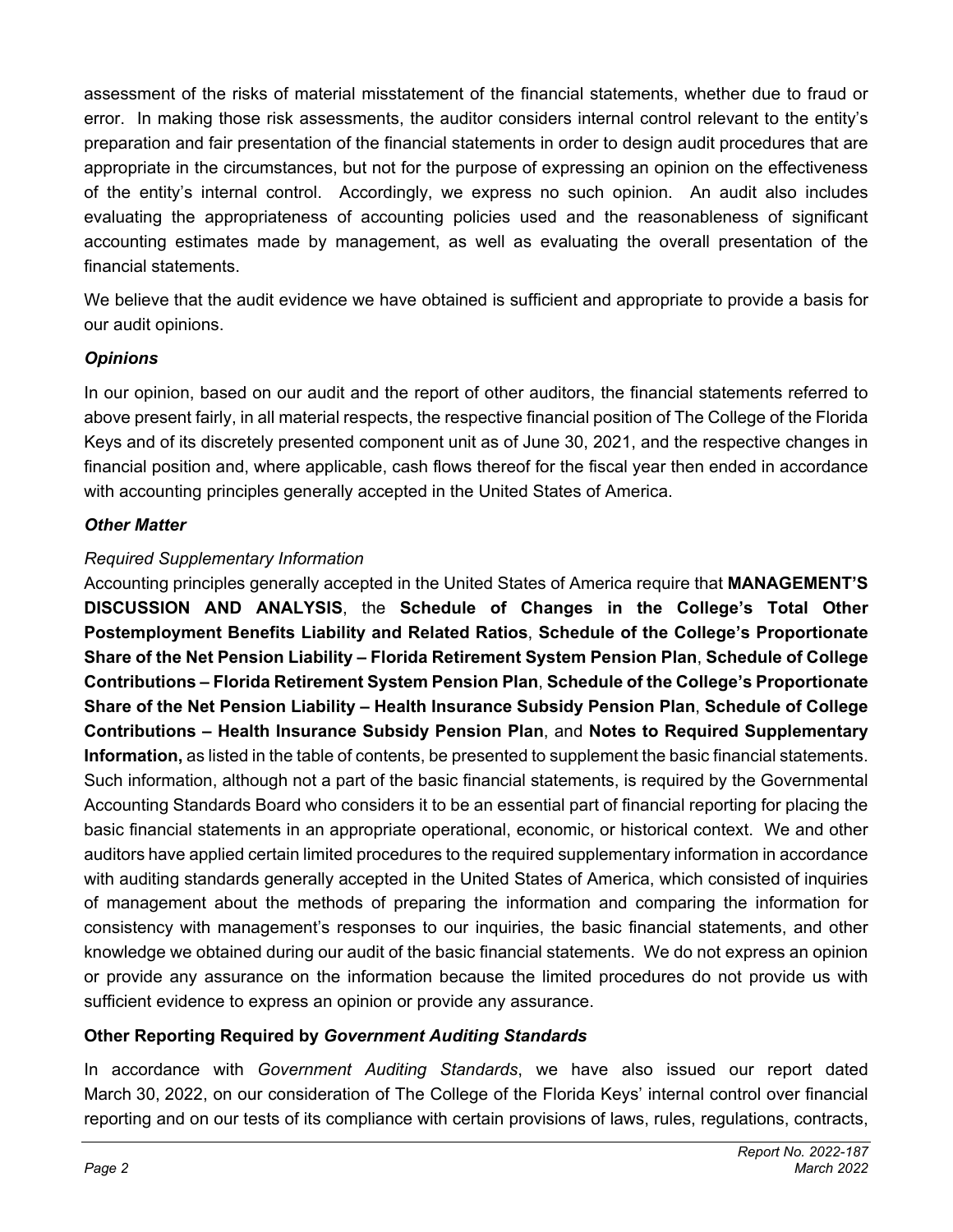assessment of the risks of material misstatement of the financial statements, whether due to fraud or error. In making those risk assessments, the auditor considers internal control relevant to the entity's preparation and fair presentation of the financial statements in order to design audit procedures that are appropriate in the circumstances, but not for the purpose of expressing an opinion on the effectiveness of the entity's internal control. Accordingly, we express no such opinion. An audit also includes evaluating the appropriateness of accounting policies used and the reasonableness of significant accounting estimates made by management, as well as evaluating the overall presentation of the financial statements.

We believe that the audit evidence we have obtained is sufficient and appropriate to provide a basis for our audit opinions.

***Opinions***

In our opinion, based on our audit and the report of other auditors, the financial statements referred to above present fairly, in all material respects, the respective financial position of The College of the Florida Keys and of its discretely presented component unit as of June 30, 2021, and the respective changes in financial position and, where applicable, cash flows thereof for the fiscal year then ended in accordance with accounting principles generally accepted in the United States of America.

***Other Matter***

*Required Supplementary Information*

Accounting principles generally accepted in the United States of America require that **MANAGEMENT'S DISCUSSION AND ANALYSIS**, the **Schedule of Changes in the College's Total Other Postemployment Benefits Liability and Related Ratios**, **Schedule of the College's Proportionate Share of the Net Pension Liability – Florida Retirement System Pension Plan**, **Schedule of College Contributions – Florida Retirement System Pension Plan**, **Schedule of the College's Proportionate Share of the Net Pension Liability – Health Insurance Subsidy Pension Plan**, **Schedule of College Contributions – Health Insurance Subsidy Pension Plan**, and **Notes to Required Supplementary Information,** as listed in the table of contents, be presented to supplement the basic financial statements. Such information, although not a part of the basic financial statements, is required by the Governmental Accounting Standards Board who considers it to be an essential part of financial reporting for placing the basic financial statements in an appropriate operational, economic, or historical context. We and other auditors have applied certain limited procedures to the required supplementary information in accordance with auditing standards generally accepted in the United States of America, which consisted of inquiries of management about the methods of preparing the information and comparing the information for consistency with management's responses to our inquiries, the basic financial statements, and other knowledge we obtained during our audit of the basic financial statements. We do not express an opinion or provide any assurance on the information because the limited procedures do not provide us with sufficient evidence to express an opinion or provide any assurance.

**Other Reporting Required by *Government Auditing Standards***

In accordance with *Government Auditing Standards*, we have also issued our report dated March 30, 2022, on our consideration of The College of the Florida Keys' internal control over financial reporting and on our tests of its compliance with certain provisions of laws, rules, regulations, contracts,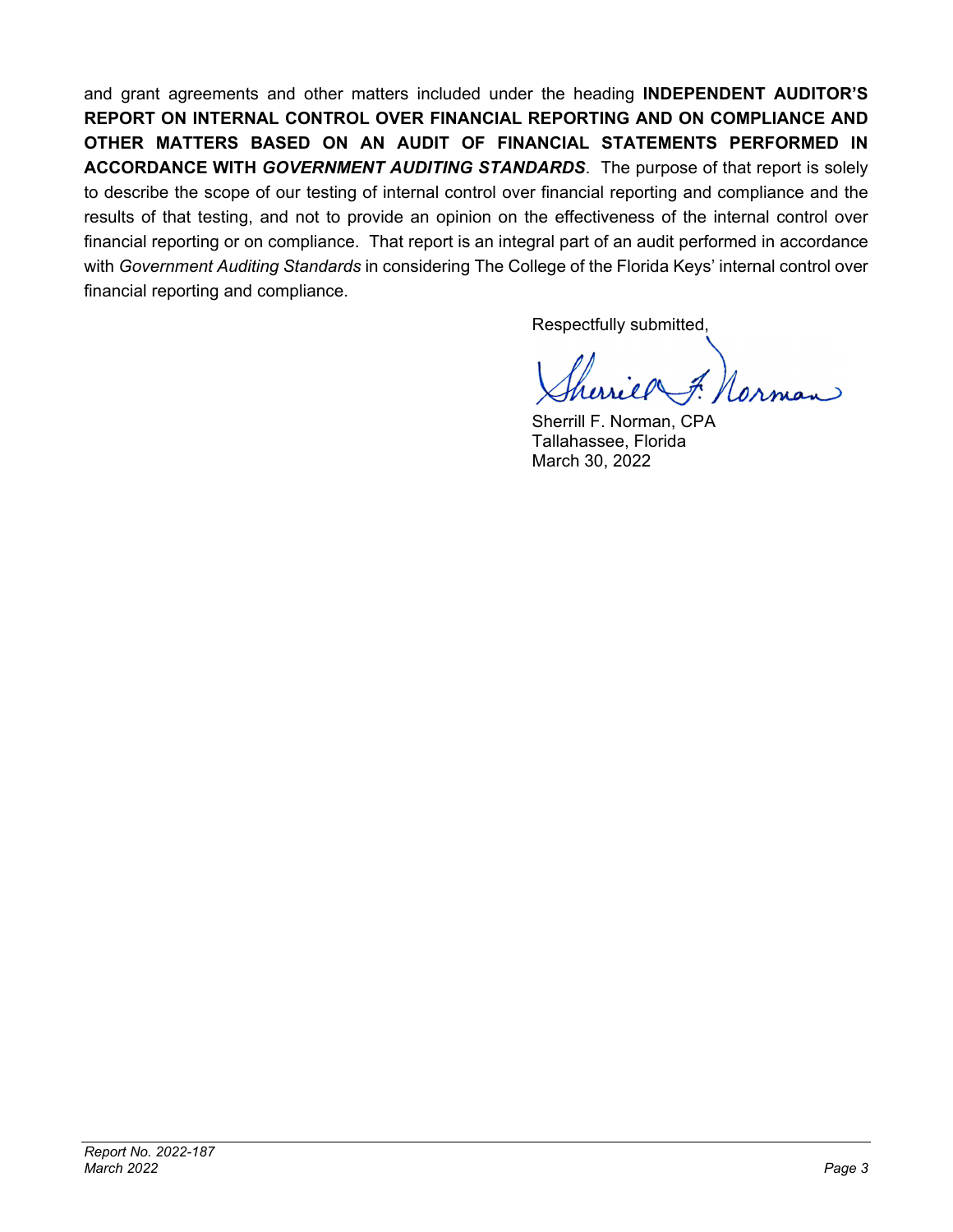and grant agreements and other matters included under the heading **INDEPENDENT AUDITOR'S REPORT ON INTERNAL CONTROL OVER FINANCIAL REPORTING AND ON COMPLIANCE AND OTHER MATTERS BASED ON AN AUDIT OF FINANCIAL STATEMENTS PERFORMED IN ACCORDANCE WITH *GOVERNMENT AUDITING STANDARDS***. The purpose of that report is solely to describe the scope of our testing of internal control over financial reporting and compliance and the results of that testing, and not to provide an opinion on the effectiveness of the internal control over financial reporting or on compliance. That report is an integral part of an audit performed in accordance with *Government Auditing Standards* in considering The College of the Florida Keys' internal control over financial reporting and compliance.

Respectfully submitted,

Sherrill F. Norman, CPA
Tallahassee, Florida
March 30, 2022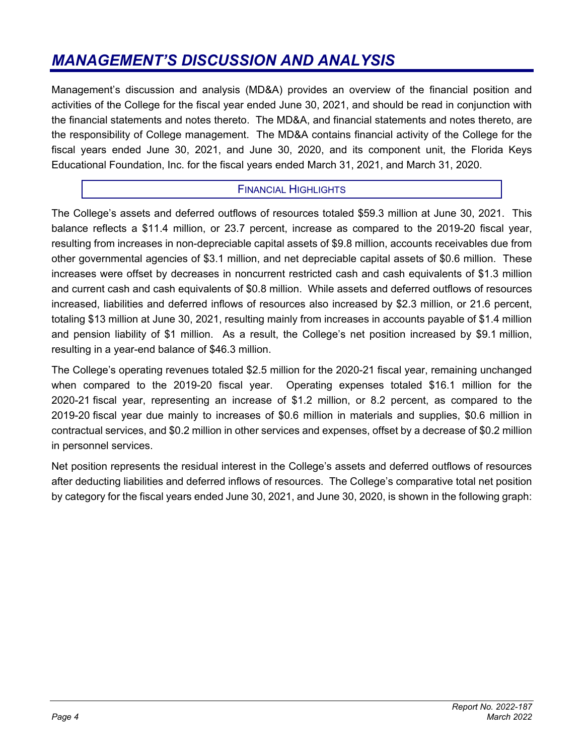# *MANAGEMENT'S DISCUSSION AND ANALYSIS*

Management's discussion and analysis (MD&A) provides an overview of the financial position and activities of the College for the fiscal year ended June 30, 2021, and should be read in conjunction with the financial statements and notes thereto. The MD&A, and financial statements and notes thereto, are the responsibility of College management. The MD&A contains financial activity of the College for the fiscal years ended June 30, 2021, and June 30, 2020, and its component unit, the Florida Keys Educational Foundation, Inc. for the fiscal years ended March 31, 2021, and March 31, 2020.

## FINANCIAL HIGHLIGHTS

The College's assets and deferred outflows of resources totaled $59.3 million at June 30, 2021. This balance reflects a $11.4 million, or 23.7 percent, increase as compared to the 2019-20 fiscal year, resulting from increases in non-depreciable capital assets of $9.8 million, accounts receivables due from other governmental agencies of $3.1 million, and net depreciable capital assets of $0.6 million. These increases were offset by decreases in noncurrent restricted cash and cash equivalents of $1.3 million and current cash and cash equivalents of $0.8 million. While assets and deferred outflows of resources increased, liabilities and deferred inflows of resources also increased by $2.3 million, or 21.6 percent, totaling $13 million at June 30, 2021, resulting mainly from increases in accounts payable of $1.4 million and pension liability of $1 million. As a result, the College's net position increased by $9.1 million, resulting in a year-end balance of $46.3 million.

The College's operating revenues totaled $2.5 million for the 2020-21 fiscal year, remaining unchanged when compared to the 2019-20 fiscal year. Operating expenses totaled $16.1 million for the 2020-21 fiscal year, representing an increase of $1.2 million, or 8.2 percent, as compared to the 2019-20 fiscal year due mainly to increases of $0.6 million in materials and supplies, $0.6 million in contractual services, and $0.2 million in other services and expenses, offset by a decrease of $0.2 million in personnel services.

Net position represents the residual interest in the College's assets and deferred outflows of resources after deducting liabilities and deferred inflows of resources. The College's comparative total net position by category for the fiscal years ended June 30, 2021, and June 30, 2020, is shown in the following graph: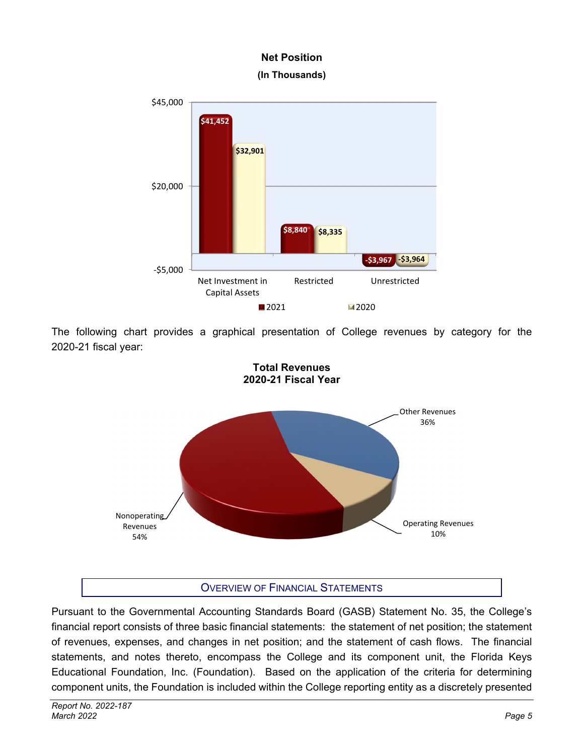**Net Position**

**(In Thousands)**

$45,000

$20,000

-$5,000

$41,452
$32,901

$8,840
$8,335

-$3,967
-$3,964

Net Investment in Capital Assets

Restricted

Unrestricted

2021
2020

The following chart provides a graphical presentation of College revenues by category for the 2020-21 fiscal year:

**Total Revenues**
**2020-21 Fiscal Year**

Other Revenues
36%

Operating Revenues
10%

Nonoperating Revenues
54%

## Overview of Financial Statements

Pursuant to the Governmental Accounting Standards Board (GASB) Statement No. 35, the College's financial report consists of three basic financial statements: the statement of net position; the statement of revenues, expenses, and changes in net position; and the statement of cash flows. The financial statements, and notes thereto, encompass the College and its component unit, the Florida Keys Educational Foundation, Inc. (Foundation). Based on the application of the criteria for determining component units, the Foundation is included within the College reporting entity as a discretely presented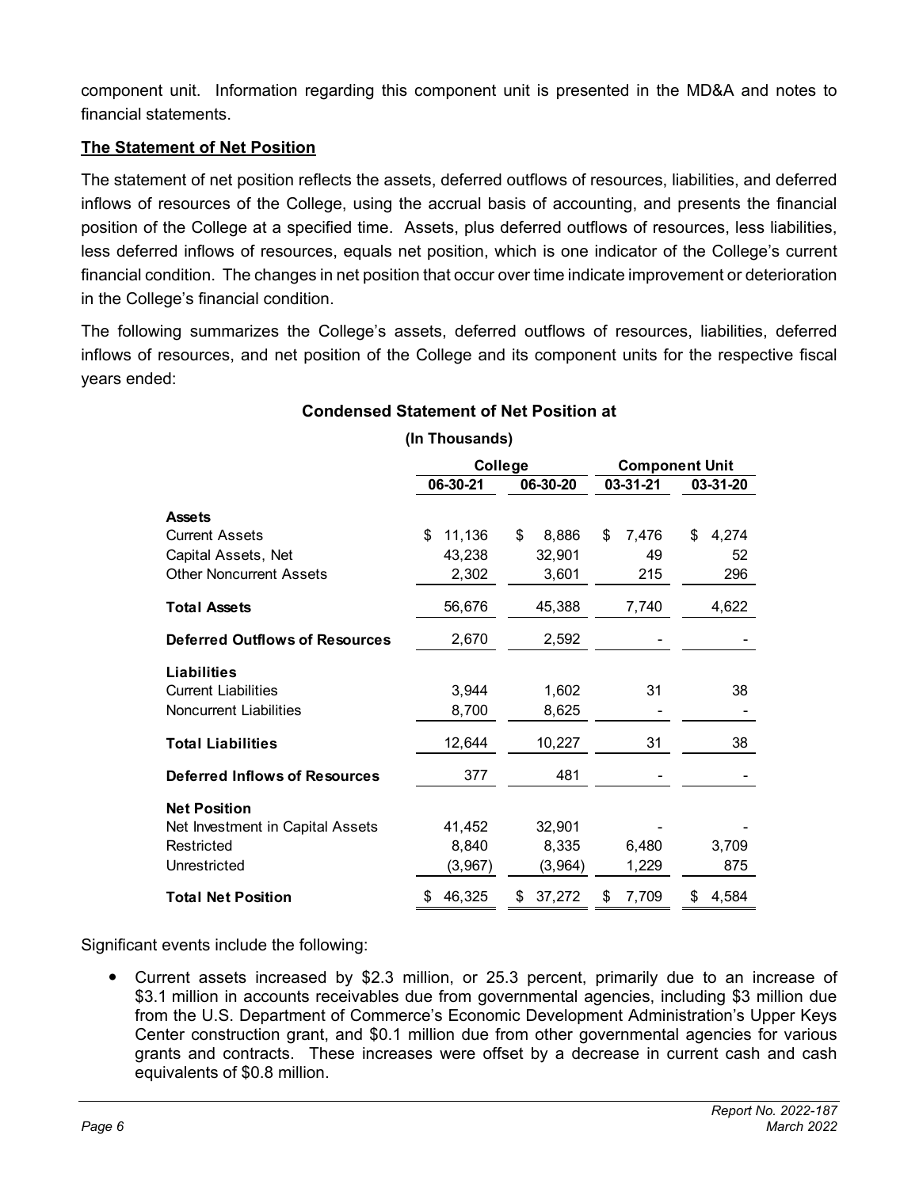component unit. Information regarding this component unit is presented in the MD&A and notes to financial statements.

**The Statement of Net Position**

The statement of net position reflects the assets, deferred outflows of resources, liabilities, and deferred inflows of resources of the College, using the accrual basis of accounting, and presents the financial position of the College at a specified time. Assets, plus deferred outflows of resources, less liabilities, less deferred inflows of resources, equals net position, which is one indicator of the College's current financial condition. The changes in net position that occur over time indicate improvement or deterioration in the College's financial condition.

The following summarizes the College's assets, deferred outflows of resources, liabilities, deferred inflows of resources, and net position of the College and its component units for the respective fiscal years ended:

**Condensed Statement of Net Position at**

**(In Thousands)**

| | College | | Component Unit | |
|---|---|---|---|---|
| | 06-30-21 | 06-30-20 | 03-31-21 | 03-31-20 |
| **Assets** | | | | |
| Current Assets | $ 11,136 | $ 8,886 | $ 7,476 | $ 4,274 |
| Capital Assets, Net | 43,238 | 32,901 | 49 | 52 |
| Other Noncurrent Assets | 2,302 | 3,601 | 215 | 296 |
| **Total Assets** | 56,676 | 45,388 | 7,740 | 4,622 |
| **Deferred Outflows of Resources** | 2,670 | 2,592 | - | - |
| **Liabilities** | | | | |
| Current Liabilities | 3,944 | 1,602 | 31 | 38 |
| Noncurrent Liabilities | 8,700 | 8,625 | - | - |
| **Total Liabilities** | 12,644 | 10,227 | 31 | 38 |
| **Deferred Inflows of Resources** | 377 | 481 | - | - |
| **Net Position** | | | | |
| Net Investment in Capital Assets | 41,452 | 32,901 | - | - |
| Restricted | 8,840 | 8,335 | 6,480 | 3,709 |
| Unrestricted | (3,967) | (3,964) | 1,229 | 875 |
| **Total Net Position** | $ 46,325 | $ 37,272 | $ 7,709 | $ 4,584 |

Significant events include the following:

- Current assets increased by $2.3 million, or 25.3 percent, primarily due to an increase of $3.1 million in accounts receivables due from governmental agencies, including $3 million due from the U.S. Department of Commerce's Economic Development Administration's Upper Keys Center construction grant, and $0.1 million due from other governmental agencies for various grants and contracts. These increases were offset by a decrease in current cash and cash equivalents of $0.8 million.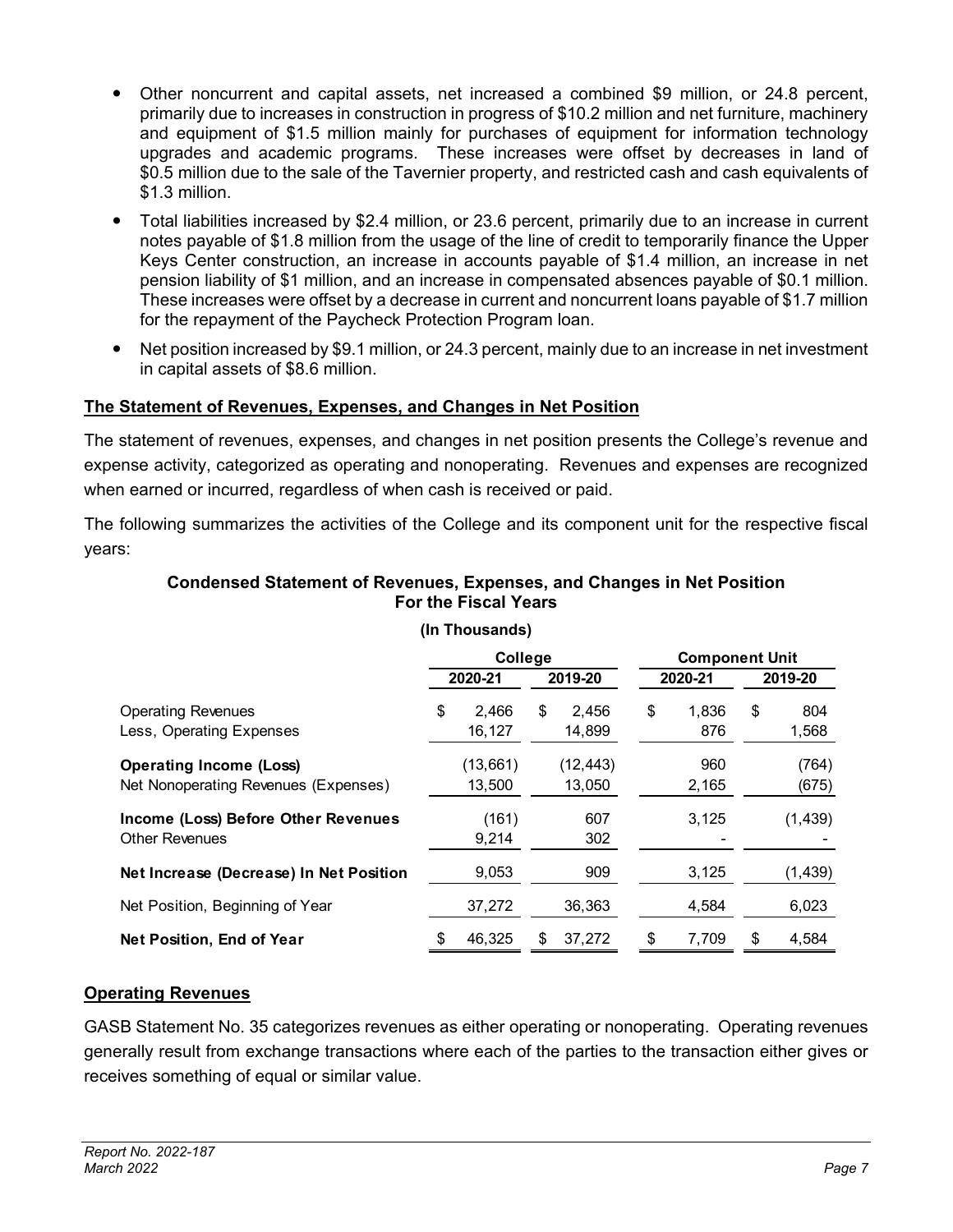- Other noncurrent and capital assets, net increased a combined $9 million, or 24.8 percent, primarily due to increases in construction in progress of $10.2 million and net furniture, machinery and equipment of $1.5 million mainly for purchases of equipment for information technology upgrades and academic programs. These increases were offset by decreases in land of $0.5 million due to the sale of the Tavernier property, and restricted cash and cash equivalents of $1.3 million.
- Total liabilities increased by $2.4 million, or 23.6 percent, primarily due to an increase in current notes payable of $1.8 million from the usage of the line of credit to temporarily finance the Upper Keys Center construction, an increase in accounts payable of $1.4 million, an increase in net pension liability of $1 million, and an increase in compensated absences payable of $0.1 million. These increases were offset by a decrease in current and noncurrent loans payable of $1.7 million for the repayment of the Paycheck Protection Program loan.
- Net position increased by $9.1 million, or 24.3 percent, mainly due to an increase in net investment in capital assets of $8.6 million.

## The Statement of Revenues, Expenses, and Changes in Net Position

The statement of revenues, expenses, and changes in net position presents the College's revenue and expense activity, categorized as operating and nonoperating. Revenues and expenses are recognized when earned or incurred, regardless of when cash is received or paid.

The following summarizes the activities of the College and its component unit for the respective fiscal years:

**Condensed Statement of Revenues, Expenses, and Changes in Net Position For the Fiscal Years**

**(In Thousands)**

| | College | | Component Unit | |
|---|---|---|---|---|
| | 2020-21 | 2019-20 | 2020-21 | 2019-20 |
| Operating Revenues | $ 2,466 | $ 2,456 | $ 1,836 | $ 804 |
| Less, Operating Expenses | 16,127 | 14,899 | 876 | 1,568 |
| **Operating Income (Loss)** | (13,661) | (12,443) | 960 | (764) |
| Net Nonoperating Revenues (Expenses) | 13,500 | 13,050 | 2,165 | (675) |
| **Income (Loss) Before Other Revenues** | (161) | 607 | 3,125 | (1,439) |
| Other Revenues | 9,214 | 302 | - | - |
| **Net Increase (Decrease) In Net Position** | 9,053 | 909 | 3,125 | (1,439) |
| Net Position, Beginning of Year | 37,272 | 36,363 | 4,584 | 6,023 |
| **Net Position, End of Year** | $ 46,325 | $ 37,272 | $ 7,709 | $ 4,584 |

## Operating Revenues

GASB Statement No. 35 categorizes revenues as either operating or nonoperating. Operating revenues generally result from exchange transactions where each of the parties to the transaction either gives or receives something of equal or similar value.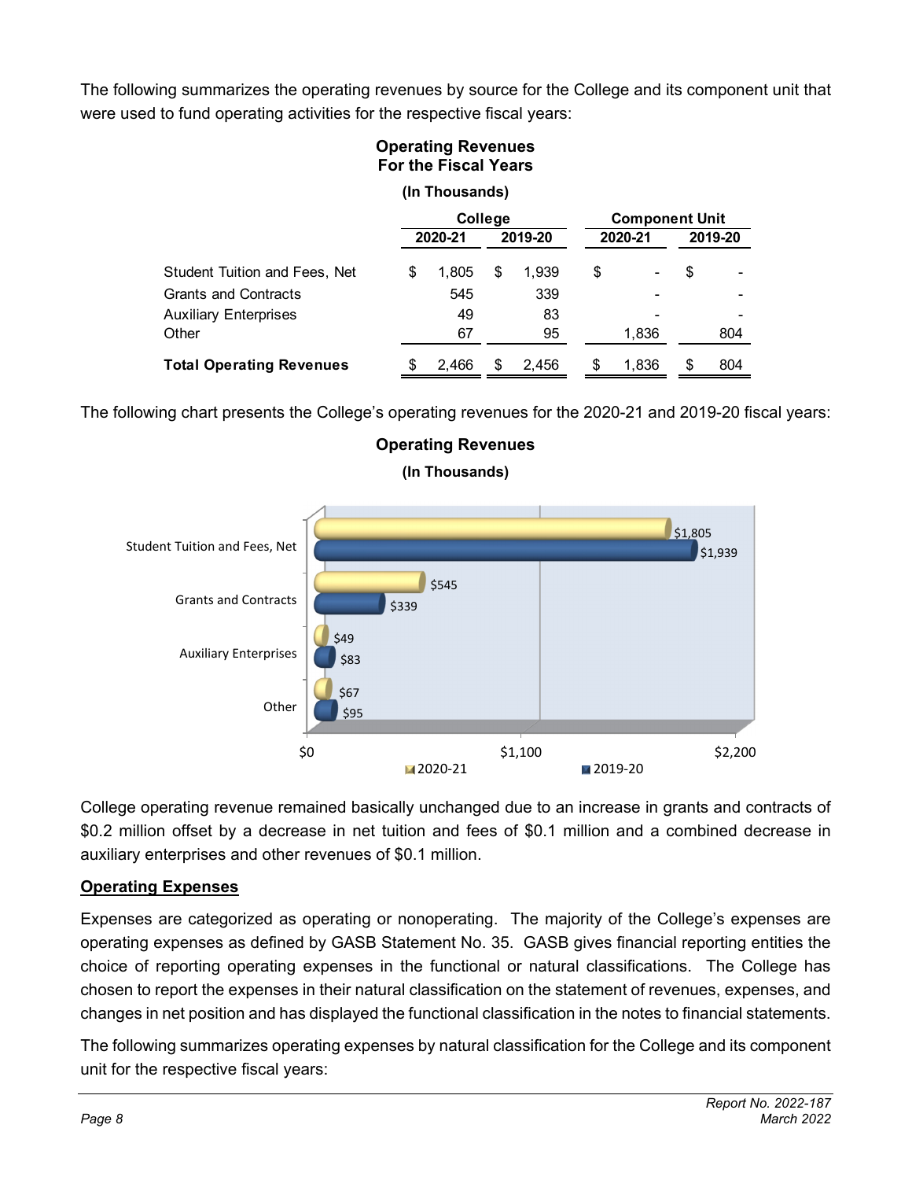The following summarizes the operating revenues by source for the College and its component unit that were used to fund operating activities for the respective fiscal years:

**Operating Revenues**
**For the Fiscal Years**
**(In Thousands)**

| | College | | Component Unit | |
|---|---|---|---|---|
| | **2020-21** | **2019-20** | **2020-21** | **2019-20** |
| Student Tuition and Fees, Net | $ 1,805 | $ 1,939 | $ - | $ - |
| Grants and Contracts | 545 | 339 | - | - |
| Auxiliary Enterprises | 49 | 83 | - | - |
| Other | 67 | 95 | 1,836 | 804 |
| **Total Operating Revenues** | $ 2,466 | $ 2,456 | $ 1,836 | $ 804 |

The following chart presents the College's operating revenues for the 2020-21 and 2019-20 fiscal years:

**Operating Revenues**
**(In Thousands)**

| | 2020-21 | 2019-20 |
|---|---|---|
| Student Tuition and Fees, Net | $1,805 | $1,939 |
| Grants and Contracts | $545 | $339 |
| Auxiliary Enterprises | $49 | $83 |
| Other | $67 | $95 |

College operating revenue remained basically unchanged due to an increase in grants and contracts of $0.2 million offset by a decrease in net tuition and fees of $0.1 million and a combined decrease in auxiliary enterprises and other revenues of $0.1 million.

## Operating Expenses

Expenses are categorized as operating or nonoperating. The majority of the College's expenses are operating expenses as defined by GASB Statement No. 35. GASB gives financial reporting entities the choice of reporting operating expenses in the functional or natural classifications. The College has chosen to report the expenses in their natural classification on the statement of revenues, expenses, and changes in net position and has displayed the functional classification in the notes to financial statements.

The following summarizes operating expenses by natural classification for the College and its component unit for the respective fiscal years: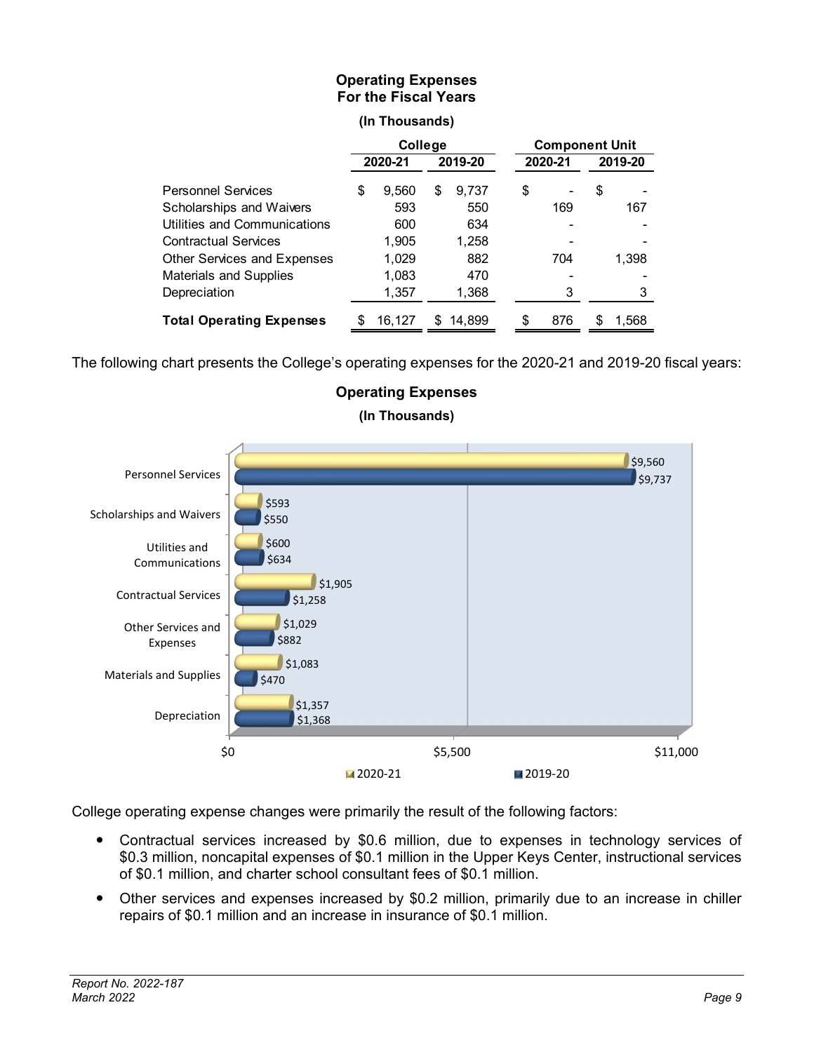**Operating Expenses**
**For the Fiscal Years**

**(In Thousands)**

| | College | | Component Unit | |
|---|---|---|---|---|
| | **2020-21** | **2019-20** | **2020-21** | **2019-20** |
| Personnel Services | $ 9,560 | $ 9,737 | $ - | $ - |
| Scholarships and Waivers | 593 | 550 | 169 | 167 |
| Utilities and Communications | 600 | 634 | - | - |
| Contractual Services | 1,905 | 1,258 | - | - |
| Other Services and Expenses | 1,029 | 882 | 704 | 1,398 |
| Materials and Supplies | 1,083 | 470 | - | - |
| Depreciation | 1,357 | 1,368 | 3 | 3 |
| **Total Operating Expenses** | $ 16,127 | $ 14,899 | $ 876 | $ 1,568 |

The following chart presents the College's operating expenses for the 2020-21 and 2019-20 fiscal years:

**Operating Expenses**
**(In Thousands)**

Personnel Services $9,560 $9,737
Scholarships and Waivers $593 $550
Utilities and Communications $600 $634
Contractual Services $1,905 $1,258
Other Services and Expenses $1,029 $882
Materials and Supplies $1,083 $470
Depreciation $1,357 $1,368
$0 $5,500 $11,000
2020-21 2019-20

College operating expense changes were primarily the result of the following factors:

- Contractual services increased by $0.6 million, due to expenses in technology services of $0.3 million, noncapital expenses of $0.1 million in the Upper Keys Center, instructional services of $0.1 million, and charter school consultant fees of $0.1 million.
- Other services and expenses increased by $0.2 million, primarily due to an increase in chiller repairs of $0.1 million and an increase in insurance of $0.1 million.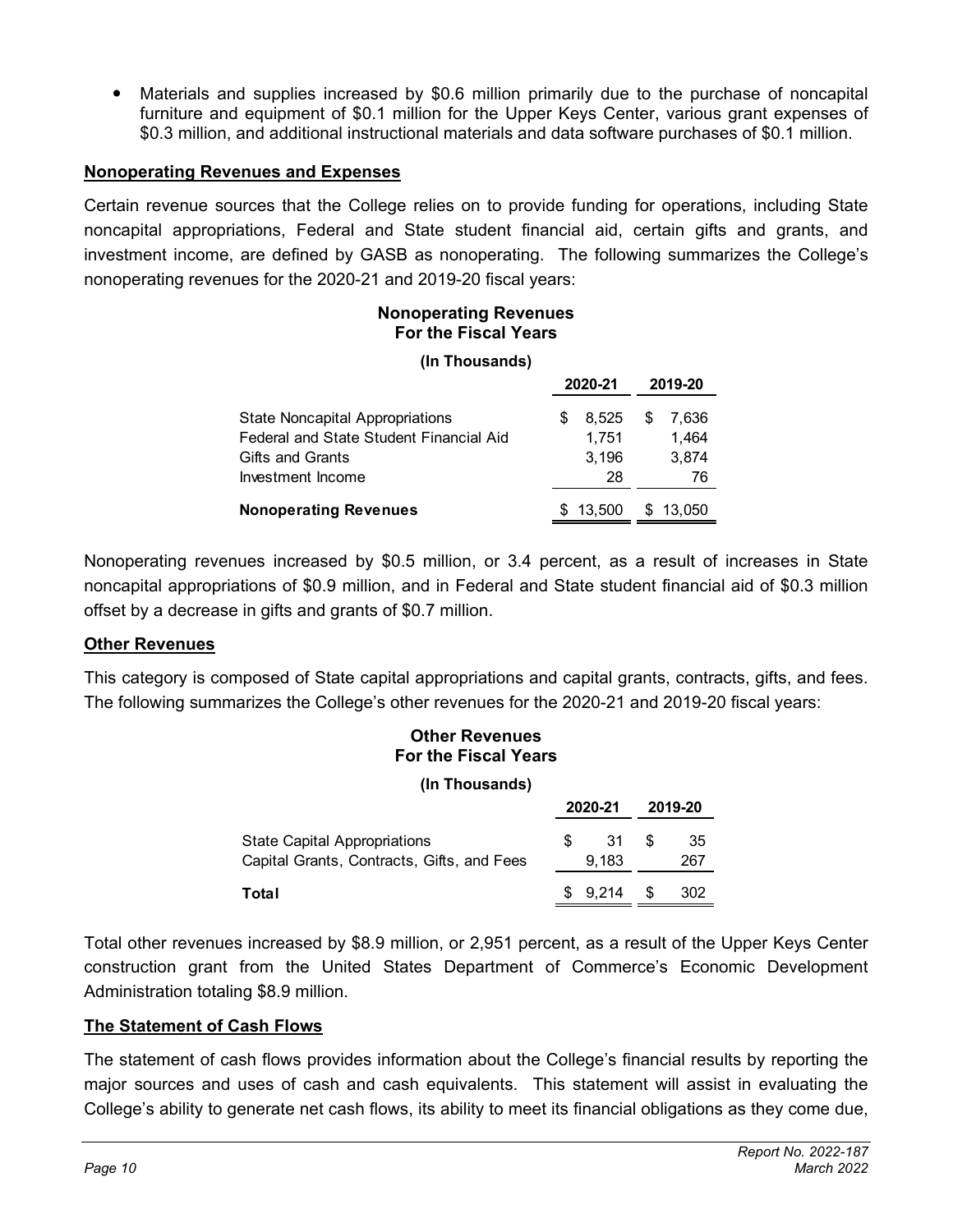- Materials and supplies increased by $0.6 million primarily due to the purchase of noncapital furniture and equipment of $0.1 million for the Upper Keys Center, various grant expenses of $0.3 million, and additional instructional materials and data software purchases of $0.1 million.

**Nonoperating Revenues and Expenses**

Certain revenue sources that the College relies on to provide funding for operations, including State noncapital appropriations, Federal and State student financial aid, certain gifts and grants, and investment income, are defined by GASB as nonoperating. The following summarizes the College's nonoperating revenues for the 2020-21 and 2019-20 fiscal years:

**Nonoperating Revenues**
**For the Fiscal Years**

**(In Thousands)**

| | 2020-21 | 2019-20 |
|---|---|---|
| State Noncapital Appropriations | $ 8,525 | $ 7,636 |
| Federal and State Student Financial Aid | 1,751 | 1,464 |
| Gifts and Grants | 3,196 | 3,874 |
| Investment Income | 28 | 76 |
| **Nonoperating Revenues** | $ 13,500 | $ 13,050 |

Nonoperating revenues increased by $0.5 million, or 3.4 percent, as a result of increases in State noncapital appropriations of $0.9 million, and in Federal and State student financial aid of $0.3 million offset by a decrease in gifts and grants of $0.7 million.

**Other Revenues**

This category is composed of State capital appropriations and capital grants, contracts, gifts, and fees. The following summarizes the College's other revenues for the 2020-21 and 2019-20 fiscal years:

**Other Revenues**
**For the Fiscal Years**

**(In Thousands)**

| | 2020-21 | 2019-20 |
|---|---|---|
| State Capital Appropriations | $ 31 | $ 35 |
| Capital Grants, Contracts, Gifts, and Fees | 9,183 | 267 |
| **Total** | $ 9,214 | $ 302 |

Total other revenues increased by $8.9 million, or 2,951 percent, as a result of the Upper Keys Center construction grant from the United States Department of Commerce's Economic Development Administration totaling $8.9 million.

**The Statement of Cash Flows**

The statement of cash flows provides information about the College's financial results by reporting the major sources and uses of cash and cash equivalents. This statement will assist in evaluating the College's ability to generate net cash flows, its ability to meet its financial obligations as they come due,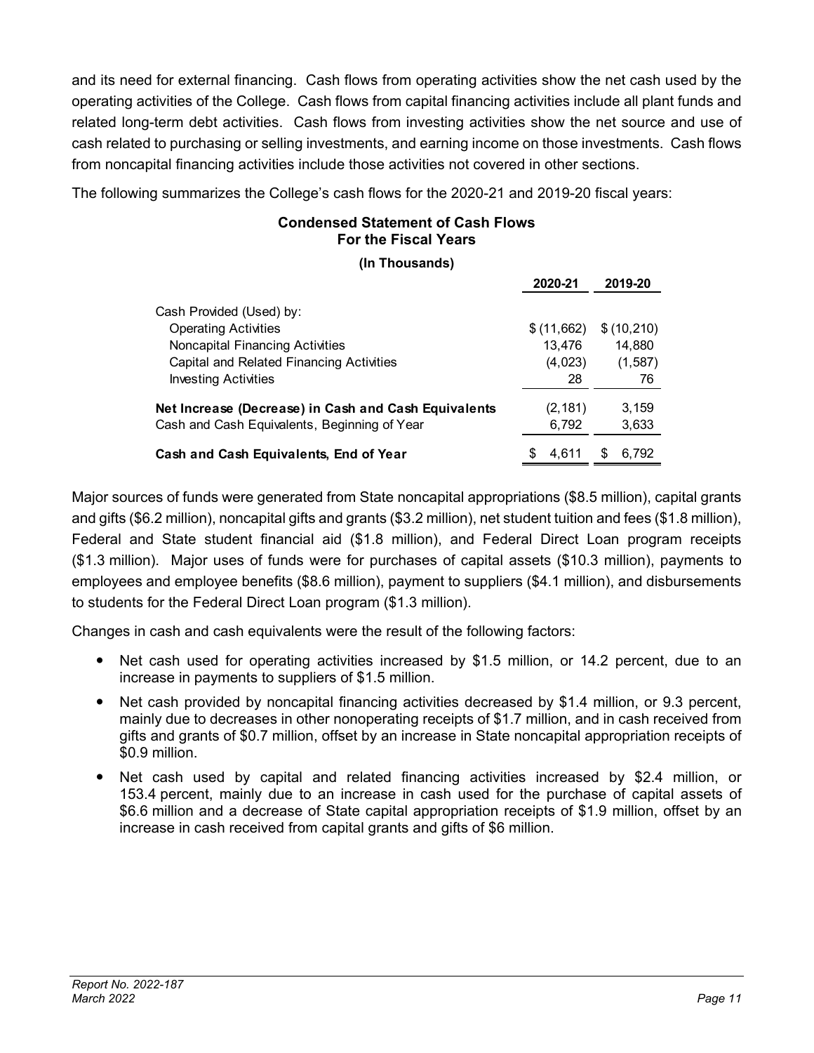and its need for external financing. Cash flows from operating activities show the net cash used by the operating activities of the College. Cash flows from capital financing activities include all plant funds and related long-term debt activities. Cash flows from investing activities show the net source and use of cash related to purchasing or selling investments, and earning income on those investments. Cash flows from noncapital financing activities include those activities not covered in other sections.

The following summarizes the College's cash flows for the 2020-21 and 2019-20 fiscal years:

**Condensed Statement of Cash Flows**
**For the Fiscal Years**

**(In Thousands)**

| | 2020-21 | 2019-20 |
|---|---|---|
| Cash Provided (Used) by: | | |
| Operating Activities | $ (11,662) | $ (10,210) |
| Noncapital Financing Activities | 13,476 | 14,880 |
| Capital and Related Financing Activities | (4,023) | (1,587) |
| Investing Activities | 28 | 76 |
| **Net Increase (Decrease) in Cash and Cash Equivalents** | (2,181) | 3,159 |
| Cash and Cash Equivalents, Beginning of Year | 6,792 | 3,633 |
| **Cash and Cash Equivalents, End of Year** | $ 4,611 | $ 6,792 |

Major sources of funds were generated from State noncapital appropriations ($8.5 million), capital grants and gifts ($6.2 million), noncapital gifts and grants ($3.2 million), net student tuition and fees ($1.8 million), Federal and State student financial aid ($1.8 million), and Federal Direct Loan program receipts ($1.3 million). Major uses of funds were for purchases of capital assets ($10.3 million), payments to employees and employee benefits ($8.6 million), payment to suppliers ($4.1 million), and disbursements to students for the Federal Direct Loan program ($1.3 million).

Changes in cash and cash equivalents were the result of the following factors:

- Net cash used for operating activities increased by $1.5 million, or 14.2 percent, due to an increase in payments to suppliers of $1.5 million.
- Net cash provided by noncapital financing activities decreased by $1.4 million, or 9.3 percent, mainly due to decreases in other nonoperating receipts of $1.7 million, and in cash received from gifts and grants of $0.7 million, offset by an increase in State noncapital appropriation receipts of $0.9 million.
- Net cash used by capital and related financing activities increased by $2.4 million, or 153.4 percent, mainly due to an increase in cash used for the purchase of capital assets of $6.6 million and a decrease of State capital appropriation receipts of $1.9 million, offset by an increase in cash received from capital grants and gifts of $6 million.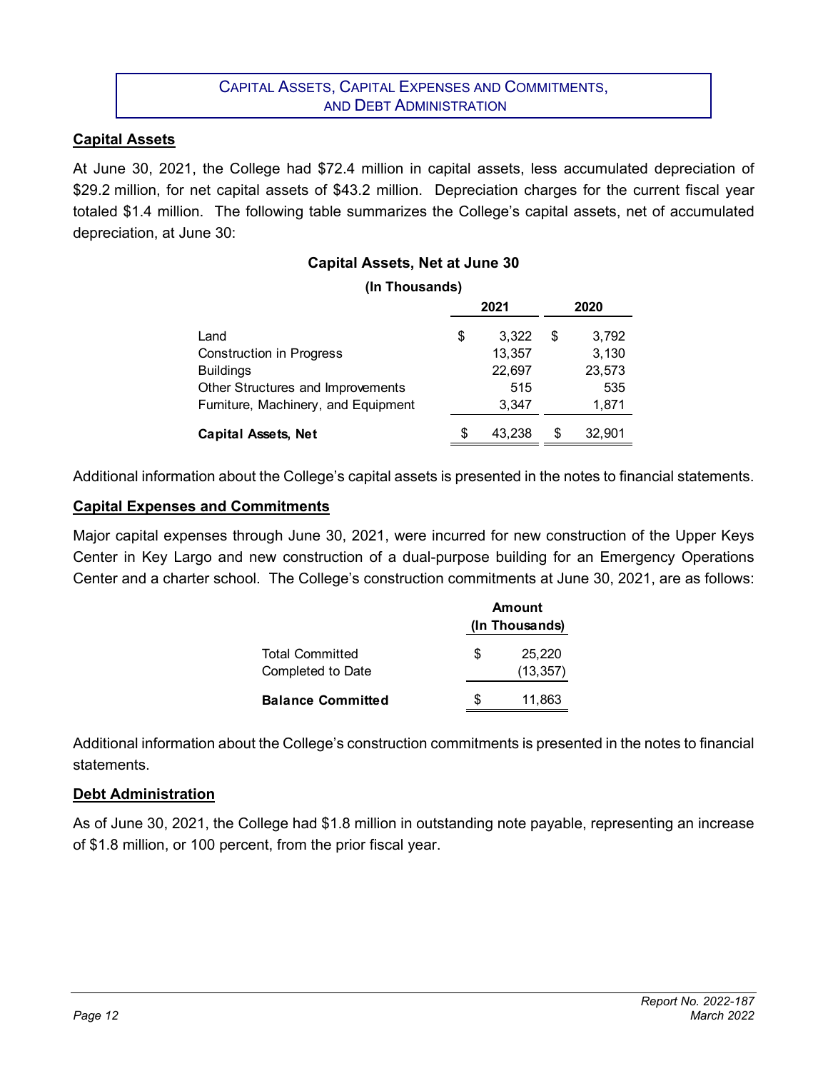## Capital Assets, Capital Expenses and Commitments, and Debt Administration

### Capital Assets

At June 30, 2021, the College had $72.4 million in capital assets, less accumulated depreciation of $29.2 million, for net capital assets of $43.2 million. Depreciation charges for the current fiscal year totaled $1.4 million. The following table summarizes the College's capital assets, net of accumulated depreciation, at June 30:

**Capital Assets, Net at June 30**

**(In Thousands)**

| | 2021 | 2020 |
|---|---|---|
| Land | $ 3,322 | $ 3,792 |
| Construction in Progress | 13,357 | 3,130 |
| Buildings | 22,697 | 23,573 |
| Other Structures and Improvements | 515 | 535 |
| Furniture, Machinery, and Equipment | 3,347 | 1,871 |
| **Capital Assets, Net** | $ 43,238 | $ 32,901 |

Additional information about the College's capital assets is presented in the notes to financial statements.

### Capital Expenses and Commitments

Major capital expenses through June 30, 2021, were incurred for new construction of the Upper Keys Center in Key Largo and new construction of a dual-purpose building for an Emergency Operations Center and a charter school. The College's construction commitments at June 30, 2021, are as follows:

| | Amount (In Thousands) |
|---|---|
| Total Committed | $ 25,220 |
| Completed to Date | (13,357) |
| **Balance Committed** | $ 11,863 |

Additional information about the College's construction commitments is presented in the notes to financial statements.

### Debt Administration

As of June 30, 2021, the College had $1.8 million in outstanding note payable, representing an increase of $1.8 million, or 100 percent, from the prior fiscal year.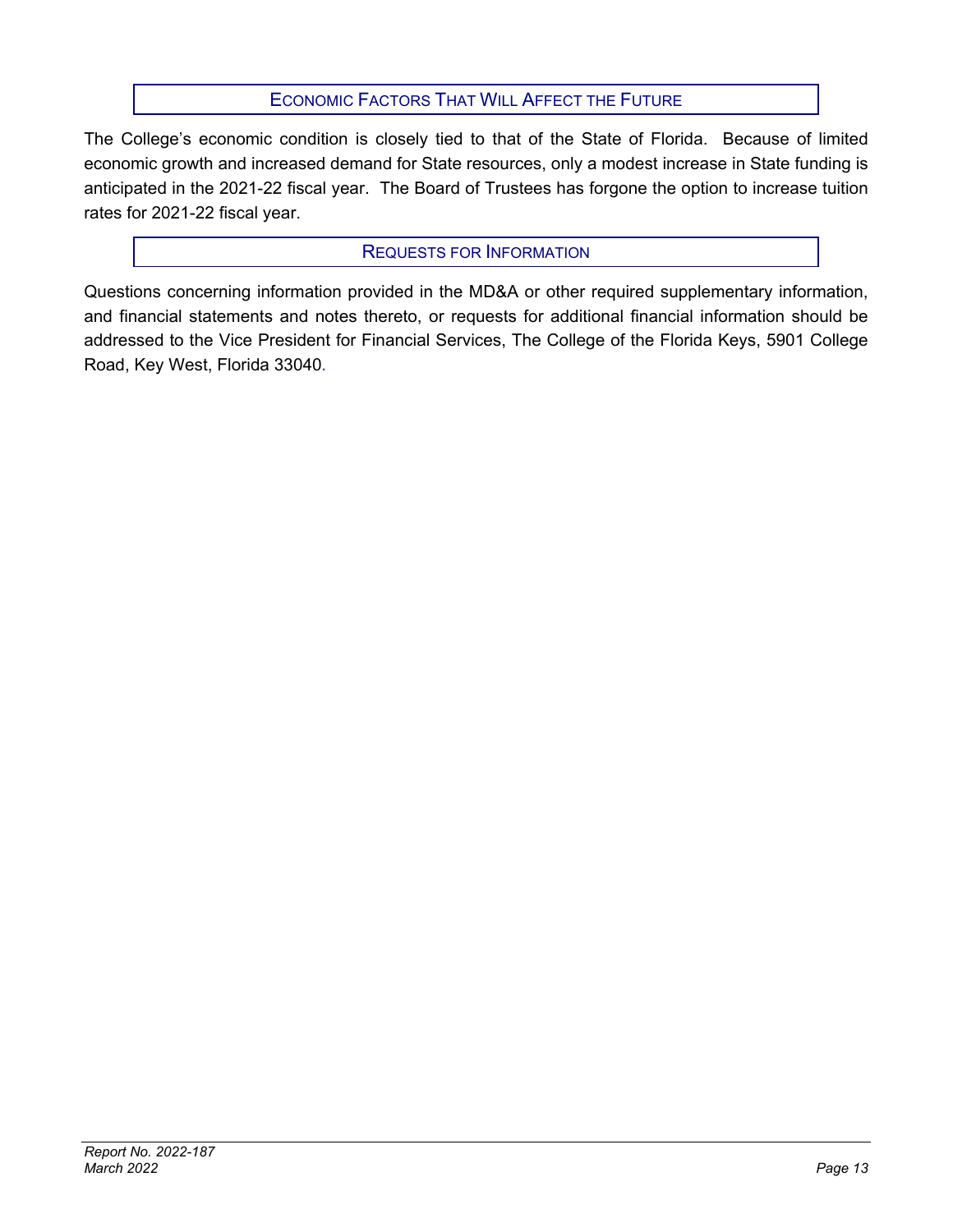## ECONOMIC FACTORS THAT WILL AFFECT THE FUTURE

The College's economic condition is closely tied to that of the State of Florida. Because of limited economic growth and increased demand for State resources, only a modest increase in State funding is anticipated in the 2021-22 fiscal year. The Board of Trustees has forgone the option to increase tuition rates for 2021-22 fiscal year.

## REQUESTS FOR INFORMATION

Questions concerning information provided in the MD&A or other required supplementary information, and financial statements and notes thereto, or requests for additional financial information should be addressed to the Vice President for Financial Services, The College of the Florida Keys, 5901 College Road, Key West, Florida 33040.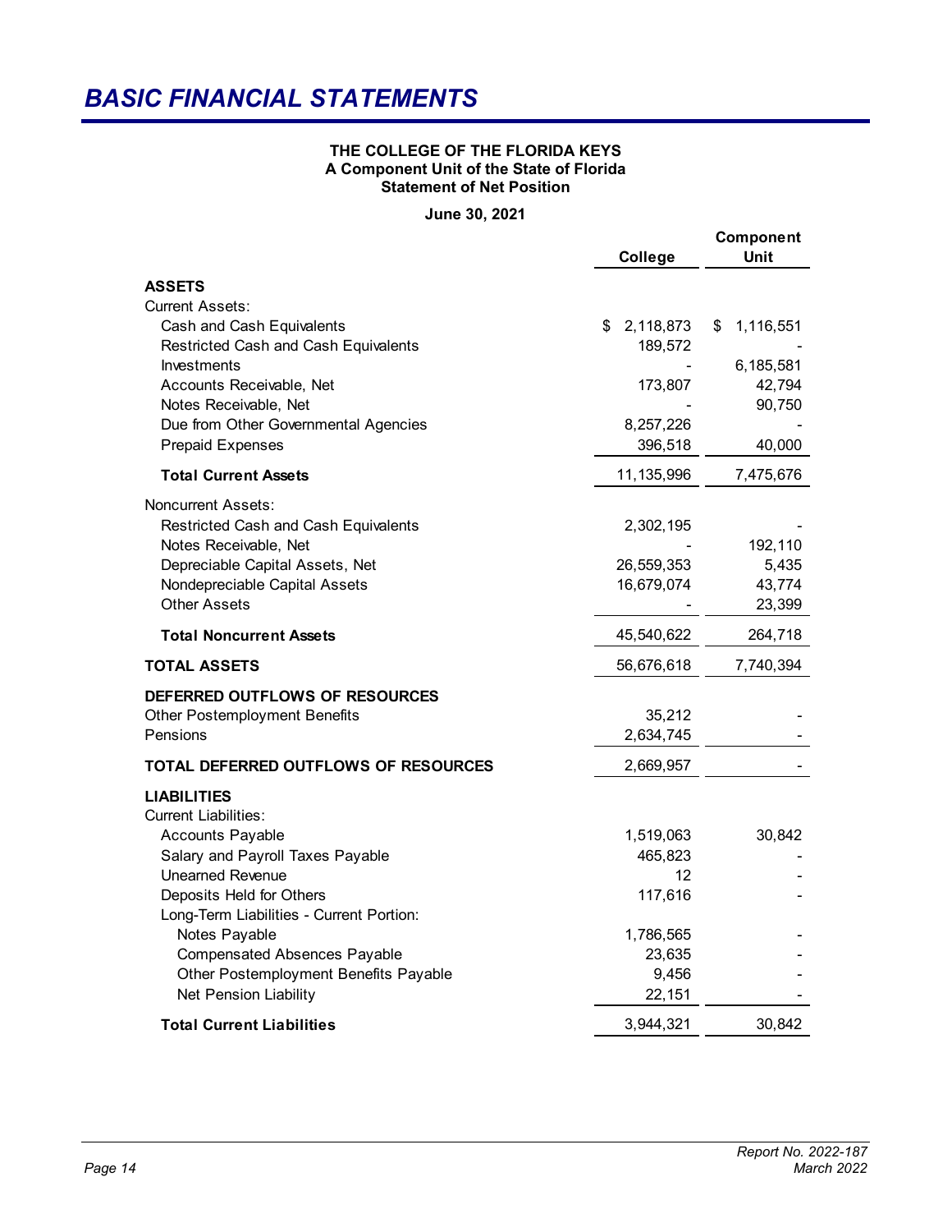# BASIC FINANCIAL STATEMENTS

**THE COLLEGE OF THE FLORIDA KEYS**
**A Component Unit of the State of Florida**
**Statement of Net Position**

**June 30, 2021**

| | College | Component Unit |
|---|---|---|
| **ASSETS** | | |
| Current Assets: | | |
| Cash and Cash Equivalents | $ 2,118,873 | $ 1,116,551 |
| Restricted Cash and Cash Equivalents | 189,572 | - |
| Investments | - | 6,185,581 |
| Accounts Receivable, Net | 173,807 | 42,794 |
| Notes Receivable, Net | - | 90,750 |
| Due from Other Governmental Agencies | 8,257,226 | - |
| Prepaid Expenses | 396,518 | 40,000 |
| **Total Current Assets** | 11,135,996 | 7,475,676 |
| Noncurrent Assets: | | |
| Restricted Cash and Cash Equivalents | 2,302,195 | - |
| Notes Receivable, Net | - | 192,110 |
| Depreciable Capital Assets, Net | 26,559,353 | 5,435 |
| Nondepreciable Capital Assets | 16,679,074 | 43,774 |
| Other Assets | - | 23,399 |
| **Total Noncurrent Assets** | 45,540,622 | 264,718 |
| **TOTAL ASSETS** | 56,676,618 | 7,740,394 |
| **DEFERRED OUTFLOWS OF RESOURCES** | | |
| Other Postemployment Benefits | 35,212 | - |
| Pensions | 2,634,745 | - |
| **TOTAL DEFERRED OUTFLOWS OF RESOURCES** | 2,669,957 | - |
| **LIABILITIES** | | |
| Current Liabilities: | | |
| Accounts Payable | 1,519,063 | 30,842 |
| Salary and Payroll Taxes Payable | 465,823 | - |
| Unearned Revenue | 12 | - |
| Deposits Held for Others | 117,616 | - |
| Long-Term Liabilities - Current Portion: | | |
| Notes Payable | 1,786,565 | - |
| Compensated Absences Payable | 23,635 | - |
| Other Postemployment Benefits Payable | 9,456 | - |
| Net Pension Liability | 22,151 | - |
| **Total Current Liabilities** | 3,944,321 | 30,842 |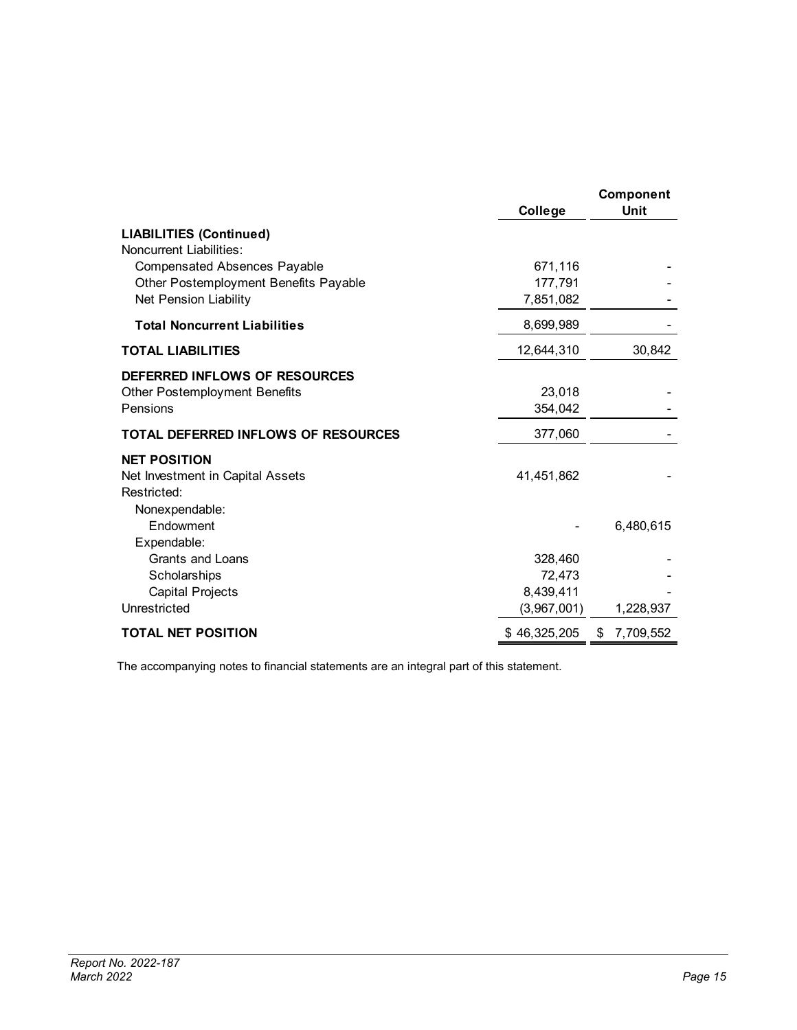| | College | Component Unit |
|---|---|---|
| **LIABILITIES (Continued)** | | |
| Noncurrent Liabilities: | | |
| Compensated Absences Payable | 671,116 | - |
| Other Postemployment Benefits Payable | 177,791 | - |
| Net Pension Liability | 7,851,082 | - |
| **Total Noncurrent Liabilities** | 8,699,989 | - |
| **TOTAL LIABILITIES** | 12,644,310 | 30,842 |
| **DEFERRED INFLOWS OF RESOURCES** | | |
| Other Postemployment Benefits | 23,018 | - |
| Pensions | 354,042 | - |
| **TOTAL DEFERRED INFLOWS OF RESOURCES** | 377,060 | - |
| **NET POSITION** | | |
| Net Investment in Capital Assets | 41,451,862 | - |
| Restricted: | | |
| Nonexpendable: | | |
| Endowment | - | 6,480,615 |
| Expendable: | | |
| Grants and Loans | 328,460 | - |
| Scholarships | 72,473 | - |
| Capital Projects | 8,439,411 | - |
| Unrestricted | (3,967,001) | 1,228,937 |
| **TOTAL NET POSITION** | $ 46,325,205 | $ 7,709,552 |

The accompanying notes to financial statements are an integral part of this statement.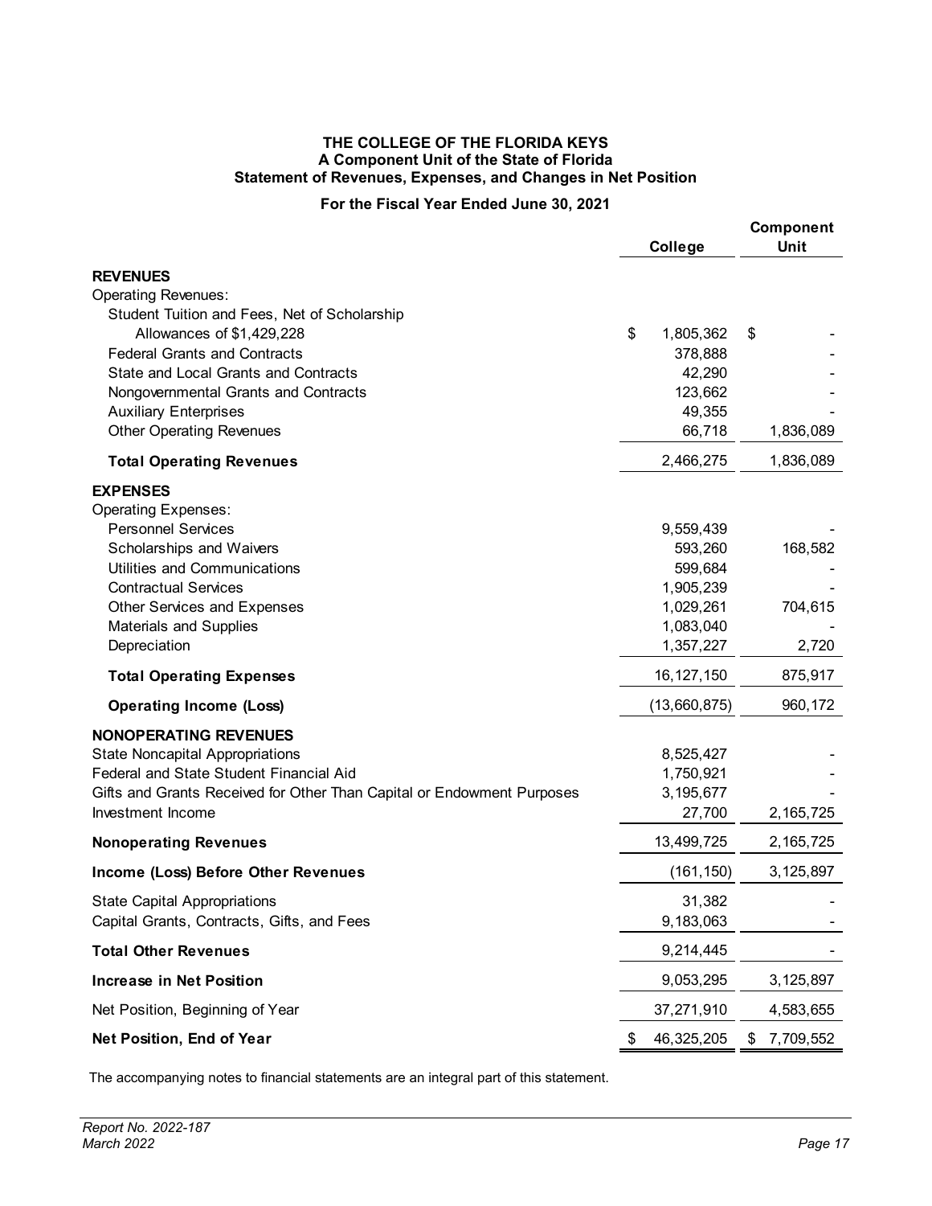**THE COLLEGE OF THE FLORIDA KEYS**
**A Component Unit of the State of Florida**
**Statement of Revenues, Expenses, and Changes in Net Position**

**For the Fiscal Year Ended June 30, 2021**

| | College | Component Unit |
|---|---|---|
| **REVENUES** | | |
| Operating Revenues: | | |
| Student Tuition and Fees, Net of Scholarship Allowances of $1,429,228 | $ 1,805,362 | $ - |
| Federal Grants and Contracts | 378,888 | - |
| State and Local Grants and Contracts | 42,290 | - |
| Nongovernmental Grants and Contracts | 123,662 | - |
| Auxiliary Enterprises | 49,355 | - |
| Other Operating Revenues | 66,718 | 1,836,089 |
| **Total Operating Revenues** | 2,466,275 | 1,836,089 |
| **EXPENSES** | | |
| Operating Expenses: | | |
| Personnel Services | 9,559,439 | - |
| Scholarships and Waivers | 593,260 | 168,582 |
| Utilities and Communications | 599,684 | - |
| Contractual Services | 1,905,239 | - |
| Other Services and Expenses | 1,029,261 | 704,615 |
| Materials and Supplies | 1,083,040 | - |
| Depreciation | 1,357,227 | 2,720 |
| **Total Operating Expenses** | 16,127,150 | 875,917 |
| **Operating Income (Loss)** | (13,660,875) | 960,172 |
| **NONOPERATING REVENUES** | | |
| State Noncapital Appropriations | 8,525,427 | - |
| Federal and State Student Financial Aid | 1,750,921 | - |
| Gifts and Grants Received for Other Than Capital or Endowment Purposes | 3,195,677 | - |
| Investment Income | 27,700 | 2,165,725 |
| **Nonoperating Revenues** | 13,499,725 | 2,165,725 |
| **Income (Loss) Before Other Revenues** | (161,150) | 3,125,897 |
| State Capital Appropriations | 31,382 | - |
| Capital Grants, Contracts, Gifts, and Fees | 9,183,063 | - |
| **Total Other Revenues** | 9,214,445 | - |
| **Increase in Net Position** | 9,053,295 | 3,125,897 |
| Net Position, Beginning of Year | 37,271,910 | 4,583,655 |
| **Net Position, End of Year** | $ 46,325,205 | $ 7,709,552 |

The accompanying notes to financial statements are an integral part of this statement.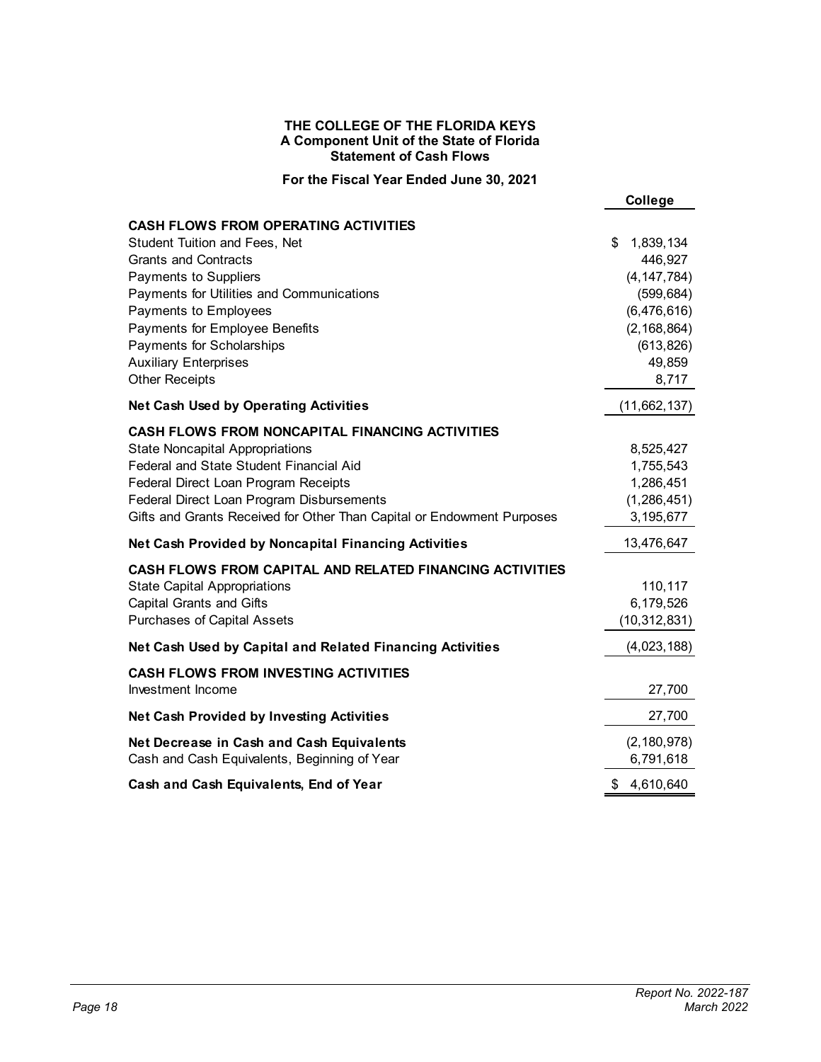**THE COLLEGE OF THE FLORIDA KEYS**
**A Component Unit of the State of Florida**
**Statement of Cash Flows**

**For the Fiscal Year Ended June 30, 2021**

| | College |
|---|---|
| **CASH FLOWS FROM OPERATING ACTIVITIES** | |
| Student Tuition and Fees, Net | $ 1,839,134 |
| Grants and Contracts | 446,927 |
| Payments to Suppliers | (4,147,784) |
| Payments for Utilities and Communications | (599,684) |
| Payments to Employees | (6,476,616) |
| Payments for Employee Benefits | (2,168,864) |
| Payments for Scholarships | (613,826) |
| Auxiliary Enterprises | 49,859 |
| Other Receipts | 8,717 |
| **Net Cash Used by Operating Activities** | (11,662,137) |
| **CASH FLOWS FROM NONCAPITAL FINANCING ACTIVITIES** | |
| State Noncapital Appropriations | 8,525,427 |
| Federal and State Student Financial Aid | 1,755,543 |
| Federal Direct Loan Program Receipts | 1,286,451 |
| Federal Direct Loan Program Disbursements | (1,286,451) |
| Gifts and Grants Received for Other Than Capital or Endowment Purposes | 3,195,677 |
| **Net Cash Provided by Noncapital Financing Activities** | 13,476,647 |
| **CASH FLOWS FROM CAPITAL AND RELATED FINANCING ACTIVITIES** | |
| State Capital Appropriations | 110,117 |
| Capital Grants and Gifts | 6,179,526 |
| Purchases of Capital Assets | (10,312,831) |
| **Net Cash Used by Capital and Related Financing Activities** | (4,023,188) |
| **CASH FLOWS FROM INVESTING ACTIVITIES** | |
| Investment Income | 27,700 |
| **Net Cash Provided by Investing Activities** | 27,700 |
| **Net Decrease in Cash and Cash Equivalents** | (2,180,978) |
| Cash and Cash Equivalents, Beginning of Year | 6,791,618 |
| **Cash and Cash Equivalents, End of Year** | $ 4,610,640 |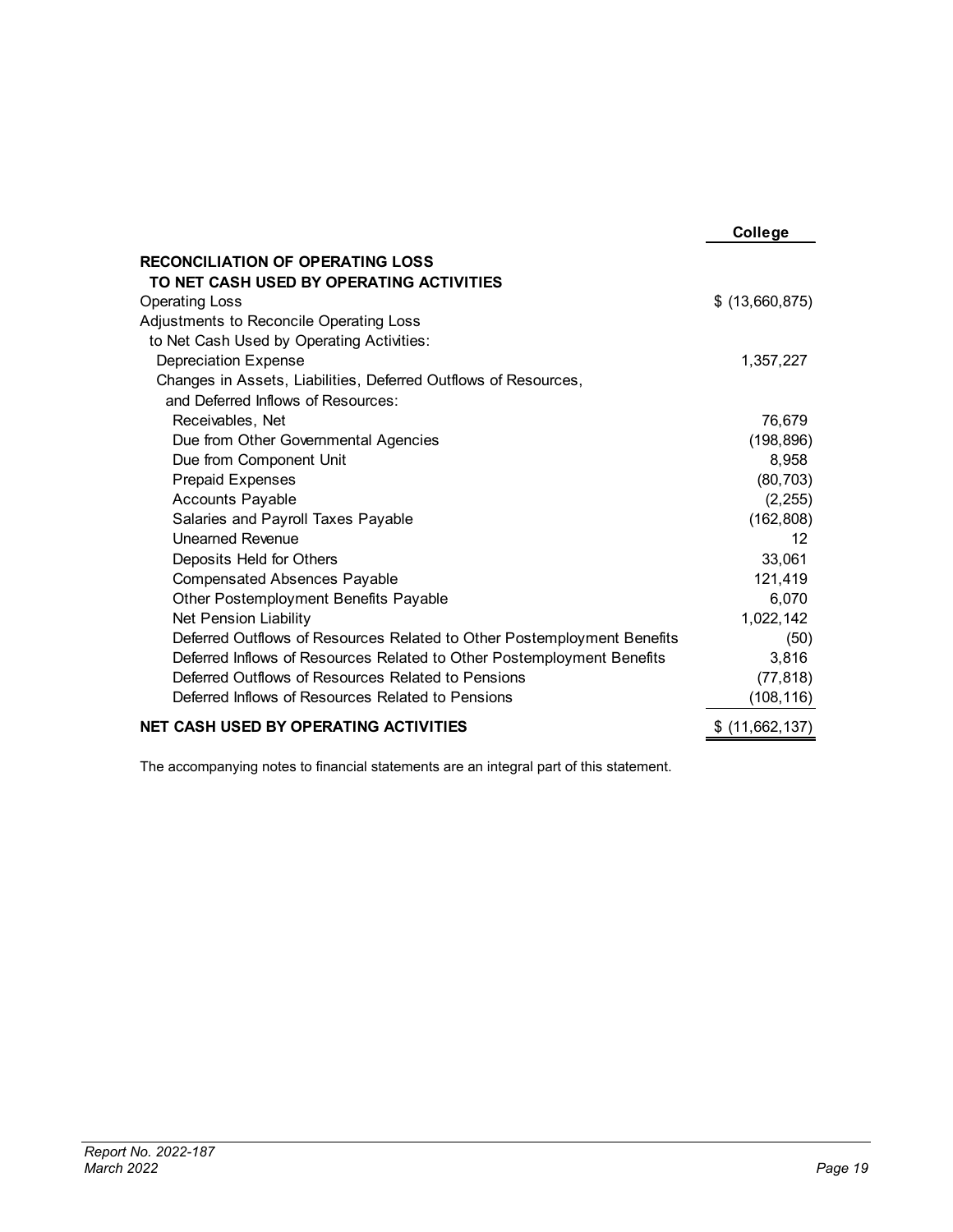| | College |
|---|---|
| **RECONCILIATION OF OPERATING LOSS TO NET CASH USED BY OPERATING ACTIVITIES** | |
| Operating Loss | $ (13,660,875) |
| Adjustments to Reconcile Operating Loss to Net Cash Used by Operating Activities: | |
| Depreciation Expense | 1,357,227 |
| Changes in Assets, Liabilities, Deferred Outflows of Resources, and Deferred Inflows of Resources: | |
| Receivables, Net | 76,679 |
| Due from Other Governmental Agencies | (198,896) |
| Due from Component Unit | 8,958 |
| Prepaid Expenses | (80,703) |
| Accounts Payable | (2,255) |
| Salaries and Payroll Taxes Payable | (162,808) |
| Unearned Revenue | 12 |
| Deposits Held for Others | 33,061 |
| Compensated Absences Payable | 121,419 |
| Other Postemployment Benefits Payable | 6,070 |
| Net Pension Liability | 1,022,142 |
| Deferred Outflows of Resources Related to Other Postemployment Benefits | (50) |
| Deferred Inflows of Resources Related to Other Postemployment Benefits | 3,816 |
| Deferred Outflows of Resources Related to Pensions | (77,818) |
| Deferred Inflows of Resources Related to Pensions | (108,116) |
| **NET CASH USED BY OPERATING ACTIVITIES** | $ (11,662,137) |

The accompanying notes to financial statements are an integral part of this statement.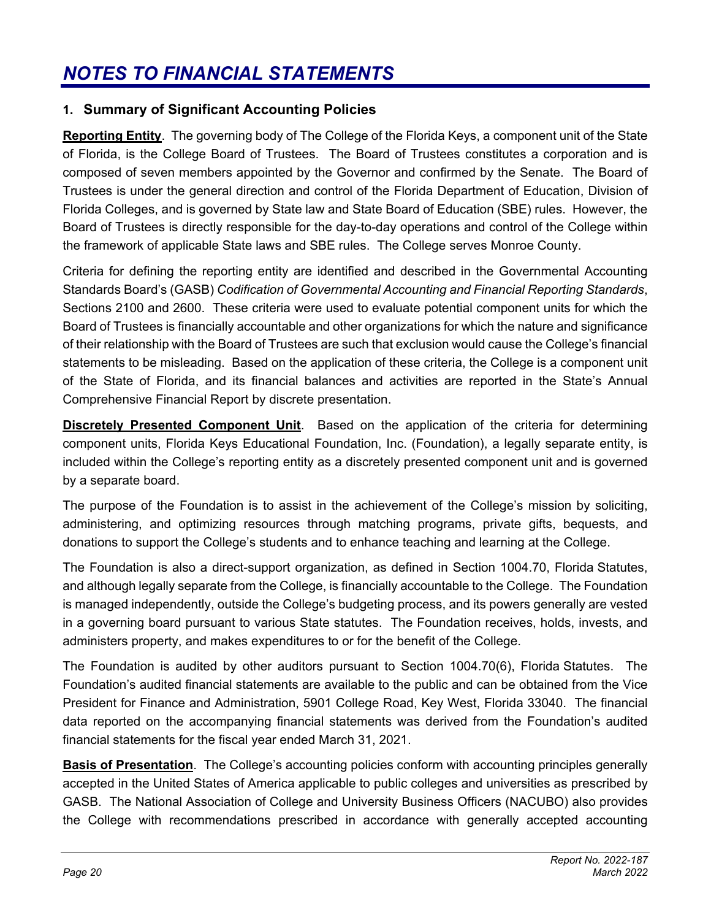# NOTES TO FINANCIAL STATEMENTS

## 1. Summary of Significant Accounting Policies

**Reporting Entity**. The governing body of The College of the Florida Keys, a component unit of the State of Florida, is the College Board of Trustees. The Board of Trustees constitutes a corporation and is composed of seven members appointed by the Governor and confirmed by the Senate. The Board of Trustees is under the general direction and control of the Florida Department of Education, Division of Florida Colleges, and is governed by State law and State Board of Education (SBE) rules. However, the Board of Trustees is directly responsible for the day-to-day operations and control of the College within the framework of applicable State laws and SBE rules. The College serves Monroe County.

Criteria for defining the reporting entity are identified and described in the Governmental Accounting Standards Board's (GASB) *Codification of Governmental Accounting and Financial Reporting Standards*, Sections 2100 and 2600. These criteria were used to evaluate potential component units for which the Board of Trustees is financially accountable and other organizations for which the nature and significance of their relationship with the Board of Trustees are such that exclusion would cause the College's financial statements to be misleading. Based on the application of these criteria, the College is a component unit of the State of Florida, and its financial balances and activities are reported in the State's Annual Comprehensive Financial Report by discrete presentation.

**Discretely Presented Component Unit**. Based on the application of the criteria for determining component units, Florida Keys Educational Foundation, Inc. (Foundation), a legally separate entity, is included within the College's reporting entity as a discretely presented component unit and is governed by a separate board.

The purpose of the Foundation is to assist in the achievement of the College's mission by soliciting, administering, and optimizing resources through matching programs, private gifts, bequests, and donations to support the College's students and to enhance teaching and learning at the College.

The Foundation is also a direct-support organization, as defined in Section 1004.70, Florida Statutes, and although legally separate from the College, is financially accountable to the College. The Foundation is managed independently, outside the College's budgeting process, and its powers generally are vested in a governing board pursuant to various State statutes. The Foundation receives, holds, invests, and administers property, and makes expenditures to or for the benefit of the College.

The Foundation is audited by other auditors pursuant to Section 1004.70(6), Florida Statutes. The Foundation's audited financial statements are available to the public and can be obtained from the Vice President for Finance and Administration, 5901 College Road, Key West, Florida 33040. The financial data reported on the accompanying financial statements was derived from the Foundation's audited financial statements for the fiscal year ended March 31, 2021.

**Basis of Presentation**. The College's accounting policies conform with accounting principles generally accepted in the United States of America applicable to public colleges and universities as prescribed by GASB. The National Association of College and University Business Officers (NACUBO) also provides the College with recommendations prescribed in accordance with generally accepted accounting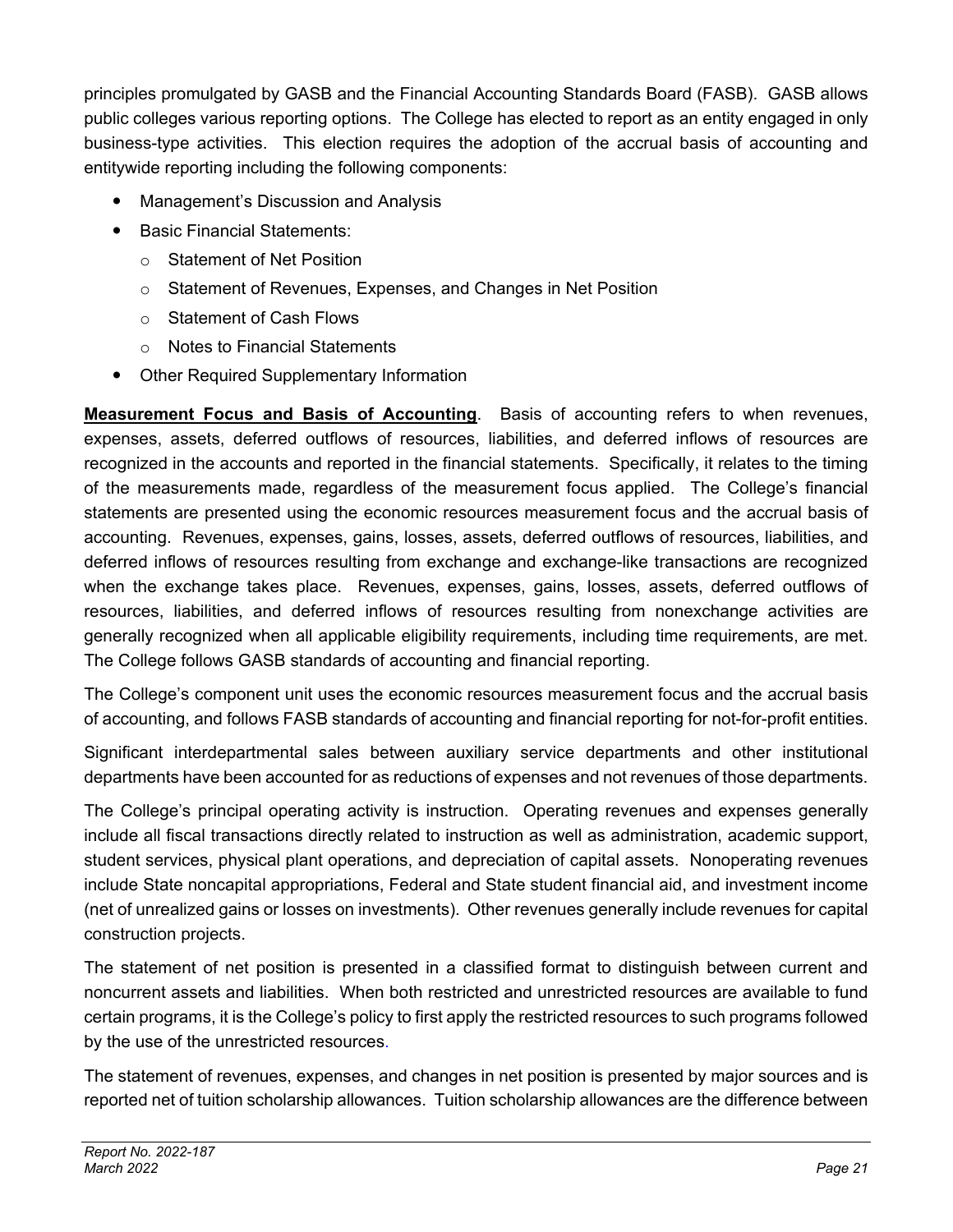principles promulgated by GASB and the Financial Accounting Standards Board (FASB). GASB allows public colleges various reporting options. The College has elected to report as an entity engaged in only business-type activities. This election requires the adoption of the accrual basis of accounting and entitywide reporting including the following components:

- Management's Discussion and Analysis
- Basic Financial Statements:
  - Statement of Net Position
  - Statement of Revenues, Expenses, and Changes in Net Position
  - Statement of Cash Flows
  - Notes to Financial Statements
- Other Required Supplementary Information

**Measurement Focus and Basis of Accounting**. Basis of accounting refers to when revenues, expenses, assets, deferred outflows of resources, liabilities, and deferred inflows of resources are recognized in the accounts and reported in the financial statements. Specifically, it relates to the timing of the measurements made, regardless of the measurement focus applied. The College's financial statements are presented using the economic resources measurement focus and the accrual basis of accounting. Revenues, expenses, gains, losses, assets, deferred outflows of resources, liabilities, and deferred inflows of resources resulting from exchange and exchange-like transactions are recognized when the exchange takes place. Revenues, expenses, gains, losses, assets, deferred outflows of resources, liabilities, and deferred inflows of resources resulting from nonexchange activities are generally recognized when all applicable eligibility requirements, including time requirements, are met. The College follows GASB standards of accounting and financial reporting.

The College's component unit uses the economic resources measurement focus and the accrual basis of accounting, and follows FASB standards of accounting and financial reporting for not-for-profit entities.

Significant interdepartmental sales between auxiliary service departments and other institutional departments have been accounted for as reductions of expenses and not revenues of those departments.

The College's principal operating activity is instruction. Operating revenues and expenses generally include all fiscal transactions directly related to instruction as well as administration, academic support, student services, physical plant operations, and depreciation of capital assets. Nonoperating revenues include State noncapital appropriations, Federal and State student financial aid, and investment income (net of unrealized gains or losses on investments). Other revenues generally include revenues for capital construction projects.

The statement of net position is presented in a classified format to distinguish between current and noncurrent assets and liabilities. When both restricted and unrestricted resources are available to fund certain programs, it is the College's policy to first apply the restricted resources to such programs followed by the use of the unrestricted resources.

The statement of revenues, expenses, and changes in net position is presented by major sources and is reported net of tuition scholarship allowances. Tuition scholarship allowances are the difference between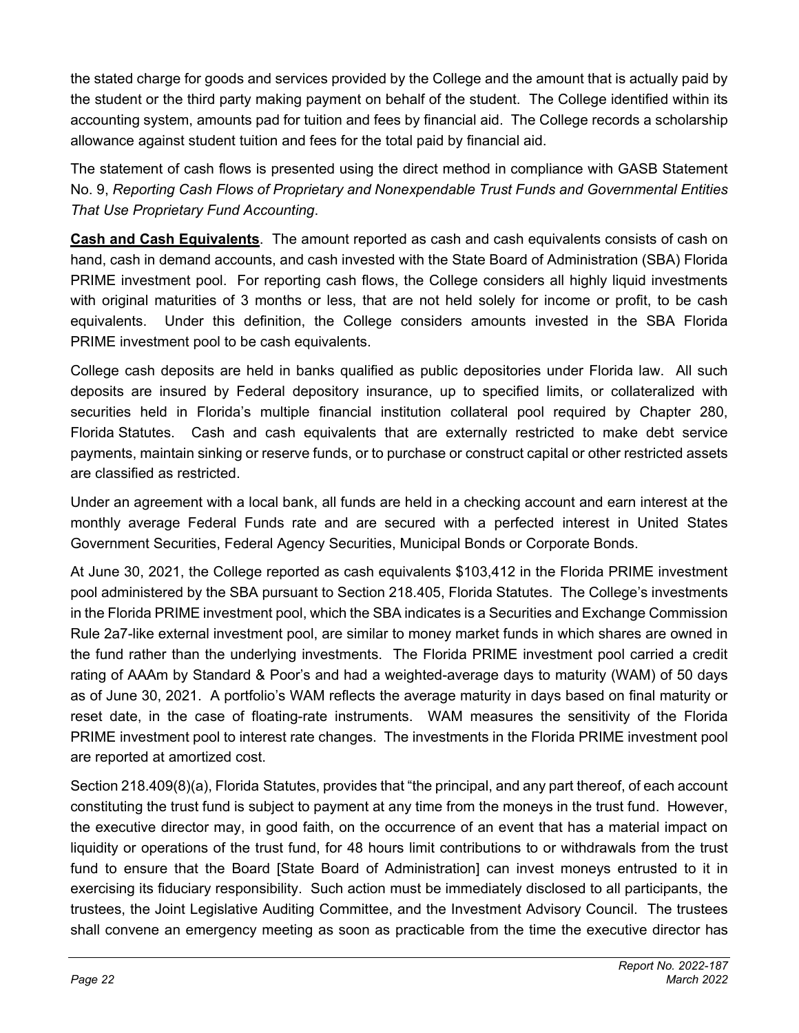the stated charge for goods and services provided by the College and the amount that is actually paid by the student or the third party making payment on behalf of the student. The College identified within its accounting system, amounts pad for tuition and fees by financial aid. The College records a scholarship allowance against student tuition and fees for the total paid by financial aid.

The statement of cash flows is presented using the direct method in compliance with GASB Statement No. 9, *Reporting Cash Flows of Proprietary and Nonexpendable Trust Funds and Governmental Entities That Use Proprietary Fund Accounting*.

**Cash and Cash Equivalents**. The amount reported as cash and cash equivalents consists of cash on hand, cash in demand accounts, and cash invested with the State Board of Administration (SBA) Florida PRIME investment pool. For reporting cash flows, the College considers all highly liquid investments with original maturities of 3 months or less, that are not held solely for income or profit, to be cash equivalents. Under this definition, the College considers amounts invested in the SBA Florida PRIME investment pool to be cash equivalents.

College cash deposits are held in banks qualified as public depositories under Florida law. All such deposits are insured by Federal depository insurance, up to specified limits, or collateralized with securities held in Florida's multiple financial institution collateral pool required by Chapter 280, Florida Statutes. Cash and cash equivalents that are externally restricted to make debt service payments, maintain sinking or reserve funds, or to purchase or construct capital or other restricted assets are classified as restricted.

Under an agreement with a local bank, all funds are held in a checking account and earn interest at the monthly average Federal Funds rate and are secured with a perfected interest in United States Government Securities, Federal Agency Securities, Municipal Bonds or Corporate Bonds.

At June 30, 2021, the College reported as cash equivalents $103,412 in the Florida PRIME investment pool administered by the SBA pursuant to Section 218.405, Florida Statutes. The College's investments in the Florida PRIME investment pool, which the SBA indicates is a Securities and Exchange Commission Rule 2a7-like external investment pool, are similar to money market funds in which shares are owned in the fund rather than the underlying investments. The Florida PRIME investment pool carried a credit rating of AAAm by Standard & Poor's and had a weighted-average days to maturity (WAM) of 50 days as of June 30, 2021. A portfolio's WAM reflects the average maturity in days based on final maturity or reset date, in the case of floating-rate instruments. WAM measures the sensitivity of the Florida PRIME investment pool to interest rate changes. The investments in the Florida PRIME investment pool are reported at amortized cost.

Section 218.409(8)(a), Florida Statutes, provides that "the principal, and any part thereof, of each account constituting the trust fund is subject to payment at any time from the moneys in the trust fund. However, the executive director may, in good faith, on the occurrence of an event that has a material impact on liquidity or operations of the trust fund, for 48 hours limit contributions to or withdrawals from the trust fund to ensure that the Board [State Board of Administration] can invest moneys entrusted to it in exercising its fiduciary responsibility. Such action must be immediately disclosed to all participants, the trustees, the Joint Legislative Auditing Committee, and the Investment Advisory Council. The trustees shall convene an emergency meeting as soon as practicable from the time the executive director has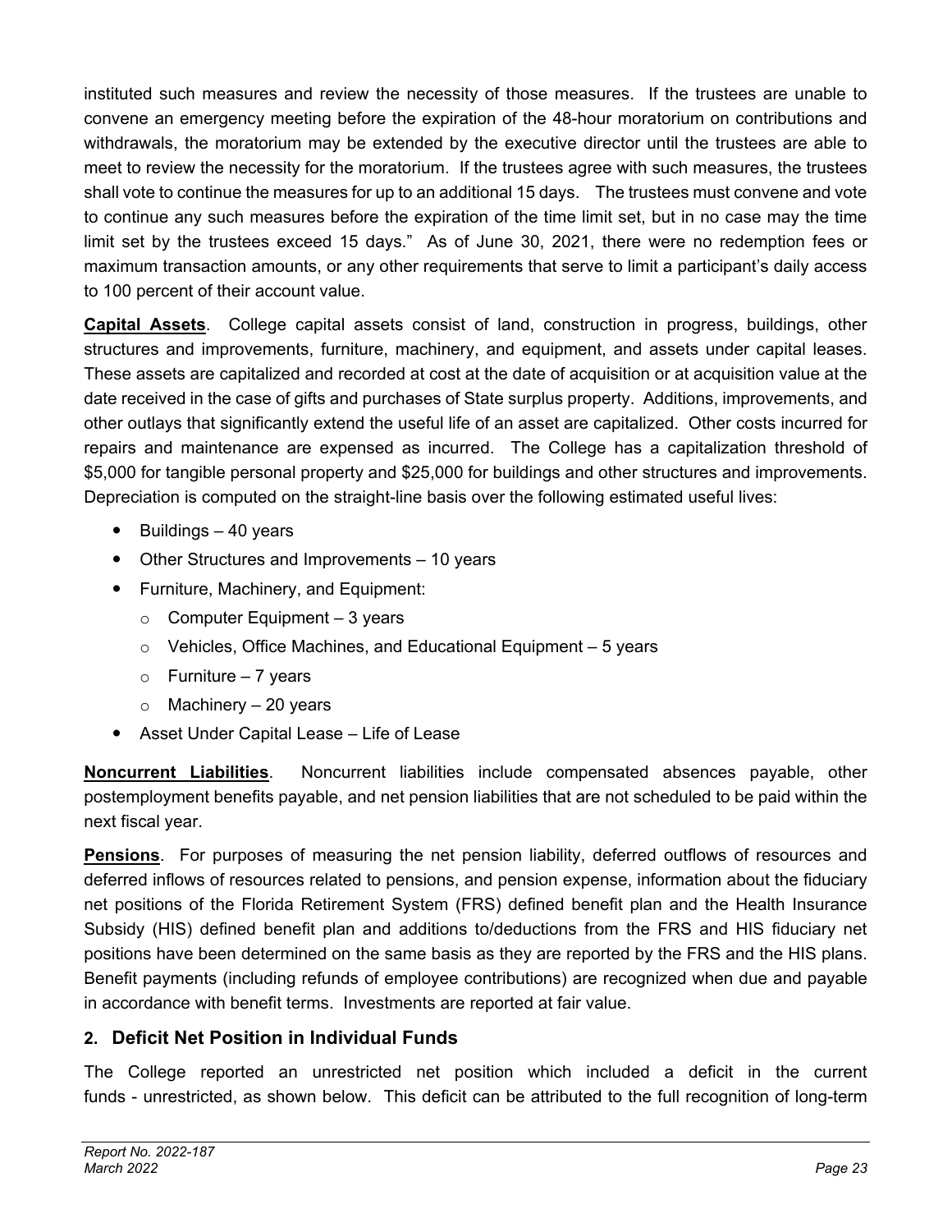instituted such measures and review the necessity of those measures. If the trustees are unable to convene an emergency meeting before the expiration of the 48-hour moratorium on contributions and withdrawals, the moratorium may be extended by the executive director until the trustees are able to meet to review the necessity for the moratorium. If the trustees agree with such measures, the trustees shall vote to continue the measures for up to an additional 15 days. The trustees must convene and vote to continue any such measures before the expiration of the time limit set, but in no case may the time limit set by the trustees exceed 15 days." As of June 30, 2021, there were no redemption fees or maximum transaction amounts, or any other requirements that serve to limit a participant's daily access to 100 percent of their account value.

**Capital Assets**. College capital assets consist of land, construction in progress, buildings, other structures and improvements, furniture, machinery, and equipment, and assets under capital leases. These assets are capitalized and recorded at cost at the date of acquisition or at acquisition value at the date received in the case of gifts and purchases of State surplus property. Additions, improvements, and other outlays that significantly extend the useful life of an asset are capitalized. Other costs incurred for repairs and maintenance are expensed as incurred. The College has a capitalization threshold of $5,000 for tangible personal property and $25,000 for buildings and other structures and improvements. Depreciation is computed on the straight-line basis over the following estimated useful lives:

- Buildings – 40 years
- Other Structures and Improvements – 10 years
- Furniture, Machinery, and Equipment:
  - Computer Equipment – 3 years
  - Vehicles, Office Machines, and Educational Equipment – 5 years
  - Furniture – 7 years
  - Machinery – 20 years
- Asset Under Capital Lease – Life of Lease

**Noncurrent Liabilities**. Noncurrent liabilities include compensated absences payable, other postemployment benefits payable, and net pension liabilities that are not scheduled to be paid within the next fiscal year.

**Pensions**. For purposes of measuring the net pension liability, deferred outflows of resources and deferred inflows of resources related to pensions, and pension expense, information about the fiduciary net positions of the Florida Retirement System (FRS) defined benefit plan and the Health Insurance Subsidy (HIS) defined benefit plan and additions to/deductions from the FRS and HIS fiduciary net positions have been determined on the same basis as they are reported by the FRS and the HIS plans. Benefit payments (including refunds of employee contributions) are recognized when due and payable in accordance with benefit terms. Investments are reported at fair value.

## 2. Deficit Net Position in Individual Funds

The College reported an unrestricted net position which included a deficit in the current funds - unrestricted, as shown below. This deficit can be attributed to the full recognition of long-term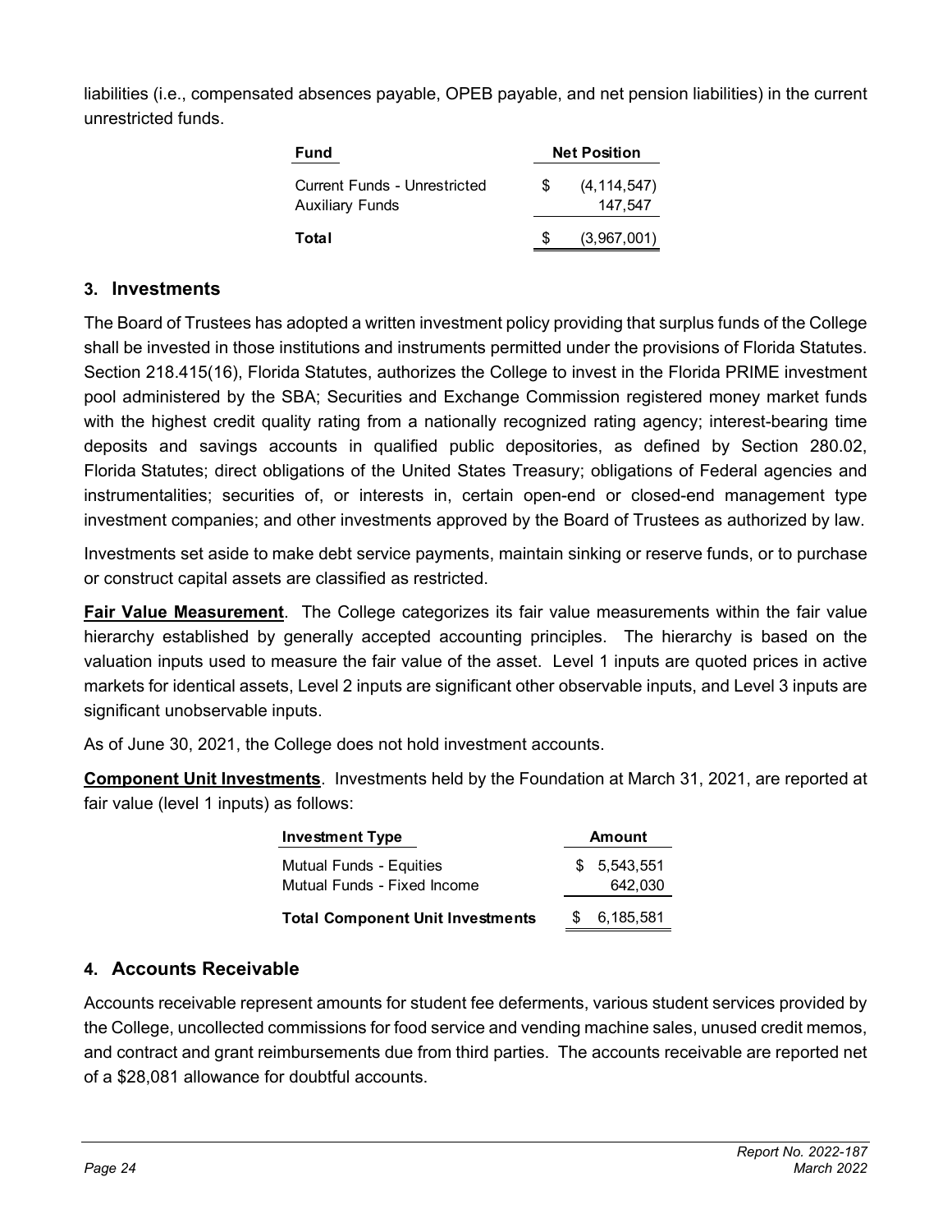liabilities (i.e., compensated absences payable, OPEB payable, and net pension liabilities) in the current unrestricted funds.

| Fund | Net Position |
| --- | --- |
| Current Funds - Unrestricted | $ (4,114,547) |
| Auxiliary Funds | 147,547 |
| **Total** | $ (3,967,001) |

## 3. Investments

The Board of Trustees has adopted a written investment policy providing that surplus funds of the College shall be invested in those institutions and instruments permitted under the provisions of Florida Statutes. Section 218.415(16), Florida Statutes, authorizes the College to invest in the Florida PRIME investment pool administered by the SBA; Securities and Exchange Commission registered money market funds with the highest credit quality rating from a nationally recognized rating agency; interest-bearing time deposits and savings accounts in qualified public depositories, as defined by Section 280.02, Florida Statutes; direct obligations of the United States Treasury; obligations of Federal agencies and instrumentalities; securities of, or interests in, certain open-end or closed-end management type investment companies; and other investments approved by the Board of Trustees as authorized by law.

Investments set aside to make debt service payments, maintain sinking or reserve funds, or to purchase or construct capital assets are classified as restricted.

**Fair Value Measurement**. The College categorizes its fair value measurements within the fair value hierarchy established by generally accepted accounting principles. The hierarchy is based on the valuation inputs used to measure the fair value of the asset. Level 1 inputs are quoted prices in active markets for identical assets, Level 2 inputs are significant other observable inputs, and Level 3 inputs are significant unobservable inputs.

As of June 30, 2021, the College does not hold investment accounts.

**Component Unit Investments**. Investments held by the Foundation at March 31, 2021, are reported at fair value (level 1 inputs) as follows:

| Investment Type | Amount |
| --- | --- |
| Mutual Funds - Equities | $ 5,543,551 |
| Mutual Funds - Fixed Income | 642,030 |
| **Total Component Unit Investments** | $ 6,185,581 |

## 4. Accounts Receivable

Accounts receivable represent amounts for student fee deferments, various student services provided by the College, uncollected commissions for food service and vending machine sales, unused credit memos, and contract and grant reimbursements due from third parties. The accounts receivable are reported net of a $28,081 allowance for doubtful accounts.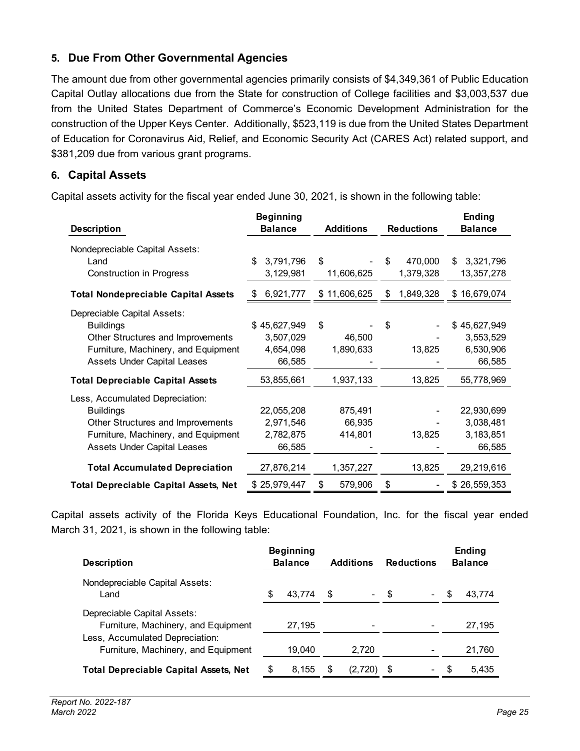## 5. Due From Other Governmental Agencies

The amount due from other governmental agencies primarily consists of $4,349,361 of Public Education Capital Outlay allocations due from the State for construction of College facilities and $3,003,537 due from the United States Department of Commerce's Economic Development Administration for the construction of the Upper Keys Center. Additionally, $523,119 is due from the United States Department of Education for Coronavirus Aid, Relief, and Economic Security Act (CARES Act) related support, and $381,209 due from various grant programs.

## 6. Capital Assets

Capital assets activity for the fiscal year ended June 30, 2021, is shown in the following table:

| Description | Beginning Balance | Additions | Reductions | Ending Balance |
|---|---|---|---|---|
| Nondepreciable Capital Assets: | | | | |
| Land | $ 3,791,796 | $ - | $ 470,000 | $ 3,321,796 |
| Construction in Progress | 3,129,981 | 11,606,625 | 1,379,328 | 13,357,278 |
| **Total Nondepreciable Capital Assets** | $ 6,921,777 | $ 11,606,625 | $ 1,849,328 | $ 16,679,074 |
| Depreciable Capital Assets: | | | | |
| Buildings | $ 45,627,949 | $ - | $ - | $ 45,627,949 |
| Other Structures and Improvements | 3,507,029 | 46,500 | - | 3,553,529 |
| Furniture, Machinery, and Equipment | 4,654,098 | 1,890,633 | 13,825 | 6,530,906 |
| Assets Under Capital Leases | 66,585 | - | - | 66,585 |
| **Total Depreciable Capital Assets** | 53,855,661 | 1,937,133 | 13,825 | 55,778,969 |
| Less, Accumulated Depreciation: | | | | |
| Buildings | 22,055,208 | 875,491 | - | 22,930,699 |
| Other Structures and Improvements | 2,971,546 | 66,935 | - | 3,038,481 |
| Furniture, Machinery, and Equipment | 2,782,875 | 414,801 | 13,825 | 3,183,851 |
| Assets Under Capital Leases | 66,585 | - | - | 66,585 |
| **Total Accumulated Depreciation** | 27,876,214 | 1,357,227 | 13,825 | 29,219,616 |
| **Total Depreciable Capital Assets, Net** | $ 25,979,447 | $ 579,906 | $ - | $ 26,559,353 |

Capital assets activity of the Florida Keys Educational Foundation, Inc. for the fiscal year ended March 31, 2021, is shown in the following table:

| Description | Beginning Balance | Additions | Reductions | Ending Balance |
|---|---|---|---|---|
| Nondepreciable Capital Assets: | | | | |
| Land | $ 43,774 | $ - | $ - | $ 43,774 |
| Depreciable Capital Assets: | | | | |
| Furniture, Machinery, and Equipment | 27,195 | - | - | 27,195 |
| Less, Accumulated Depreciation: | | | | |
| Furniture, Machinery, and Equipment | 19,040 | 2,720 | - | 21,760 |
| **Total Depreciable Capital Assets, Net** | $ 8,155 | $ (2,720) | $ - | $ 5,435 |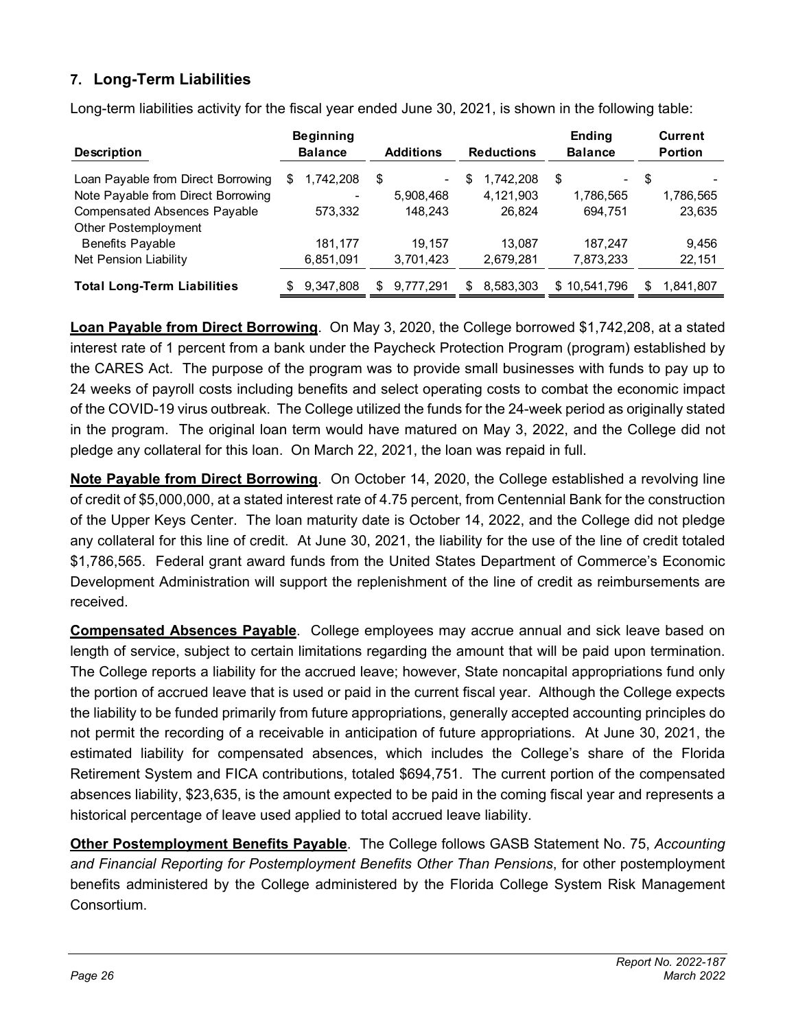## 7. Long-Term Liabilities

Long-term liabilities activity for the fiscal year ended June 30, 2021, is shown in the following table:

| Description | Beginning Balance | Additions | Reductions | Ending Balance | Current Portion |
|---|---|---|---|---|---|
| Loan Payable from Direct Borrowing | $ 1,742,208 | $ - | $ 1,742,208 | $ - | $ - |
| Note Payable from Direct Borrowing | - | 5,908,468 | 4,121,903 | 1,786,565 | 1,786,565 |
| Compensated Absences Payable | 573,332 | 148,243 | 26,824 | 694,751 | 23,635 |
| Other Postemployment Benefits Payable | 181,177 | 19,157 | 13,087 | 187,247 | 9,456 |
| Net Pension Liability | 6,851,091 | 3,701,423 | 2,679,281 | 7,873,233 | 22,151 |
| **Total Long-Term Liabilities** | $ 9,347,808 | $ 9,777,291 | $ 8,583,303 | $ 10,541,796 | $ 1,841,807 |

**Loan Payable from Direct Borrowing**. On May 3, 2020, the College borrowed $1,742,208, at a stated interest rate of 1 percent from a bank under the Paycheck Protection Program (program) established by the CARES Act. The purpose of the program was to provide small businesses with funds to pay up to 24 weeks of payroll costs including benefits and select operating costs to combat the economic impact of the COVID-19 virus outbreak. The College utilized the funds for the 24-week period as originally stated in the program. The original loan term would have matured on May 3, 2022, and the College did not pledge any collateral for this loan. On March 22, 2021, the loan was repaid in full.

**Note Payable from Direct Borrowing**. On October 14, 2020, the College established a revolving line of credit of $5,000,000, at a stated interest rate of 4.75 percent, from Centennial Bank for the construction of the Upper Keys Center. The loan maturity date is October 14, 2022, and the College did not pledge any collateral for this line of credit. At June 30, 2021, the liability for the use of the line of credit totaled $1,786,565. Federal grant award funds from the United States Department of Commerce's Economic Development Administration will support the replenishment of the line of credit as reimbursements are received.

**Compensated Absences Payable**. College employees may accrue annual and sick leave based on length of service, subject to certain limitations regarding the amount that will be paid upon termination. The College reports a liability for the accrued leave; however, State noncapital appropriations fund only the portion of accrued leave that is used or paid in the current fiscal year. Although the College expects the liability to be funded primarily from future appropriations, generally accepted accounting principles do not permit the recording of a receivable in anticipation of future appropriations. At June 30, 2021, the estimated liability for compensated absences, which includes the College's share of the Florida Retirement System and FICA contributions, totaled $694,751. The current portion of the compensated absences liability, $23,635, is the amount expected to be paid in the coming fiscal year and represents a historical percentage of leave used applied to total accrued leave liability.

**Other Postemployment Benefits Payable**. The College follows GASB Statement No. 75, *Accounting and Financial Reporting for Postemployment Benefits Other Than Pensions*, for other postemployment benefits administered by the College administered by the Florida College System Risk Management Consortium.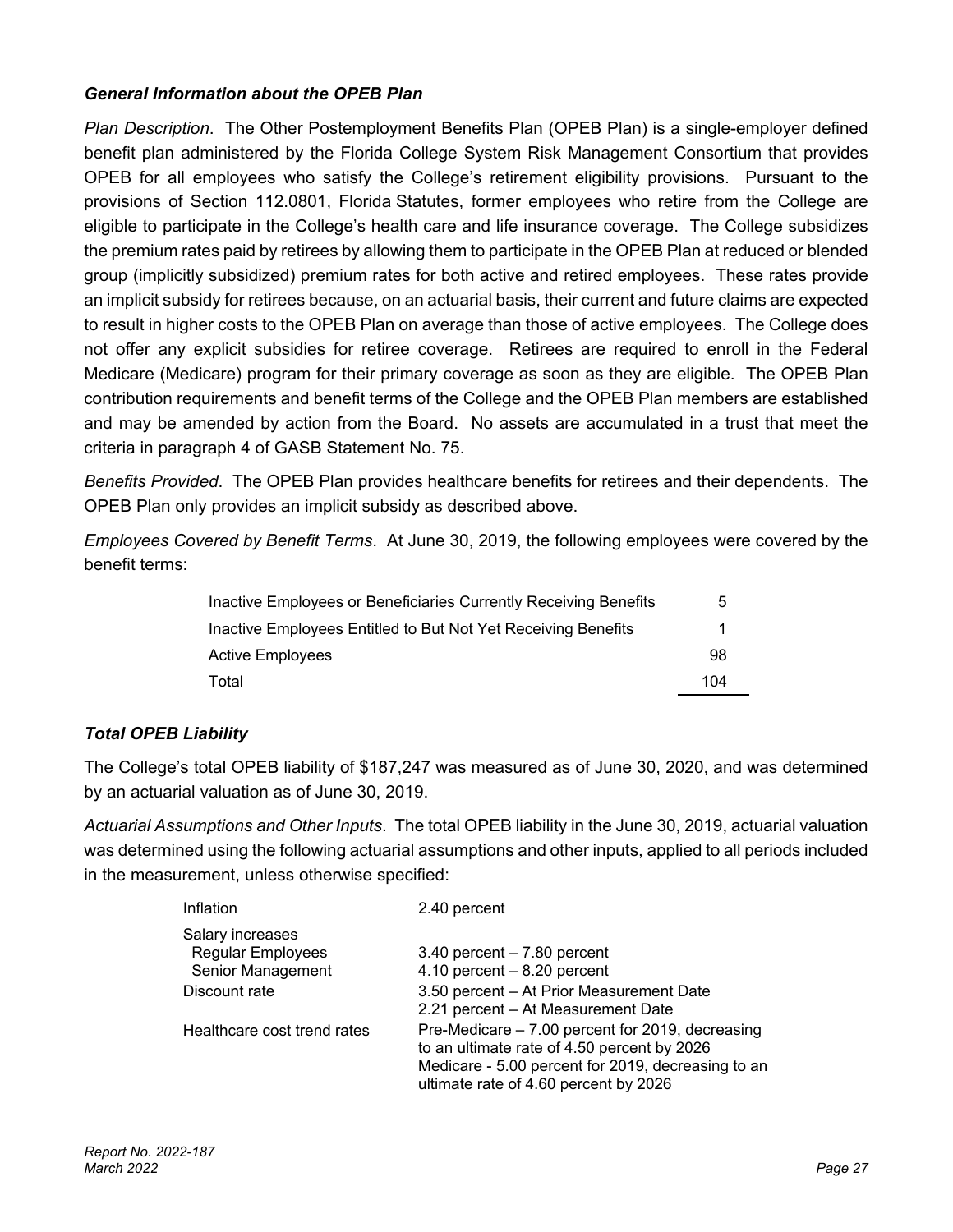### *General Information about the OPEB Plan*

*Plan Description*. The Other Postemployment Benefits Plan (OPEB Plan) is a single-employer defined benefit plan administered by the Florida College System Risk Management Consortium that provides OPEB for all employees who satisfy the College's retirement eligibility provisions. Pursuant to the provisions of Section 112.0801, Florida Statutes, former employees who retire from the College are eligible to participate in the College's health care and life insurance coverage. The College subsidizes the premium rates paid by retirees by allowing them to participate in the OPEB Plan at reduced or blended group (implicitly subsidized) premium rates for both active and retired employees. These rates provide an implicit subsidy for retirees because, on an actuarial basis, their current and future claims are expected to result in higher costs to the OPEB Plan on average than those of active employees. The College does not offer any explicit subsidies for retiree coverage. Retirees are required to enroll in the Federal Medicare (Medicare) program for their primary coverage as soon as they are eligible. The OPEB Plan contribution requirements and benefit terms of the College and the OPEB Plan members are established and may be amended by action from the Board. No assets are accumulated in a trust that meet the criteria in paragraph 4 of GASB Statement No. 75.

*Benefits Provided*. The OPEB Plan provides healthcare benefits for retirees and their dependents. The OPEB Plan only provides an implicit subsidy as described above.

*Employees Covered by Benefit Terms*. At June 30, 2019, the following employees were covered by the benefit terms:

| | |
|---|---|
| Inactive Employees or Beneficiaries Currently Receiving Benefits | 5 |
| Inactive Employees Entitled to But Not Yet Receiving Benefits | 1 |
| Active Employees | 98 |
| Total | 104 |

### *Total OPEB Liability*

The College's total OPEB liability of $187,247 was measured as of June 30, 2020, and was determined by an actuarial valuation as of June 30, 2019.

*Actuarial Assumptions and Other Inputs*. The total OPEB liability in the June 30, 2019, actuarial valuation was determined using the following actuarial assumptions and other inputs, applied to all periods included in the measurement, unless otherwise specified:

| | |
|---|---|
| Inflation | 2.40 percent |
| Salary increases | |
| Regular Employees | 3.40 percent – 7.80 percent |
| Senior Management | 4.10 percent – 8.20 percent |
| Discount rate | 3.50 percent – At Prior Measurement Date<br>2.21 percent – At Measurement Date |
| Healthcare cost trend rates | Pre-Medicare – 7.00 percent for 2019, decreasing to an ultimate rate of 4.50 percent by 2026<br>Medicare - 5.00 percent for 2019, decreasing to an ultimate rate of 4.60 percent by 2026 |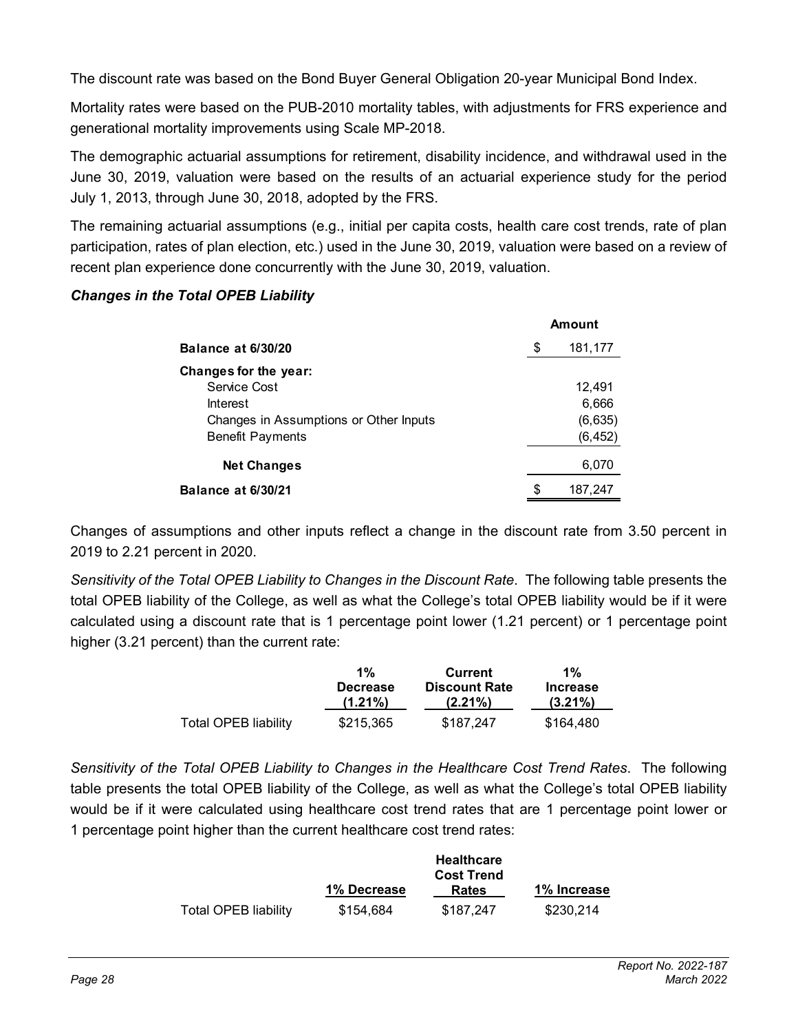The discount rate was based on the Bond Buyer General Obligation 20-year Municipal Bond Index.

Mortality rates were based on the PUB-2010 mortality tables, with adjustments for FRS experience and generational mortality improvements using Scale MP-2018.

The demographic actuarial assumptions for retirement, disability incidence, and withdrawal used in the June 30, 2019, valuation were based on the results of an actuarial experience study for the period July 1, 2013, through June 30, 2018, adopted by the FRS.

The remaining actuarial assumptions (e.g., initial per capita costs, health care cost trends, rate of plan participation, rates of plan election, etc.) used in the June 30, 2019, valuation were based on a review of recent plan experience done concurrently with the June 30, 2019, valuation.

***Changes in the Total OPEB Liability***

| | Amount |
|---|---|
| **Balance at 6/30/20** | $ 181,177 |
| **Changes for the year:** | |
| Service Cost | 12,491 |
| Interest | 6,666 |
| Changes in Assumptions or Other Inputs | (6,635) |
| Benefit Payments | (6,452) |
| **Net Changes** | 6,070 |
| **Balance at 6/30/21** | $ 187,247 |

Changes of assumptions and other inputs reflect a change in the discount rate from 3.50 percent in 2019 to 2.21 percent in 2020.

*Sensitivity of the Total OPEB Liability to Changes in the Discount Rate*. The following table presents the total OPEB liability of the College, as well as what the College's total OPEB liability would be if it were calculated using a discount rate that is 1 percentage point lower (1.21 percent) or 1 percentage point higher (3.21 percent) than the current rate:

| | 1% Decrease (1.21%) | Current Discount Rate (2.21%) | 1% Increase (3.21%) |
|---|---|---|---|
| Total OPEB liability | $215,365 | $187,247 | $164,480 |

*Sensitivity of the Total OPEB Liability to Changes in the Healthcare Cost Trend Rates*. The following table presents the total OPEB liability of the College, as well as what the College's total OPEB liability would be if it were calculated using healthcare cost trend rates that are 1 percentage point lower or 1 percentage point higher than the current healthcare cost trend rates:

| | 1% Decrease | Healthcare Cost Trend Rates | 1% Increase |
|---|---|---|---|
| Total OPEB liability | $154,684 | $187,247 | $230,214 |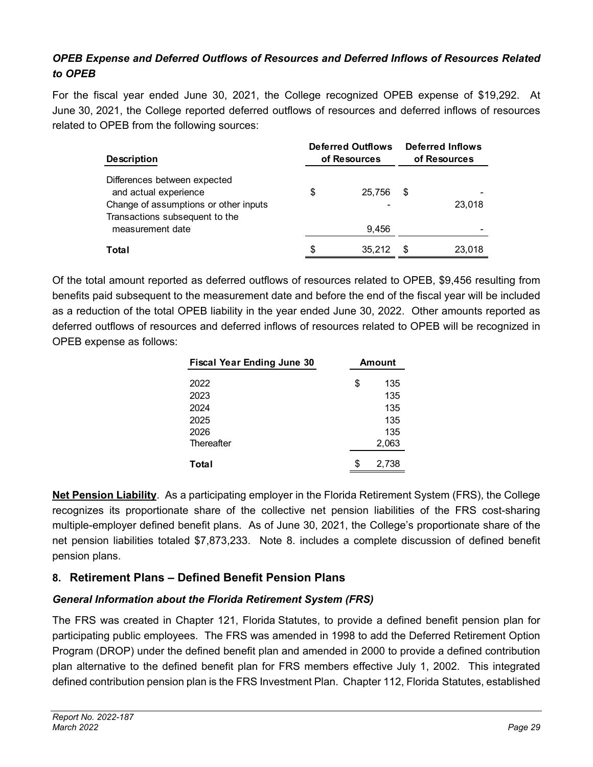***OPEB Expense and Deferred Outflows of Resources and Deferred Inflows of Resources Related to OPEB***

For the fiscal year ended June 30, 2021, the College recognized OPEB expense of $19,292. At June 30, 2021, the College reported deferred outflows of resources and deferred inflows of resources related to OPEB from the following sources:

| Description | Deferred Outflows of Resources | Deferred Inflows of Resources |
|---|---|---|
| Differences between expected and actual experience | $ 25,756 | $ - |
| Change of assumptions or other inputs | - | 23,018 |
| Transactions subsequent to the measurement date | 9,456 | - |
| **Total** | $ 35,212 | $ 23,018 |

Of the total amount reported as deferred outflows of resources related to OPEB, $9,456 resulting from benefits paid subsequent to the measurement date and before the end of the fiscal year will be included as a reduction of the total OPEB liability in the year ended June 30, 2022. Other amounts reported as deferred outflows of resources and deferred inflows of resources related to OPEB will be recognized in OPEB expense as follows:

| Fiscal Year Ending June 30 | Amount |
|---|---|
| 2022 | $ 135 |
| 2023 | 135 |
| 2024 | 135 |
| 2025 | 135 |
| 2026 | 135 |
| Thereafter | 2,063 |
| **Total** | $ 2,738 |

**Net Pension Liability**. As a participating employer in the Florida Retirement System (FRS), the College recognizes its proportionate share of the collective net pension liabilities of the FRS cost-sharing multiple-employer defined benefit plans. As of June 30, 2021, the College's proportionate share of the net pension liabilities totaled $7,873,233. Note 8. includes a complete discussion of defined benefit pension plans.

## 8. Retirement Plans – Defined Benefit Pension Plans

***General Information about the Florida Retirement System (FRS)***

The FRS was created in Chapter 121, Florida Statutes, to provide a defined benefit pension plan for participating public employees. The FRS was amended in 1998 to add the Deferred Retirement Option Program (DROP) under the defined benefit plan and amended in 2000 to provide a defined contribution plan alternative to the defined benefit plan for FRS members effective July 1, 2002. This integrated defined contribution pension plan is the FRS Investment Plan. Chapter 112, Florida Statutes, established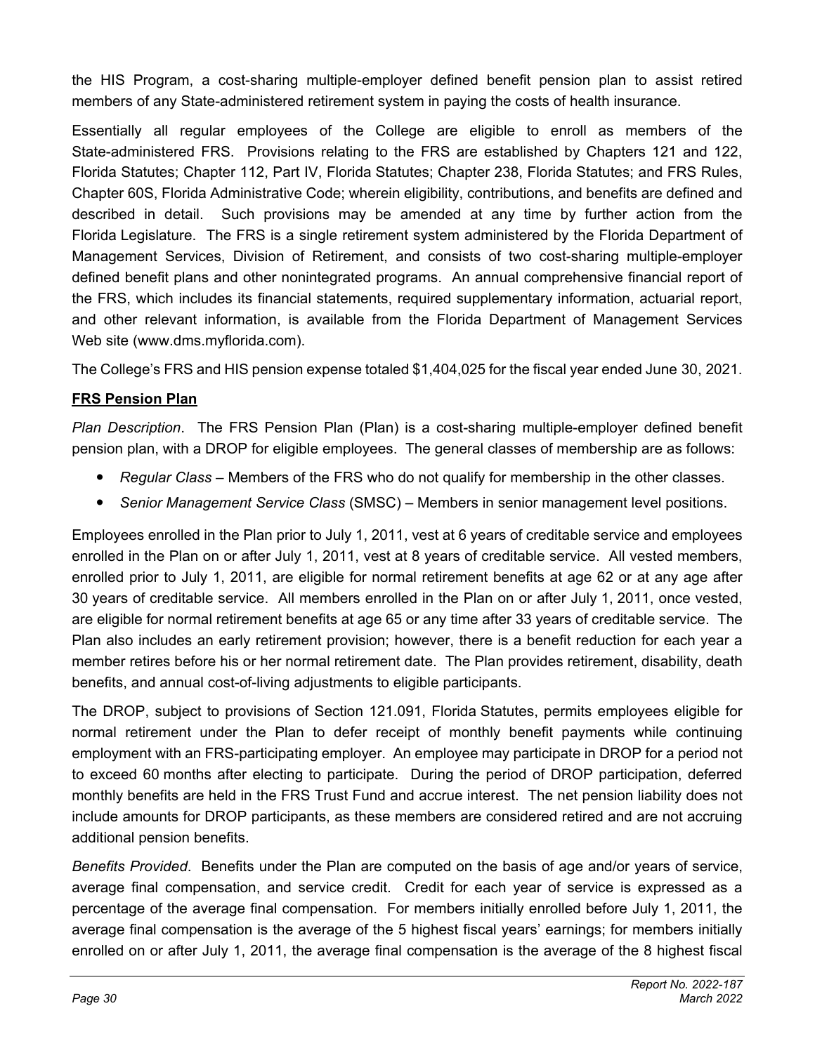the HIS Program, a cost-sharing multiple-employer defined benefit pension plan to assist retired members of any State-administered retirement system in paying the costs of health insurance.

Essentially all regular employees of the College are eligible to enroll as members of the State-administered FRS. Provisions relating to the FRS are established by Chapters 121 and 122, Florida Statutes; Chapter 112, Part IV, Florida Statutes; Chapter 238, Florida Statutes; and FRS Rules, Chapter 60S, Florida Administrative Code; wherein eligibility, contributions, and benefits are defined and described in detail. Such provisions may be amended at any time by further action from the Florida Legislature. The FRS is a single retirement system administered by the Florida Department of Management Services, Division of Retirement, and consists of two cost-sharing multiple-employer defined benefit plans and other nonintegrated programs. An annual comprehensive financial report of the FRS, which includes its financial statements, required supplementary information, actuarial report, and other relevant information, is available from the Florida Department of Management Services Web site (www.dms.myflorida.com).

The College's FRS and HIS pension expense totaled $1,404,025 for the fiscal year ended June 30, 2021.

**FRS Pension Plan**

*Plan Description*. The FRS Pension Plan (Plan) is a cost-sharing multiple-employer defined benefit pension plan, with a DROP for eligible employees. The general classes of membership are as follows:

- *Regular Class* – Members of the FRS who do not qualify for membership in the other classes.
- *Senior Management Service Class* (SMSC) – Members in senior management level positions.

Employees enrolled in the Plan prior to July 1, 2011, vest at 6 years of creditable service and employees enrolled in the Plan on or after July 1, 2011, vest at 8 years of creditable service. All vested members, enrolled prior to July 1, 2011, are eligible for normal retirement benefits at age 62 or at any age after 30 years of creditable service. All members enrolled in the Plan on or after July 1, 2011, once vested, are eligible for normal retirement benefits at age 65 or any time after 33 years of creditable service. The Plan also includes an early retirement provision; however, there is a benefit reduction for each year a member retires before his or her normal retirement date. The Plan provides retirement, disability, death benefits, and annual cost-of-living adjustments to eligible participants.

The DROP, subject to provisions of Section 121.091, Florida Statutes, permits employees eligible for normal retirement under the Plan to defer receipt of monthly benefit payments while continuing employment with an FRS-participating employer. An employee may participate in DROP for a period not to exceed 60 months after electing to participate. During the period of DROP participation, deferred monthly benefits are held in the FRS Trust Fund and accrue interest. The net pension liability does not include amounts for DROP participants, as these members are considered retired and are not accruing additional pension benefits.

*Benefits Provided*. Benefits under the Plan are computed on the basis of age and/or years of service, average final compensation, and service credit. Credit for each year of service is expressed as a percentage of the average final compensation. For members initially enrolled before July 1, 2011, the average final compensation is the average of the 5 highest fiscal years' earnings; for members initially enrolled on or after July 1, 2011, the average final compensation is the average of the 8 highest fiscal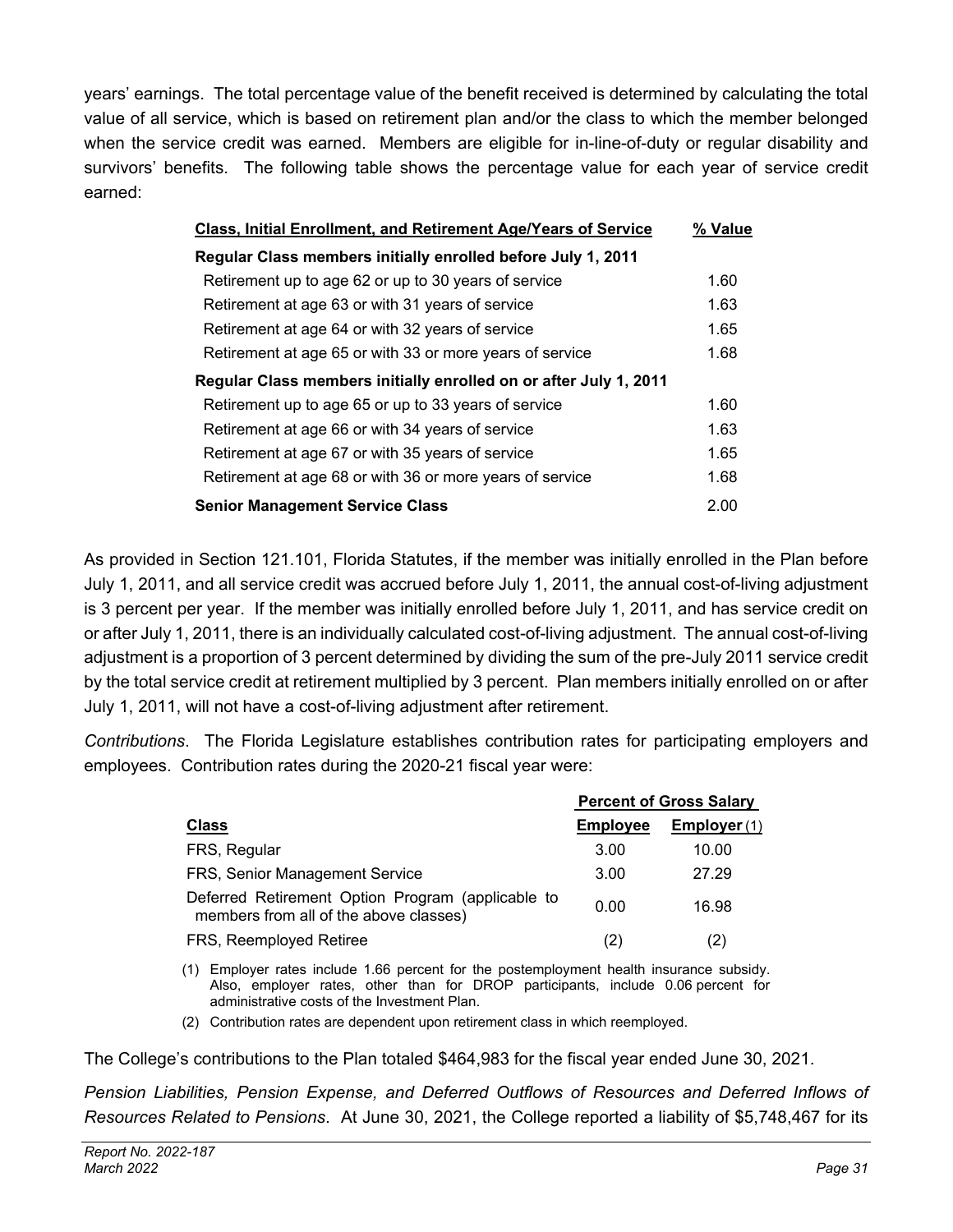years' earnings. The total percentage value of the benefit received is determined by calculating the total value of all service, which is based on retirement plan and/or the class to which the member belonged when the service credit was earned. Members are eligible for in-line-of-duty or regular disability and survivors' benefits. The following table shows the percentage value for each year of service credit earned:

| Class, Initial Enrollment, and Retirement Age/Years of Service | % Value |
|---|---|
| **Regular Class members initially enrolled before July 1, 2011** | |
| Retirement up to age 62 or up to 30 years of service | 1.60 |
| Retirement at age 63 or with 31 years of service | 1.63 |
| Retirement at age 64 or with 32 years of service | 1.65 |
| Retirement at age 65 or with 33 or more years of service | 1.68 |
| **Regular Class members initially enrolled on or after July 1, 2011** | |
| Retirement up to age 65 or up to 33 years of service | 1.60 |
| Retirement at age 66 or with 34 years of service | 1.63 |
| Retirement at age 67 or with 35 years of service | 1.65 |
| Retirement at age 68 or with 36 or more years of service | 1.68 |
| **Senior Management Service Class** | 2.00 |

As provided in Section 121.101, Florida Statutes, if the member was initially enrolled in the Plan before July 1, 2011, and all service credit was accrued before July 1, 2011, the annual cost-of-living adjustment is 3 percent per year. If the member was initially enrolled before July 1, 2011, and has service credit on or after July 1, 2011, there is an individually calculated cost-of-living adjustment. The annual cost-of-living adjustment is a proportion of 3 percent determined by dividing the sum of the pre-July 2011 service credit by the total service credit at retirement multiplied by 3 percent. Plan members initially enrolled on or after July 1, 2011, will not have a cost-of-living adjustment after retirement.

*Contributions*. The Florida Legislature establishes contribution rates for participating employers and employees. Contribution rates during the 2020-21 fiscal year were:

| | Percent of Gross Salary | |
|---|---|---|
| **Class** | **Employee** | **Employer** (1) |
| FRS, Regular | 3.00 | 10.00 |
| FRS, Senior Management Service | 3.00 | 27.29 |
| Deferred Retirement Option Program (applicable to members from all of the above classes) | 0.00 | 16.98 |
| FRS, Reemployed Retiree | (2) | (2) |

(1) Employer rates include 1.66 percent for the postemployment health insurance subsidy. Also, employer rates, other than for DROP participants, include 0.06 percent for administrative costs of the Investment Plan.

(2) Contribution rates are dependent upon retirement class in which reemployed.

The College's contributions to the Plan totaled $464,983 for the fiscal year ended June 30, 2021.

*Pension Liabilities, Pension Expense, and Deferred Outflows of Resources and Deferred Inflows of Resources Related to Pensions*. At June 30, 2021, the College reported a liability of $5,748,467 for its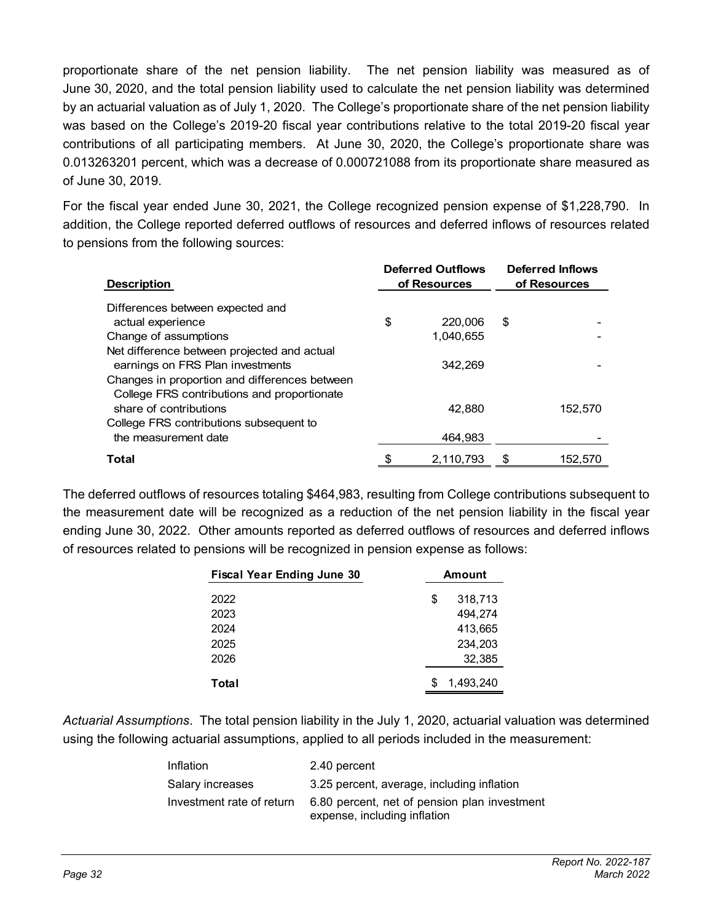proportionate share of the net pension liability. The net pension liability was measured as of June 30, 2020, and the total pension liability used to calculate the net pension liability was determined by an actuarial valuation as of July 1, 2020. The College's proportionate share of the net pension liability was based on the College's 2019-20 fiscal year contributions relative to the total 2019-20 fiscal year contributions of all participating members. At June 30, 2020, the College's proportionate share was 0.013263201 percent, which was a decrease of 0.000721088 from its proportionate share measured as of June 30, 2019.

For the fiscal year ended June 30, 2021, the College recognized pension expense of $1,228,790. In addition, the College reported deferred outflows of resources and deferred inflows of resources related to pensions from the following sources:

| Description | Deferred Outflows of Resources | Deferred Inflows of Resources |
|---|---|---|
| Differences between expected and actual experience | $ 220,006 | $ - |
| Change of assumptions | 1,040,655 | - |
| Net difference between projected and actual earnings on FRS Plan investments | 342,269 | - |
| Changes in proportion and differences between College FRS contributions and proportionate share of contributions | 42,880 | 152,570 |
| College FRS contributions subsequent to the measurement date | 464,983 | - |
| **Total** | $ 2,110,793 | $ 152,570 |

The deferred outflows of resources totaling $464,983, resulting from College contributions subsequent to the measurement date will be recognized as a reduction of the net pension liability in the fiscal year ending June 30, 2022. Other amounts reported as deferred outflows of resources and deferred inflows of resources related to pensions will be recognized in pension expense as follows:

| Fiscal Year Ending June 30 | Amount |
|---|---|
| 2022 | $ 318,713 |
| 2023 | 494,274 |
| 2024 | 413,665 |
| 2025 | 234,203 |
| 2026 | 32,385 |
| **Total** | $ 1,493,240 |

*Actuarial Assumptions*. The total pension liability in the July 1, 2020, actuarial valuation was determined using the following actuarial assumptions, applied to all periods included in the measurement:

| | |
|---|---|
| Inflation | 2.40 percent |
| Salary increases | 3.25 percent, average, including inflation |
| Investment rate of return | 6.80 percent, net of pension plan investment expense, including inflation |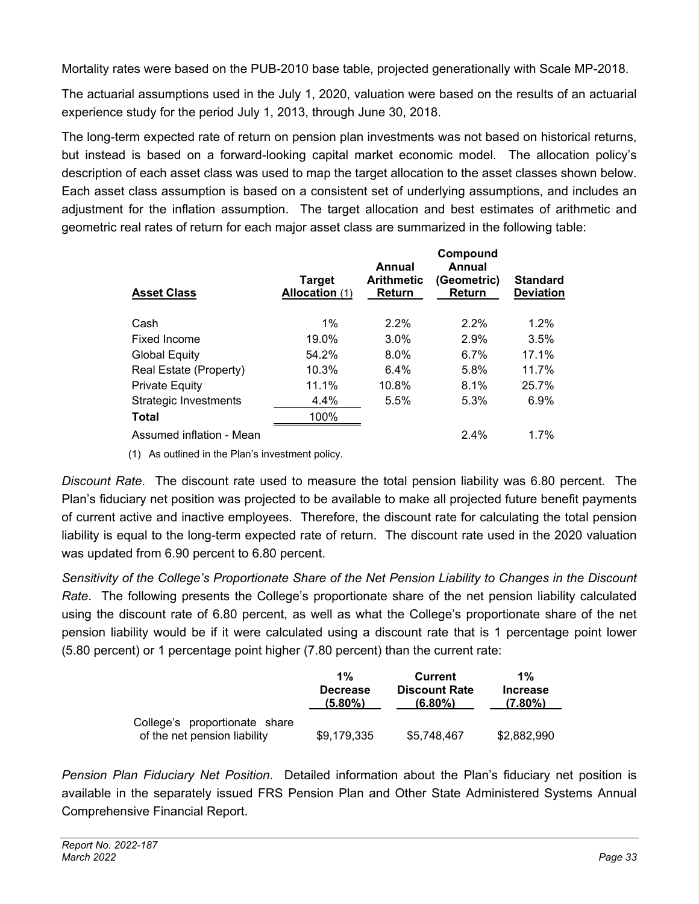Mortality rates were based on the PUB-2010 base table, projected generationally with Scale MP-2018.

The actuarial assumptions used in the July 1, 2020, valuation were based on the results of an actuarial experience study for the period July 1, 2013, through June 30, 2018.

The long-term expected rate of return on pension plan investments was not based on historical returns, but instead is based on a forward-looking capital market economic model. The allocation policy's description of each asset class was used to map the target allocation to the asset classes shown below. Each asset class assumption is based on a consistent set of underlying assumptions, and includes an adjustment for the inflation assumption. The target allocation and best estimates of arithmetic and geometric real rates of return for each major asset class are summarized in the following table:

| Asset Class | Target Allocation (1) | Annual Arithmetic Return | Compound Annual (Geometric) Return | Standard Deviation |
|---|---|---|---|---|
| Cash | 1% | 2.2% | 2.2% | 1.2% |
| Fixed Income | 19.0% | 3.0% | 2.9% | 3.5% |
| Global Equity | 54.2% | 8.0% | 6.7% | 17.1% |
| Real Estate (Property) | 10.3% | 6.4% | 5.8% | 11.7% |
| Private Equity | 11.1% | 10.8% | 8.1% | 25.7% |
| Strategic Investments | 4.4% | 5.5% | 5.3% | 6.9% |
| **Total** | 100% | | | |
| Assumed inflation - Mean | | | 2.4% | 1.7% |

(1) As outlined in the Plan's investment policy.

*Discount Rate*. The discount rate used to measure the total pension liability was 6.80 percent. The Plan's fiduciary net position was projected to be available to make all projected future benefit payments of current active and inactive employees. Therefore, the discount rate for calculating the total pension liability is equal to the long-term expected rate of return. The discount rate used in the 2020 valuation was updated from 6.90 percent to 6.80 percent.

*Sensitivity of the College's Proportionate Share of the Net Pension Liability to Changes in the Discount Rate*. The following presents the College's proportionate share of the net pension liability calculated using the discount rate of 6.80 percent, as well as what the College's proportionate share of the net pension liability would be if it were calculated using a discount rate that is 1 percentage point lower (5.80 percent) or 1 percentage point higher (7.80 percent) than the current rate:

| | 1% Decrease (5.80%) | Current Discount Rate (6.80%) | 1% Increase (7.80%) |
|---|---|---|---|
| College's proportionate share of the net pension liability | $9,179,335 | $5,748,467 | $2,882,990 |

*Pension Plan Fiduciary Net Position*. Detailed information about the Plan's fiduciary net position is available in the separately issued FRS Pension Plan and Other State Administered Systems Annual Comprehensive Financial Report.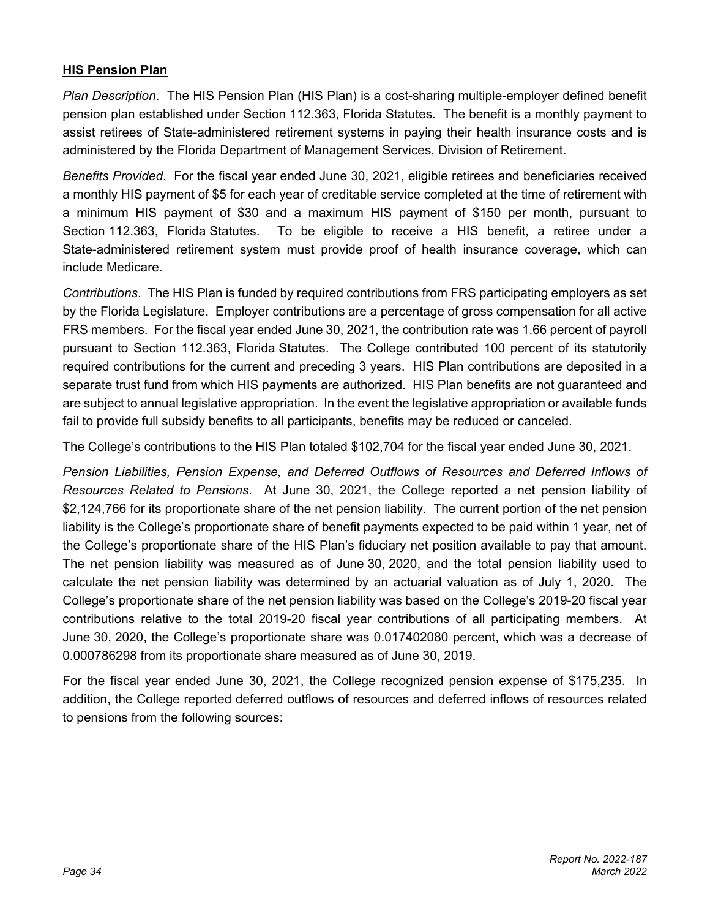**HIS Pension Plan**

*Plan Description*. The HIS Pension Plan (HIS Plan) is a cost-sharing multiple-employer defined benefit pension plan established under Section 112.363, Florida Statutes. The benefit is a monthly payment to assist retirees of State-administered retirement systems in paying their health insurance costs and is administered by the Florida Department of Management Services, Division of Retirement.

*Benefits Provided*. For the fiscal year ended June 30, 2021, eligible retirees and beneficiaries received a monthly HIS payment of $5 for each year of creditable service completed at the time of retirement with a minimum HIS payment of $30 and a maximum HIS payment of $150 per month, pursuant to Section 112.363, Florida Statutes. To be eligible to receive a HIS benefit, a retiree under a State-administered retirement system must provide proof of health insurance coverage, which can include Medicare.

*Contributions*. The HIS Plan is funded by required contributions from FRS participating employers as set by the Florida Legislature. Employer contributions are a percentage of gross compensation for all active FRS members. For the fiscal year ended June 30, 2021, the contribution rate was 1.66 percent of payroll pursuant to Section 112.363, Florida Statutes. The College contributed 100 percent of its statutorily required contributions for the current and preceding 3 years. HIS Plan contributions are deposited in a separate trust fund from which HIS payments are authorized. HIS Plan benefits are not guaranteed and are subject to annual legislative appropriation. In the event the legislative appropriation or available funds fail to provide full subsidy benefits to all participants, benefits may be reduced or canceled.

The College's contributions to the HIS Plan totaled $102,704 for the fiscal year ended June 30, 2021.

*Pension Liabilities, Pension Expense, and Deferred Outflows of Resources and Deferred Inflows of Resources Related to Pensions*. At June 30, 2021, the College reported a net pension liability of $2,124,766 for its proportionate share of the net pension liability. The current portion of the net pension liability is the College's proportionate share of benefit payments expected to be paid within 1 year, net of the College's proportionate share of the HIS Plan's fiduciary net position available to pay that amount. The net pension liability was measured as of June 30, 2020, and the total pension liability used to calculate the net pension liability was determined by an actuarial valuation as of July 1, 2020. The College's proportionate share of the net pension liability was based on the College's 2019-20 fiscal year contributions relative to the total 2019-20 fiscal year contributions of all participating members. At June 30, 2020, the College's proportionate share was 0.017402080 percent, which was a decrease of 0.000786298 from its proportionate share measured as of June 30, 2019.

For the fiscal year ended June 30, 2021, the College recognized pension expense of $175,235. In addition, the College reported deferred outflows of resources and deferred inflows of resources related to pensions from the following sources: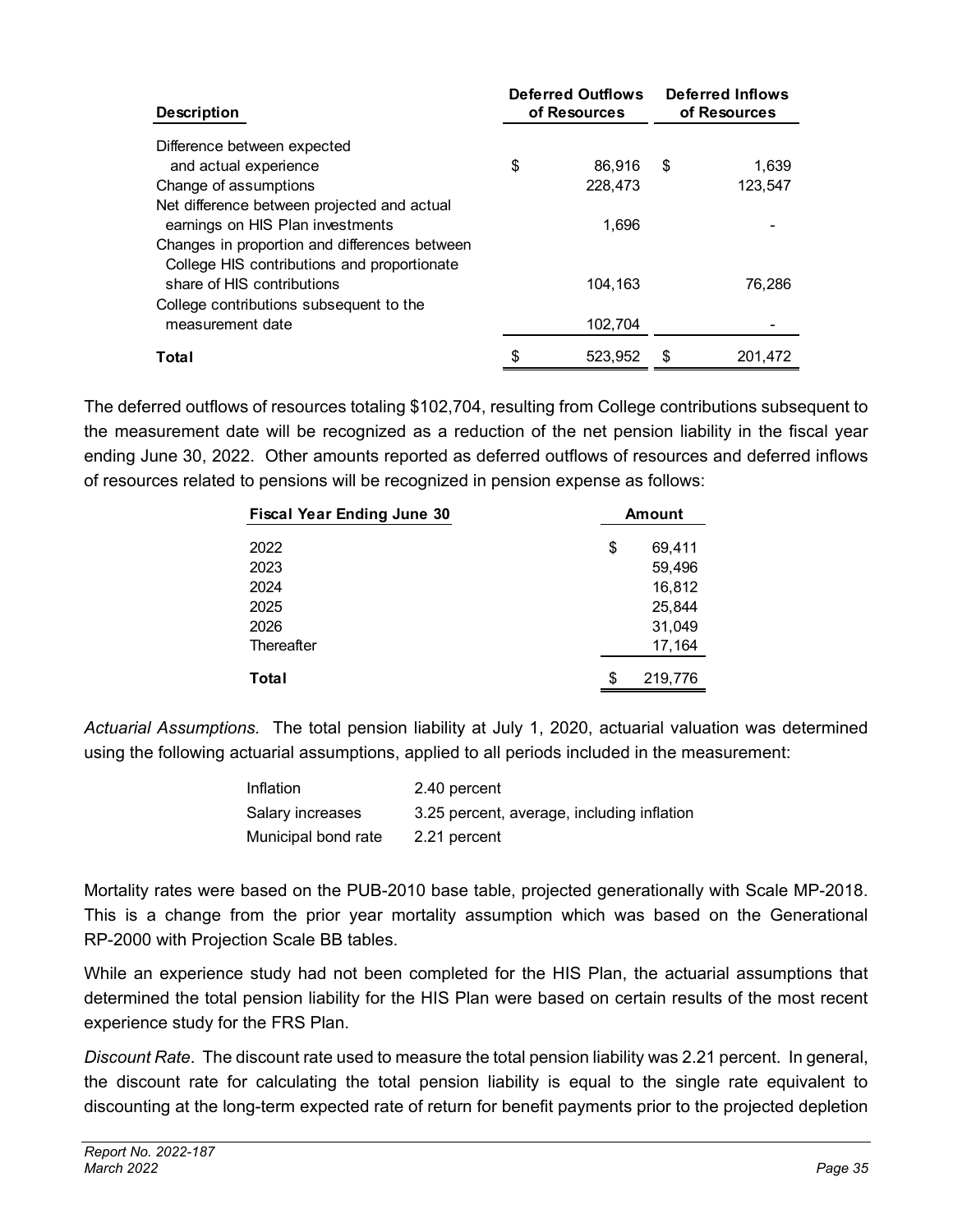| Description | Deferred Outflows of Resources | Deferred Inflows of Resources |
|---|---|---|
| Difference between expected and actual experience | $ 86,916 | $ 1,639 |
| Change of assumptions | 228,473 | 123,547 |
| Net difference between projected and actual earnings on HIS Plan investments | 1,696 | - |
| Changes in proportion and differences between College HIS contributions and proportionate share of HIS contributions | 104,163 | 76,286 |
| College contributions subsequent to the measurement date | 102,704 | - |
| **Total** | $ 523,952 | $ 201,472 |

The deferred outflows of resources totaling $102,704, resulting from College contributions subsequent to the measurement date will be recognized as a reduction of the net pension liability in the fiscal year ending June 30, 2022. Other amounts reported as deferred outflows of resources and deferred inflows of resources related to pensions will be recognized in pension expense as follows:

| Fiscal Year Ending June 30 | Amount |
|---|---|
| 2022 | $ 69,411 |
| 2023 | 59,496 |
| 2024 | 16,812 |
| 2025 | 25,844 |
| 2026 | 31,049 |
| Thereafter | 17,164 |
| **Total** | $ 219,776 |

*Actuarial Assumptions*. The total pension liability at July 1, 2020, actuarial valuation was determined using the following actuarial assumptions, applied to all periods included in the measurement:

| | |
|---|---|
| Inflation | 2.40 percent |
| Salary increases | 3.25 percent, average, including inflation |
| Municipal bond rate | 2.21 percent |

Mortality rates were based on the PUB-2010 base table, projected generationally with Scale MP-2018. This is a change from the prior year mortality assumption which was based on the Generational RP-2000 with Projection Scale BB tables.

While an experience study had not been completed for the HIS Plan, the actuarial assumptions that determined the total pension liability for the HIS Plan were based on certain results of the most recent experience study for the FRS Plan.

*Discount Rate*. The discount rate used to measure the total pension liability was 2.21 percent. In general, the discount rate for calculating the total pension liability is equal to the single rate equivalent to discounting at the long-term expected rate of return for benefit payments prior to the projected depletion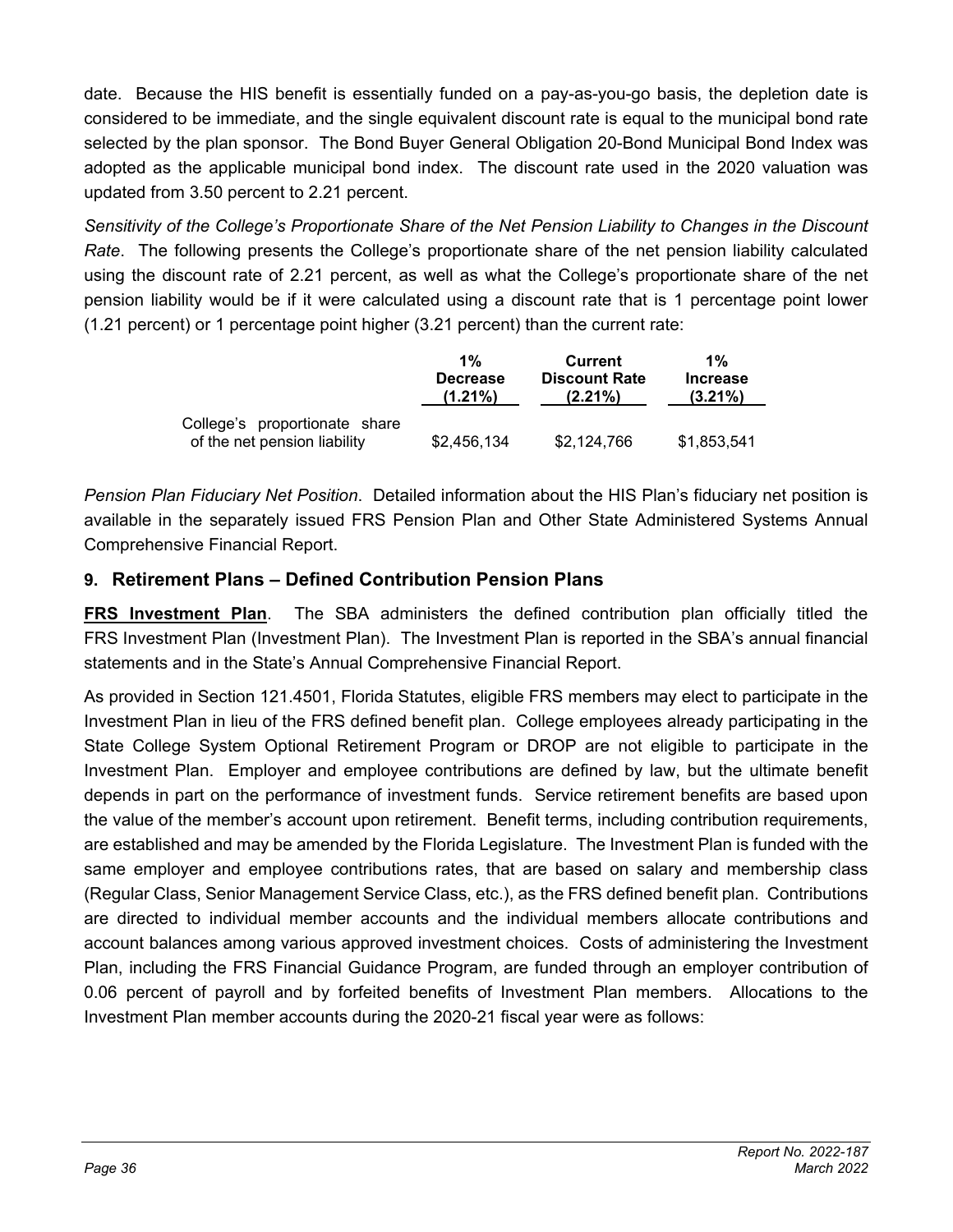date. Because the HIS benefit is essentially funded on a pay-as-you-go basis, the depletion date is considered to be immediate, and the single equivalent discount rate is equal to the municipal bond rate selected by the plan sponsor. The Bond Buyer General Obligation 20-Bond Municipal Bond Index was adopted as the applicable municipal bond index. The discount rate used in the 2020 valuation was updated from 3.50 percent to 2.21 percent.

*Sensitivity of the College's Proportionate Share of the Net Pension Liability to Changes in the Discount Rate*. The following presents the College's proportionate share of the net pension liability calculated using the discount rate of 2.21 percent, as well as what the College's proportionate share of the net pension liability would be if it were calculated using a discount rate that is 1 percentage point lower (1.21 percent) or 1 percentage point higher (3.21 percent) than the current rate:

| | 1% Decrease (1.21%) | Current Discount Rate (2.21%) | 1% Increase (3.21%) |
|---|---|---|---|
| College's proportionate share of the net pension liability | $2,456,134 | $2,124,766 | $1,853,541 |

*Pension Plan Fiduciary Net Position*. Detailed information about the HIS Plan's fiduciary net position is available in the separately issued FRS Pension Plan and Other State Administered Systems Annual Comprehensive Financial Report.

## 9. Retirement Plans – Defined Contribution Pension Plans

**FRS Investment Plan**. The SBA administers the defined contribution plan officially titled the FRS Investment Plan (Investment Plan). The Investment Plan is reported in the SBA's annual financial statements and in the State's Annual Comprehensive Financial Report.

As provided in Section 121.4501, Florida Statutes, eligible FRS members may elect to participate in the Investment Plan in lieu of the FRS defined benefit plan. College employees already participating in the State College System Optional Retirement Program or DROP are not eligible to participate in the Investment Plan. Employer and employee contributions are defined by law, but the ultimate benefit depends in part on the performance of investment funds. Service retirement benefits are based upon the value of the member's account upon retirement. Benefit terms, including contribution requirements, are established and may be amended by the Florida Legislature. The Investment Plan is funded with the same employer and employee contributions rates, that are based on salary and membership class (Regular Class, Senior Management Service Class, etc.), as the FRS defined benefit plan. Contributions are directed to individual member accounts and the individual members allocate contributions and account balances among various approved investment choices. Costs of administering the Investment Plan, including the FRS Financial Guidance Program, are funded through an employer contribution of 0.06 percent of payroll and by forfeited benefits of Investment Plan members. Allocations to the Investment Plan member accounts during the 2020-21 fiscal year were as follows: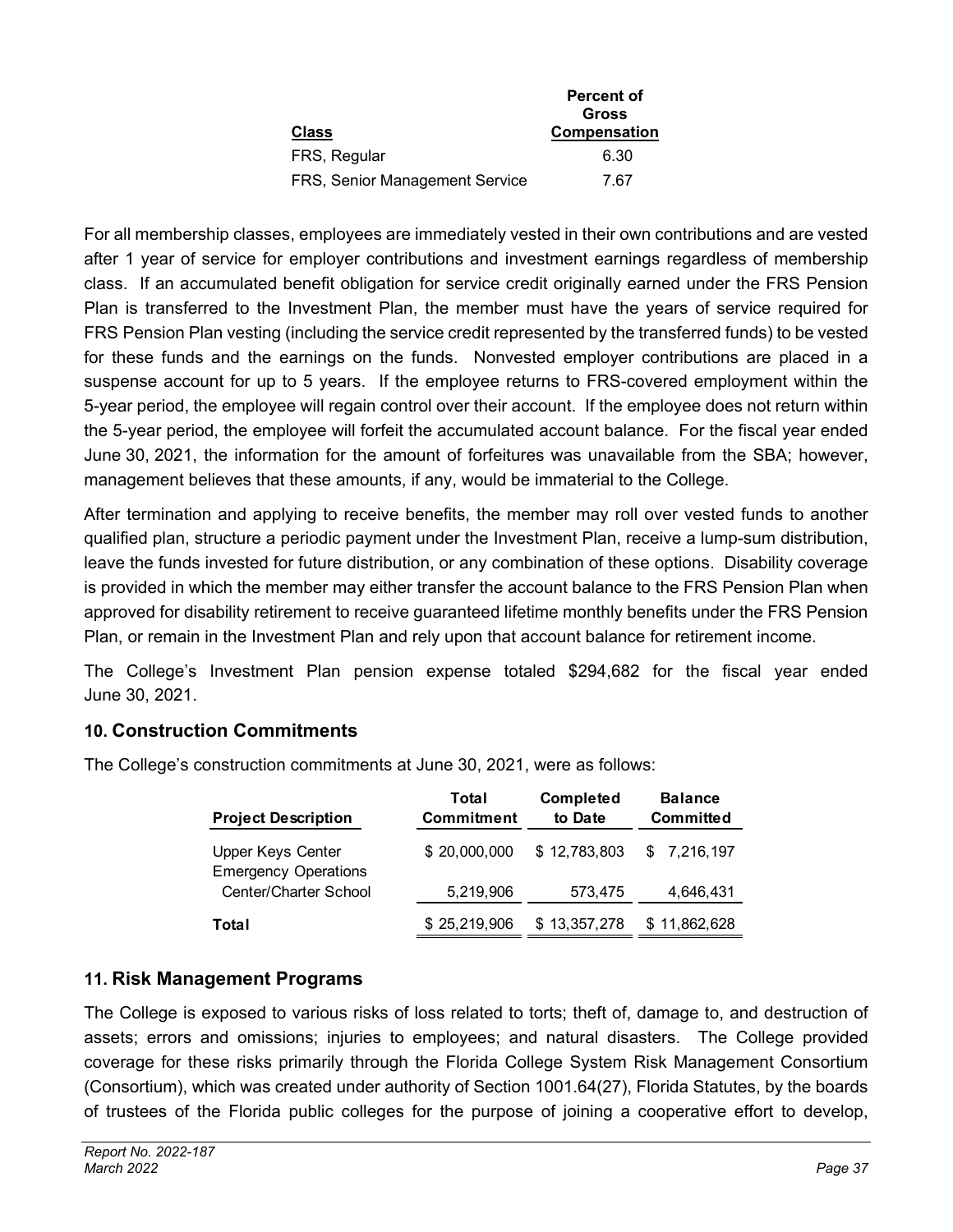| Class | Percent of Gross Compensation |
|---|---|
| FRS, Regular | 6.30 |
| FRS, Senior Management Service | 7.67 |

For all membership classes, employees are immediately vested in their own contributions and are vested after 1 year of service for employer contributions and investment earnings regardless of membership class. If an accumulated benefit obligation for service credit originally earned under the FRS Pension Plan is transferred to the Investment Plan, the member must have the years of service required for FRS Pension Plan vesting (including the service credit represented by the transferred funds) to be vested for these funds and the earnings on the funds. Nonvested employer contributions are placed in a suspense account for up to 5 years. If the employee returns to FRS-covered employment within the 5-year period, the employee will regain control over their account. If the employee does not return within the 5-year period, the employee will forfeit the accumulated account balance. For the fiscal year ended June 30, 2021, the information for the amount of forfeitures was unavailable from the SBA; however, management believes that these amounts, if any, would be immaterial to the College.

After termination and applying to receive benefits, the member may roll over vested funds to another qualified plan, structure a periodic payment under the Investment Plan, receive a lump-sum distribution, leave the funds invested for future distribution, or any combination of these options. Disability coverage is provided in which the member may either transfer the account balance to the FRS Pension Plan when approved for disability retirement to receive guaranteed lifetime monthly benefits under the FRS Pension Plan, or remain in the Investment Plan and rely upon that account balance for retirement income.

The College's Investment Plan pension expense totaled $294,682 for the fiscal year ended June 30, 2021.

### 10. Construction Commitments

The College's construction commitments at June 30, 2021, were as follows:

| Project Description | Total Commitment | Completed to Date | Balance Committed |
|---|---|---|---|
| Upper Keys Center | $ 20,000,000 | $ 12,783,803 | $ 7,216,197 |
| Emergency Operations Center/Charter School | 5,219,906 | 573,475 | 4,646,431 |
| **Total** | $ 25,219,906 | $ 13,357,278 | $ 11,862,628 |

### 11. Risk Management Programs

The College is exposed to various risks of loss related to torts; theft of, damage to, and destruction of assets; errors and omissions; injuries to employees; and natural disasters. The College provided coverage for these risks primarily through the Florida College System Risk Management Consortium (Consortium), which was created under authority of Section 1001.64(27), Florida Statutes, by the boards of trustees of the Florida public colleges for the purpose of joining a cooperative effort to develop,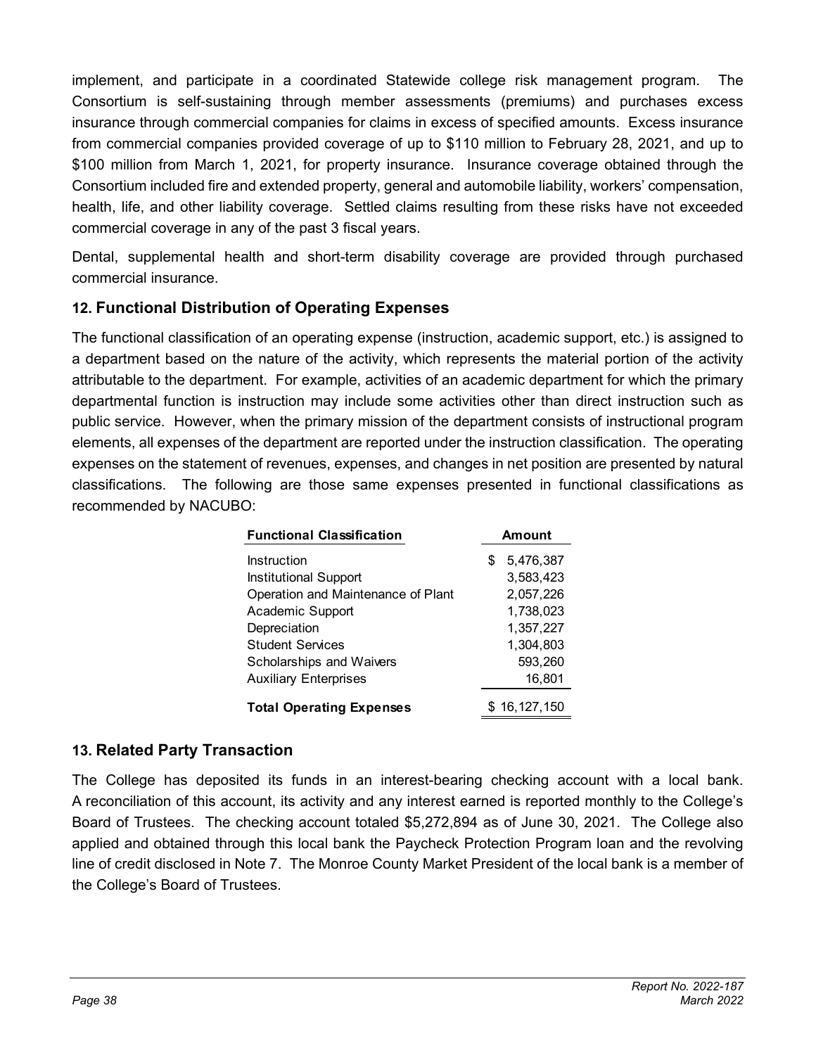implement, and participate in a coordinated Statewide college risk management program. The Consortium is self-sustaining through member assessments (premiums) and purchases excess insurance through commercial companies for claims in excess of specified amounts. Excess insurance from commercial companies provided coverage of up to $110 million to February 28, 2021, and up to $100 million from March 1, 2021, for property insurance. Insurance coverage obtained through the Consortium included fire and extended property, general and automobile liability, workers' compensation, health, life, and other liability coverage. Settled claims resulting from these risks have not exceeded commercial coverage in any of the past 3 fiscal years.

Dental, supplemental health and short-term disability coverage are provided through purchased commercial insurance.

## 12. Functional Distribution of Operating Expenses

The functional classification of an operating expense (instruction, academic support, etc.) is assigned to a department based on the nature of the activity, which represents the material portion of the activity attributable to the department. For example, activities of an academic department for which the primary departmental function is instruction may include some activities other than direct instruction such as public service. However, when the primary mission of the department consists of instructional program elements, all expenses of the department are reported under the instruction classification. The operating expenses on the statement of revenues, expenses, and changes in net position are presented by natural classifications. The following are those same expenses presented in functional classifications as recommended by NACUBO:

| Functional Classification | Amount |
|---|---|
| Instruction | $ 5,476,387 |
| Institutional Support | 3,583,423 |
| Operation and Maintenance of Plant | 2,057,226 |
| Academic Support | 1,738,023 |
| Depreciation | 1,357,227 |
| Student Services | 1,304,803 |
| Scholarships and Waivers | 593,260 |
| Auxiliary Enterprises | 16,801 |
| **Total Operating Expenses** | $ 16,127,150 |

## 13. Related Party Transaction

The College has deposited its funds in an interest-bearing checking account with a local bank. A reconciliation of this account, its activity and any interest earned is reported monthly to the College's Board of Trustees. The checking account totaled $5,272,894 as of June 30, 2021. The College also applied and obtained through this local bank the Paycheck Protection Program loan and the revolving line of credit disclosed in Note 7. The Monroe County Market President of the local bank is a member of the College's Board of Trustees.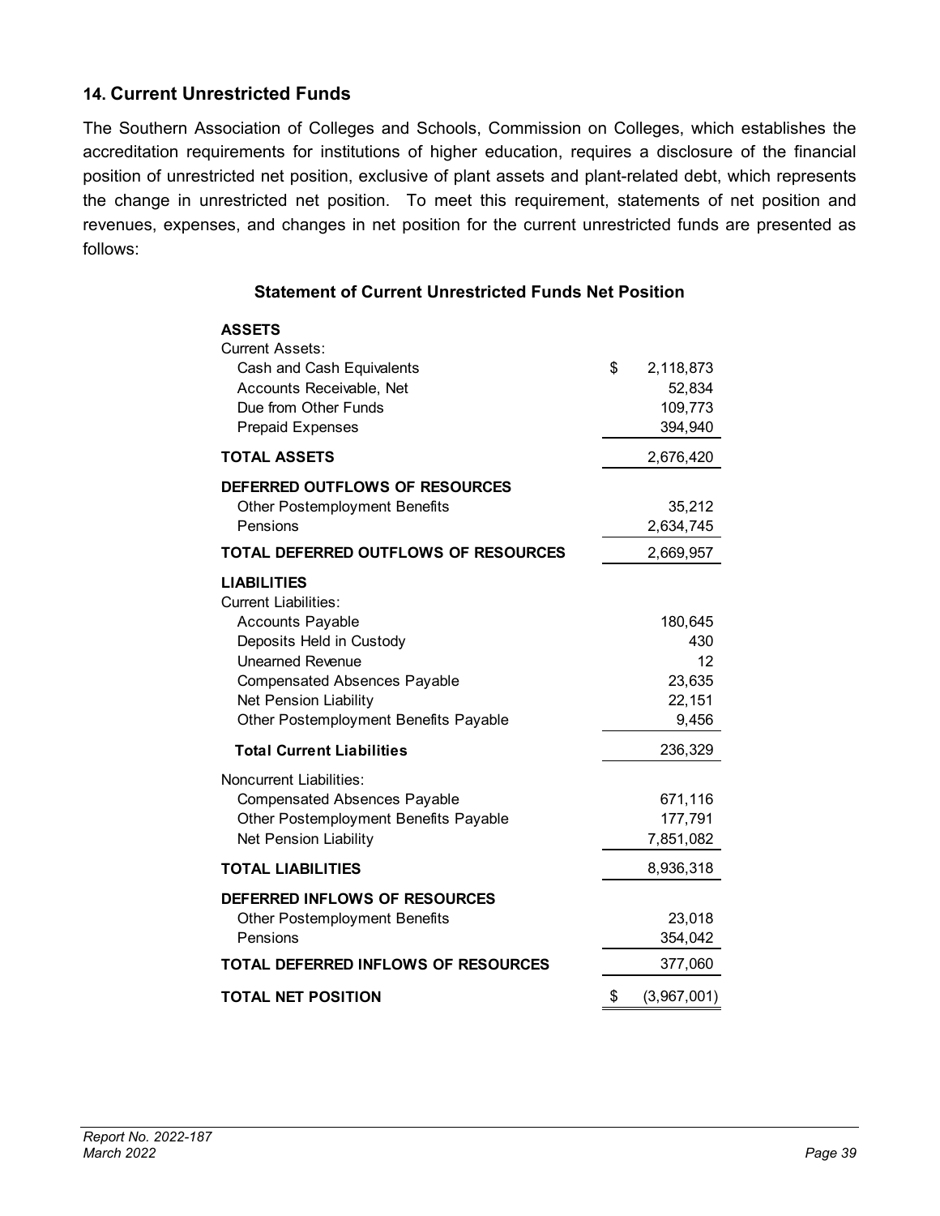## 14. Current Unrestricted Funds

The Southern Association of Colleges and Schools, Commission on Colleges, which establishes the accreditation requirements for institutions of higher education, requires a disclosure of the financial position of unrestricted net position, exclusive of plant assets and plant-related debt, which represents the change in unrestricted net position. To meet this requirement, statements of net position and revenues, expenses, and changes in net position for the current unrestricted funds are presented as follows:

### Statement of Current Unrestricted Funds Net Position

| | |
|---|---|
| **ASSETS** | |
| Current Assets: | |
| Cash and Cash Equivalents | $ 2,118,873 |
| Accounts Receivable, Net | 52,834 |
| Due from Other Funds | 109,773 |
| Prepaid Expenses | 394,940 |
| **TOTAL ASSETS** | 2,676,420 |
| **DEFERRED OUTFLOWS OF RESOURCES** | |
| Other Postemployment Benefits | 35,212 |
| Pensions | 2,634,745 |
| **TOTAL DEFERRED OUTFLOWS OF RESOURCES** | 2,669,957 |
| **LIABILITIES** | |
| Current Liabilities: | |
| Accounts Payable | 180,645 |
| Deposits Held in Custody | 430 |
| Unearned Revenue | 12 |
| Compensated Absences Payable | 23,635 |
| Net Pension Liability | 22,151 |
| Other Postemployment Benefits Payable | 9,456 |
| **Total Current Liabilities** | 236,329 |
| Noncurrent Liabilities: | |
| Compensated Absences Payable | 671,116 |
| Other Postemployment Benefits Payable | 177,791 |
| Net Pension Liability | 7,851,082 |
| **TOTAL LIABILITIES** | 8,936,318 |
| **DEFERRED INFLOWS OF RESOURCES** | |
| Other Postemployment Benefits | 23,018 |
| Pensions | 354,042 |
| **TOTAL DEFERRED INFLOWS OF RESOURCES** | 377,060 |
| **TOTAL NET POSITION** | $ (3,967,001) |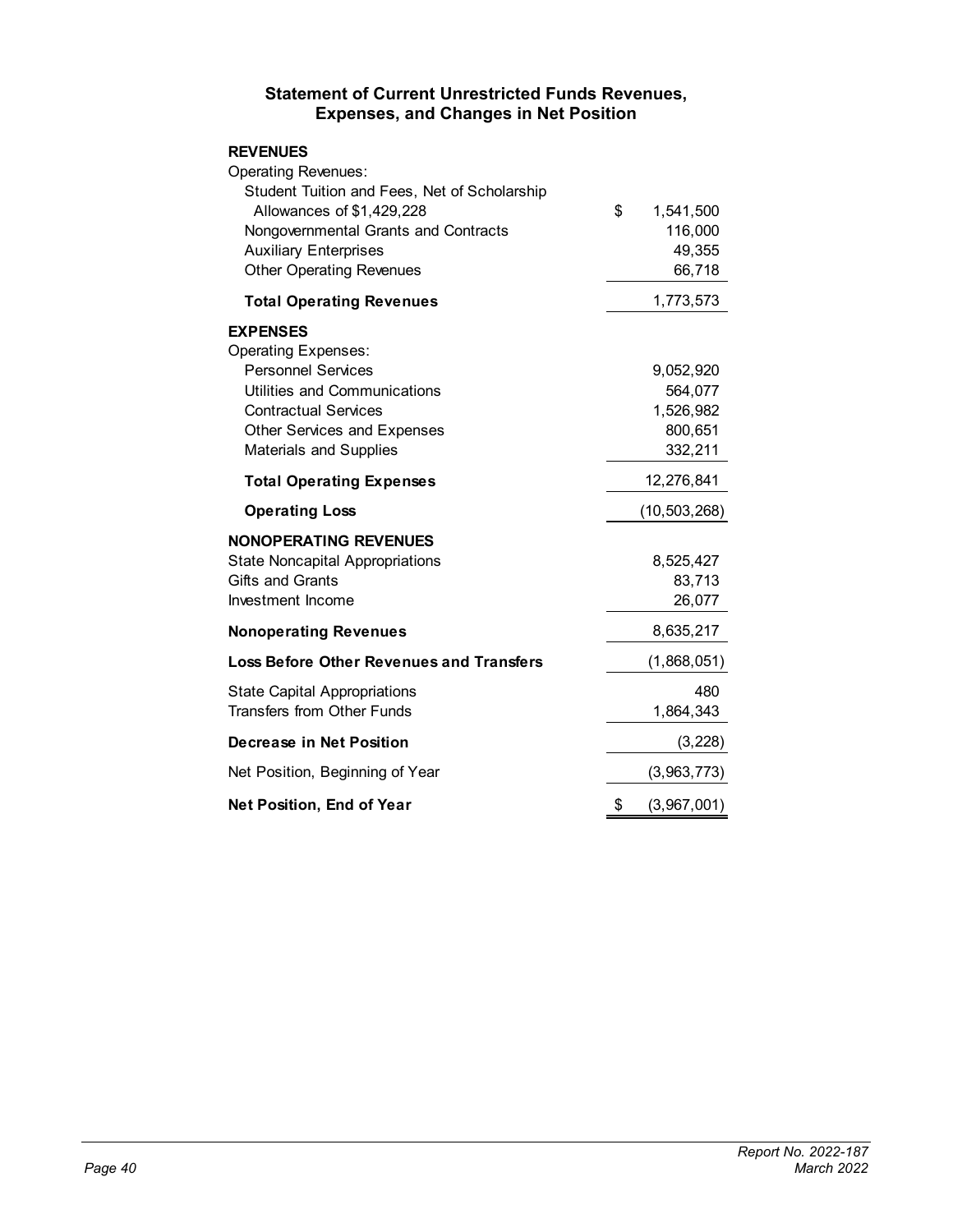## Statement of Current Unrestricted Funds Revenues, Expenses, and Changes in Net Position

| | |
|---|---|
| **REVENUES** | |
| Operating Revenues: | |
| Student Tuition and Fees, Net of Scholarship Allowances of $1,429,228 | $ 1,541,500 |
| Nongovernmental Grants and Contracts | 116,000 |
| Auxiliary Enterprises | 49,355 |
| Other Operating Revenues | 66,718 |
| **Total Operating Revenues** | 1,773,573 |
| **EXPENSES** | |
| Operating Expenses: | |
| Personnel Services | 9,052,920 |
| Utilities and Communications | 564,077 |
| Contractual Services | 1,526,982 |
| Other Services and Expenses | 800,651 |
| Materials and Supplies | 332,211 |
| **Total Operating Expenses** | 12,276,841 |
| **Operating Loss** | (10,503,268) |
| **NONOPERATING REVENUES** | |
| State Noncapital Appropriations | 8,525,427 |
| Gifts and Grants | 83,713 |
| Investment Income | 26,077 |
| **Nonoperating Revenues** | 8,635,217 |
| **Loss Before Other Revenues and Transfers** | (1,868,051) |
| State Capital Appropriations | 480 |
| Transfers from Other Funds | 1,864,343 |
| **Decrease in Net Position** | (3,228) |
| Net Position, Beginning of Year | (3,963,773) |
| **Net Position, End of Year** | $ (3,967,001) |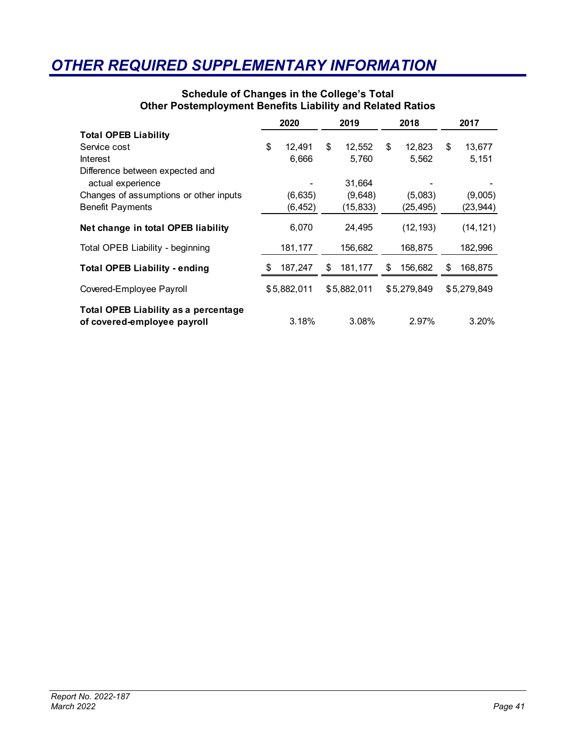# OTHER REQUIRED SUPPLEMENTARY INFORMATION

### Schedule of Changes in the College's Total Other Postemployment Benefits Liability and Related Ratios

| | 2020 | 2019 | 2018 | 2017 |
|---|---|---|---|---|
| **Total OPEB Liability** | | | | |
| Service cost | $ 12,491 | $ 12,552 | $ 12,823 | $ 13,677 |
| Interest | 6,666 | 5,760 | 5,562 | 5,151 |
| Difference between expected and actual experience | - | 31,664 | - | - |
| Changes of assumptions or other inputs | (6,635) | (9,648) | (5,083) | (9,005) |
| Benefit Payments | (6,452) | (15,833) | (25,495) | (23,944) |
| **Net change in total OPEB liability** | 6,070 | 24,495 | (12,193) | (14,121) |
| Total OPEB Liability - beginning | 181,177 | 156,682 | 168,875 | 182,996 |
| **Total OPEB Liability - ending** | $ 187,247 | $ 181,177 | $ 156,682 | $ 168,875 |
| Covered-Employee Payroll | $5,882,011 | $5,882,011 | $5,279,849 | $5,279,849 |
| **Total OPEB Liability as a percentage of covered-employee payroll** | 3.18% | 3.08% | 2.97% | 3.20% |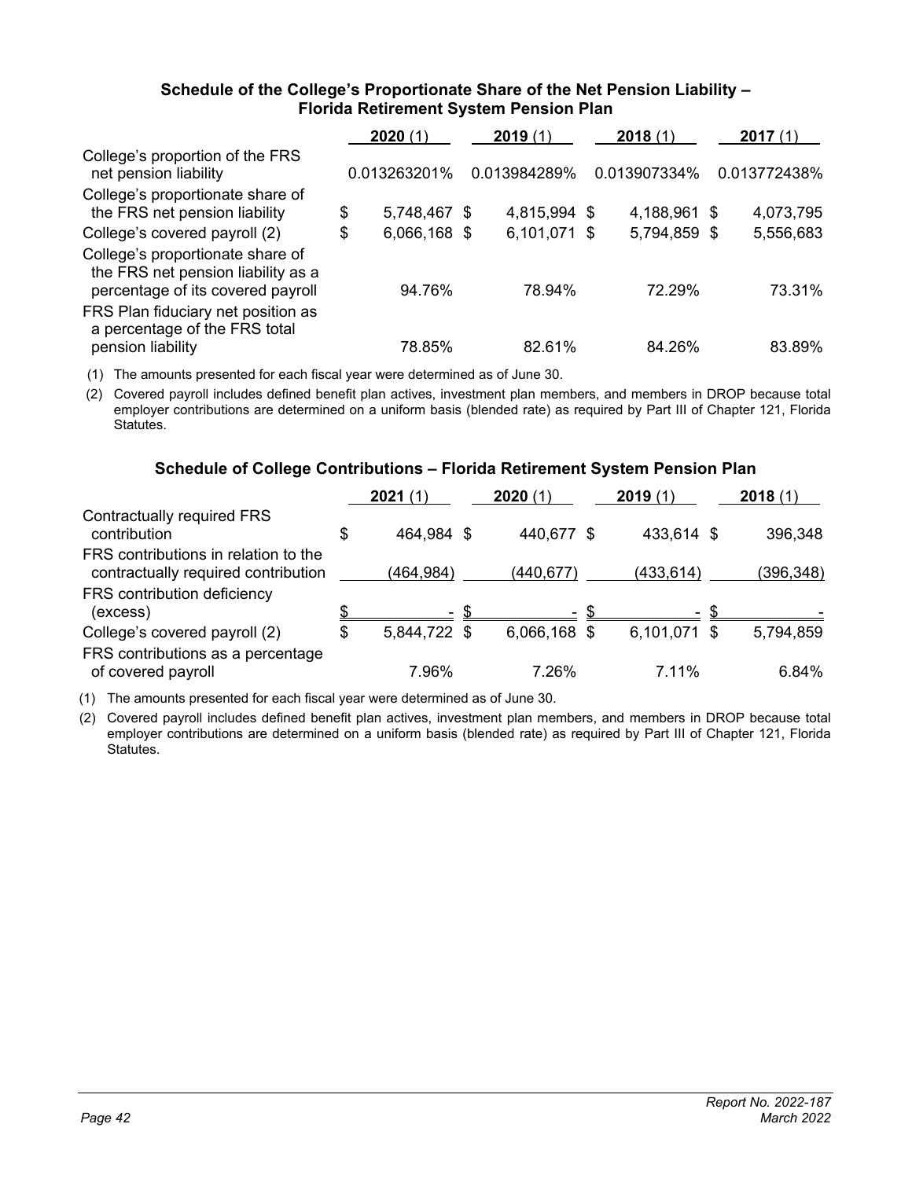### Schedule of the College's Proportionate Share of the Net Pension Liability – Florida Retirement System Pension Plan

| | 2020 (1) | 2019 (1) | 2018 (1) | 2017 (1) |
|---|---|---|---|---|
| College's proportion of the FRS net pension liability | 0.013263201% | 0.013984289% | 0.013907334% | 0.013772438% |
| College's proportionate share of the FRS net pension liability | $ 5,748,467 | $ 4,815,994 | $ 4,188,961 | $ 4,073,795 |
| College's covered payroll (2) | $ 6,066,168 | $ 6,101,071 | $ 5,794,859 | $ 5,556,683 |
| College's proportionate share of the FRS net pension liability as a percentage of its covered payroll | 94.76% | 78.94% | 72.29% | 73.31% |
| FRS Plan fiduciary net position as a percentage of the FRS total pension liability | 78.85% | 82.61% | 84.26% | 83.89% |

(1) The amounts presented for each fiscal year were determined as of June 30.

(2) Covered payroll includes defined benefit plan actives, investment plan members, and members in DROP because total employer contributions are determined on a uniform basis (blended rate) as required by Part III of Chapter 121, Florida Statutes.

### Schedule of College Contributions – Florida Retirement System Pension Plan

| | 2021 (1) | 2020 (1) | 2019 (1) | 2018 (1) |
|---|---|---|---|---|
| Contractually required FRS contribution | $ 464,984 | $ 440,677 | $ 433,614 | $ 396,348 |
| FRS contributions in relation to the contractually required contribution | (464,984) | (440,677) | (433,614) | (396,348) |
| FRS contribution deficiency (excess) | $ - | $ - | $ - | $ - |
| College's covered payroll (2) | $ 5,844,722 | $ 6,066,168 | $ 6,101,071 | $ 5,794,859 |
| FRS contributions as a percentage of covered payroll | 7.96% | 7.26% | 7.11% | 6.84% |

(1) The amounts presented for each fiscal year were determined as of June 30.

(2) Covered payroll includes defined benefit plan actives, investment plan members, and members in DROP because total employer contributions are determined on a uniform basis (blended rate) as required by Part III of Chapter 121, Florida Statutes.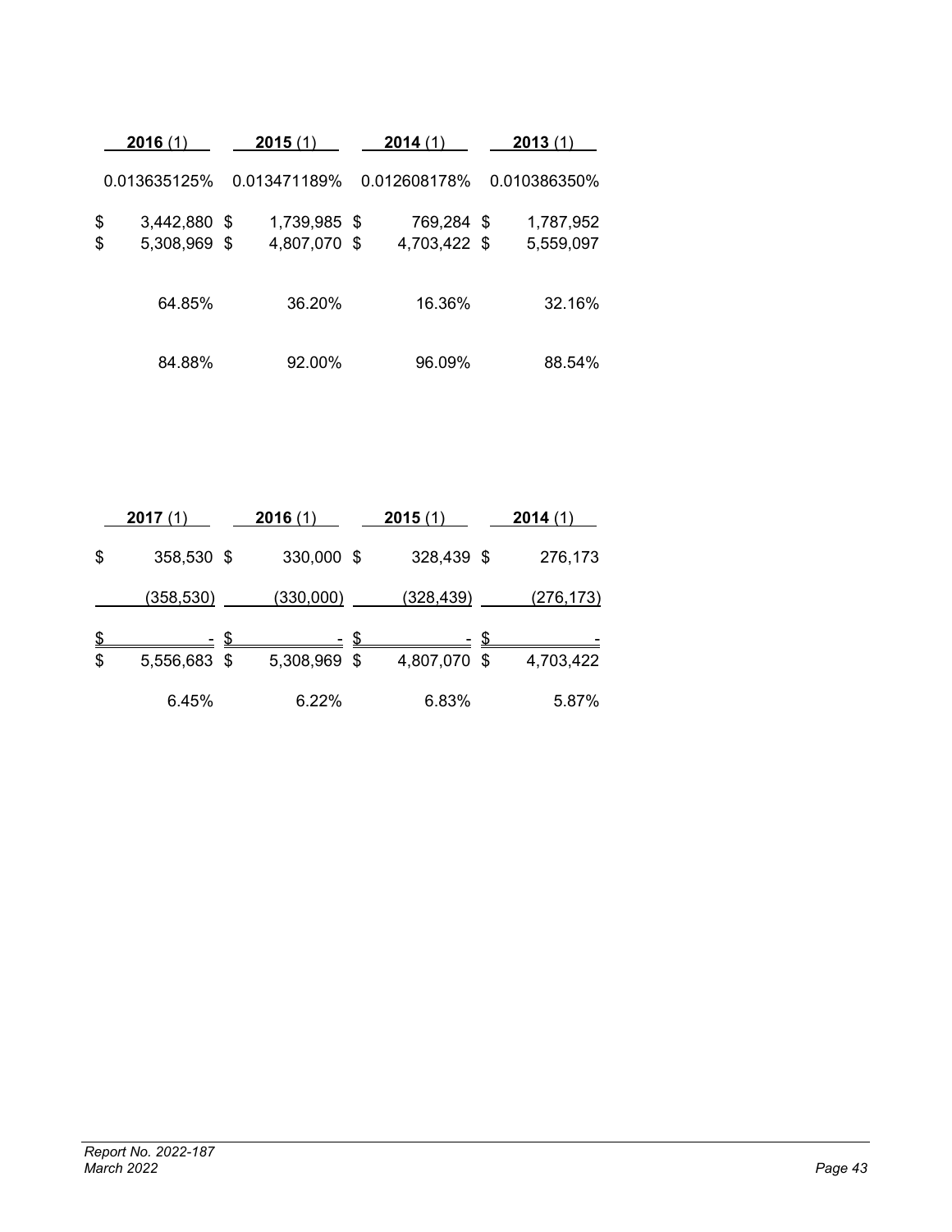| 2016 (1) | 2015 (1) | 2014 (1) | 2013 (1) |
|---|---|---|---|
| 0.013635125% | 0.013471189% | 0.012608178% | 0.010386350% |
| $ 3,442,880 | $ 1,739,985 | $ 769,284 | $ 1,787,952 |
| $ 5,308,969 | $ 4,807,070 | $ 4,703,422 | $ 5,559,097 |
| 64.85% | 36.20% | 16.36% | 32.16% |
| 84.88% | 92.00% | 96.09% | 88.54% |

| 2017 (1) | 2016 (1) | 2015 (1) | 2014 (1) |
|---|---|---|---|
| $ 358,530 | $ 330,000 | $ 328,439 | $ 276,173 |
| (358,530) | (330,000) | (328,439) | (276,173) |
| $ - | $ - | $ - | $ - |
| $ 5,556,683 | $ 5,308,969 | $ 4,807,070 | $ 4,703,422 |
| 6.45% | 6.22% | 6.83% | 5.87% |

*Report No. 2022-187*
*March 2022*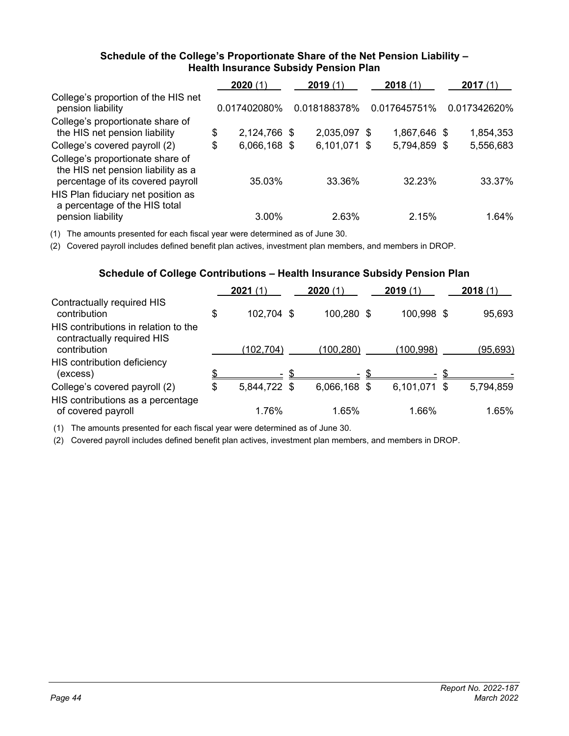### Schedule of the College's Proportionate Share of the Net Pension Liability – Health Insurance Subsidy Pension Plan

| | **2020** (1) | **2019** (1) | **2018** (1) | **2017** (1) |
|---|---|---|---|---|
| College's proportion of the HIS net pension liability | 0.017402080% | 0.018188378% | 0.017645751% | 0.017342620% |
| College's proportionate share of the HIS net pension liability | $ 2,124,766 | $ 2,035,097 | $ 1,867,646 | $ 1,854,353 |
| College's covered payroll (2) | $ 6,066,168 | $ 6,101,071 | $ 5,794,859 | $ 5,556,683 |
| College's proportionate share of the HIS net pension liability as a percentage of its covered payroll | 35.03% | 33.36% | 32.23% | 33.37% |
| HIS Plan fiduciary net position as a percentage of the HIS total pension liability | 3.00% | 2.63% | 2.15% | 1.64% |

(1) The amounts presented for each fiscal year were determined as of June 30.

(2) Covered payroll includes defined benefit plan actives, investment plan members, and members in DROP.

### Schedule of College Contributions – Health Insurance Subsidy Pension Plan

| | **2021** (1) | **2020** (1) | **2019** (1) | **2018** (1) |
|---|---|---|---|---|
| Contractually required HIS contribution | $ 102,704 | $ 100,280 | $ 100,998 | $ 95,693 |
| HIS contributions in relation to the contractually required HIS contribution | (102,704) | (100,280) | (100,998) | (95,693) |
| HIS contribution deficiency (excess) | $ - | $ - | $ - | $ - |
| College's covered payroll (2) | $ 5,844,722 | $ 6,066,168 | $ 6,101,071 | $ 5,794,859 |
| HIS contributions as a percentage of covered payroll | 1.76% | 1.65% | 1.66% | 1.65% |

(1) The amounts presented for each fiscal year were determined as of June 30.

(2) Covered payroll includes defined benefit plan actives, investment plan members, and members in DROP.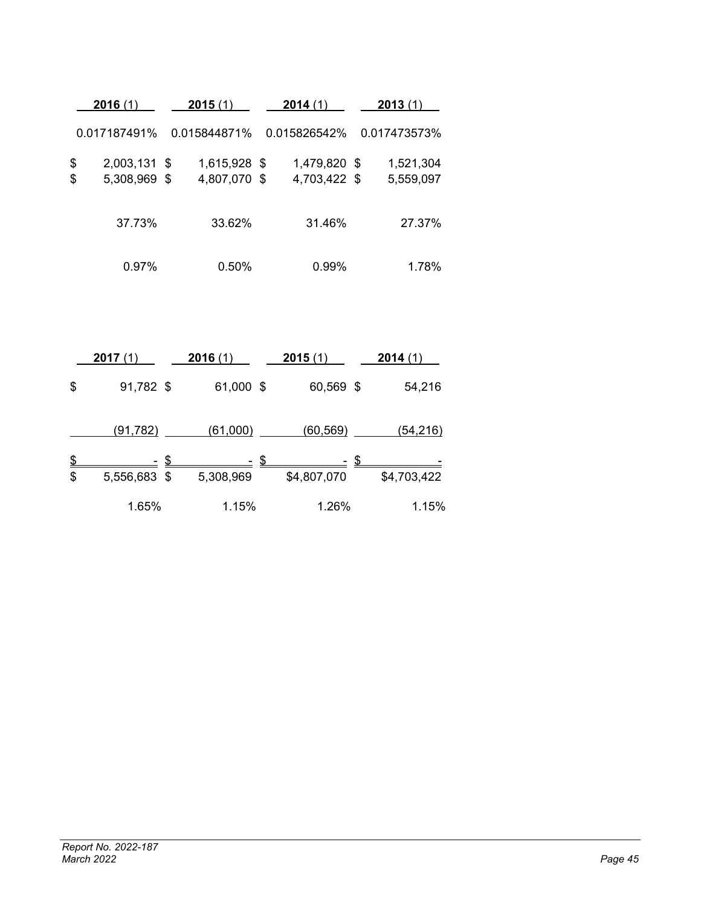| 2016 (1) | 2015 (1) | 2014 (1) | 2013 (1) |
|---|---|---|---|
| 0.017187491% | 0.015844871% | 0.015826542% | 0.017473573% |
| $ 2,003,131 | $ 1,615,928 | $ 1,479,820 | $ 1,521,304 |
| $ 5,308,969 | $ 4,807,070 | $ 4,703,422 | $ 5,559,097 |
| 37.73% | 33.62% | 31.46% | 27.37% |
| 0.97% | 0.50% | 0.99% | 1.78% |

| 2017 (1) | 2016 (1) | 2015 (1) | 2014 (1) |
|---|---|---|---|
| $ 91,782 | $ 61,000 | $ 60,569 | $ 54,216 |
| (91,782) | (61,000) | (60,569) | (54,216) |
| $ - | $ - | $ - | $ - |
| $ 5,556,683 | $ 5,308,969 | $4,807,070 | $4,703,422 |
| 1.65% | 1.15% | 1.26% | 1.15% |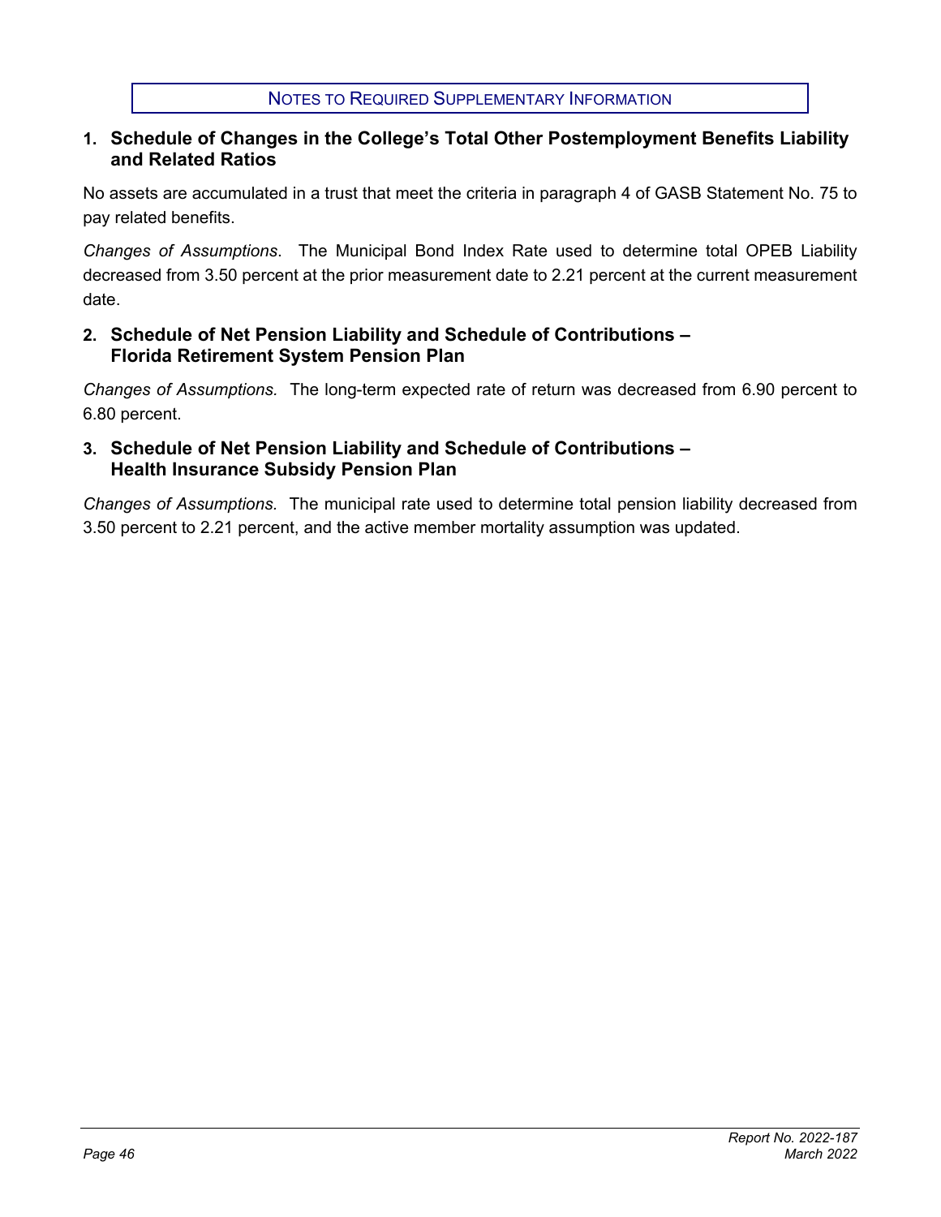## Notes to Required Supplementary Information

### 1. Schedule of Changes in the College's Total Other Postemployment Benefits Liability and Related Ratios

No assets are accumulated in a trust that meet the criteria in paragraph 4 of GASB Statement No. 75 to pay related benefits.

*Changes of Assumptions*. The Municipal Bond Index Rate used to determine total OPEB Liability decreased from 3.50 percent at the prior measurement date to 2.21 percent at the current measurement date.

### 2. Schedule of Net Pension Liability and Schedule of Contributions – Florida Retirement System Pension Plan

*Changes of Assumptions.* The long-term expected rate of return was decreased from 6.90 percent to 6.80 percent.

### 3. Schedule of Net Pension Liability and Schedule of Contributions – Health Insurance Subsidy Pension Plan

*Changes of Assumptions.* The municipal rate used to determine total pension liability decreased from 3.50 percent to 2.21 percent, and the active member mortality assumption was updated.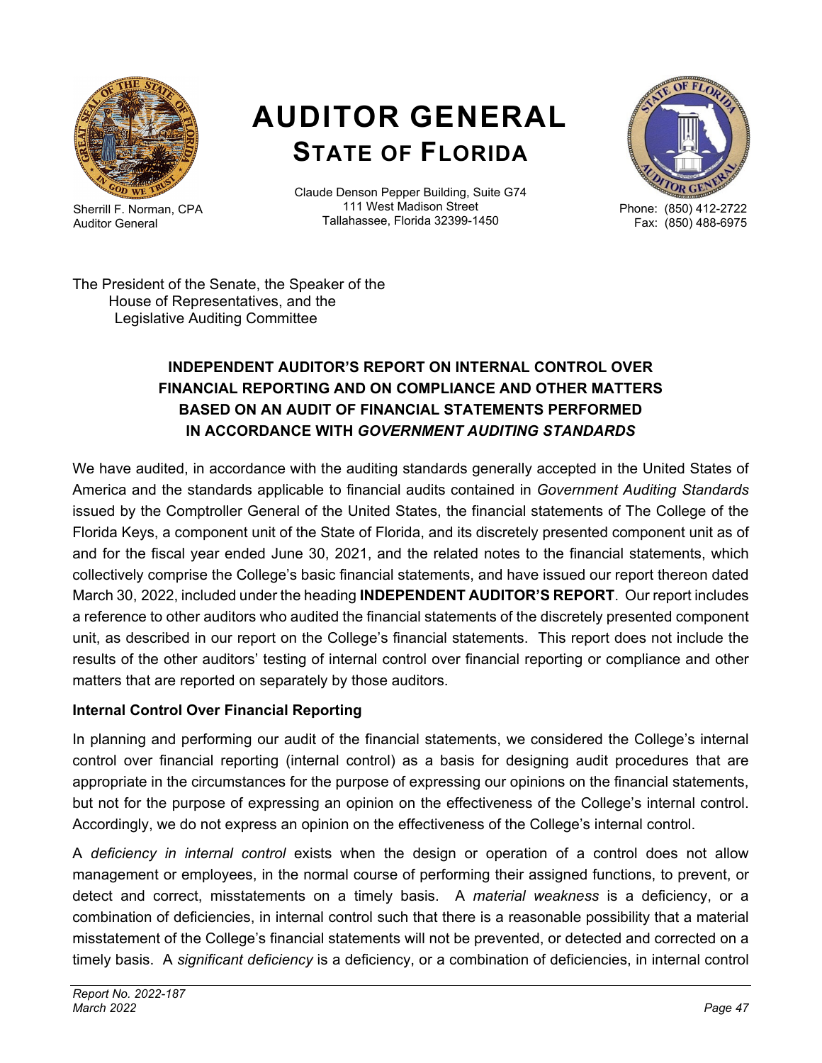# AUDITOR GENERAL
## STATE OF FLORIDA

Sherrill F. Norman, CPA
Auditor General

Claude Denson Pepper Building, Suite G74
111 West Madison Street
Tallahassee, Florida 32399-1450

Phone: (850) 412-2722
Fax: (850) 488-6975

The President of the Senate, the Speaker of the
House of Representatives, and the
Legislative Auditing Committee

### INDEPENDENT AUDITOR'S REPORT ON INTERNAL CONTROL OVER FINANCIAL REPORTING AND ON COMPLIANCE AND OTHER MATTERS BASED ON AN AUDIT OF FINANCIAL STATEMENTS PERFORMED IN ACCORDANCE WITH *GOVERNMENT AUDITING STANDARDS*

We have audited, in accordance with the auditing standards generally accepted in the United States of America and the standards applicable to financial audits contained in *Government Auditing Standards* issued by the Comptroller General of the United States, the financial statements of The College of the Florida Keys, a component unit of the State of Florida, and its discretely presented component unit as of and for the fiscal year ended June 30, 2021, and the related notes to the financial statements, which collectively comprise the College's basic financial statements, and have issued our report thereon dated March 30, 2022, included under the heading **INDEPENDENT AUDITOR'S REPORT**. Our report includes a reference to other auditors who audited the financial statements of the discretely presented component unit, as described in our report on the College's financial statements. This report does not include the results of the other auditors' testing of internal control over financial reporting or compliance and other matters that are reported on separately by those auditors.

**Internal Control Over Financial Reporting**

In planning and performing our audit of the financial statements, we considered the College's internal control over financial reporting (internal control) as a basis for designing audit procedures that are appropriate in the circumstances for the purpose of expressing our opinions on the financial statements, but not for the purpose of expressing an opinion on the effectiveness of the College's internal control. Accordingly, we do not express an opinion on the effectiveness of the College's internal control.

A *deficiency in internal control* exists when the design or operation of a control does not allow management or employees, in the normal course of performing their assigned functions, to prevent, or detect and correct, misstatements on a timely basis. A *material weakness* is a deficiency, or a combination of deficiencies, in internal control such that there is a reasonable possibility that a material misstatement of the College's financial statements will not be prevented, or detected and corrected on a timely basis. A *significant deficiency* is a deficiency, or a combination of deficiencies, in internal control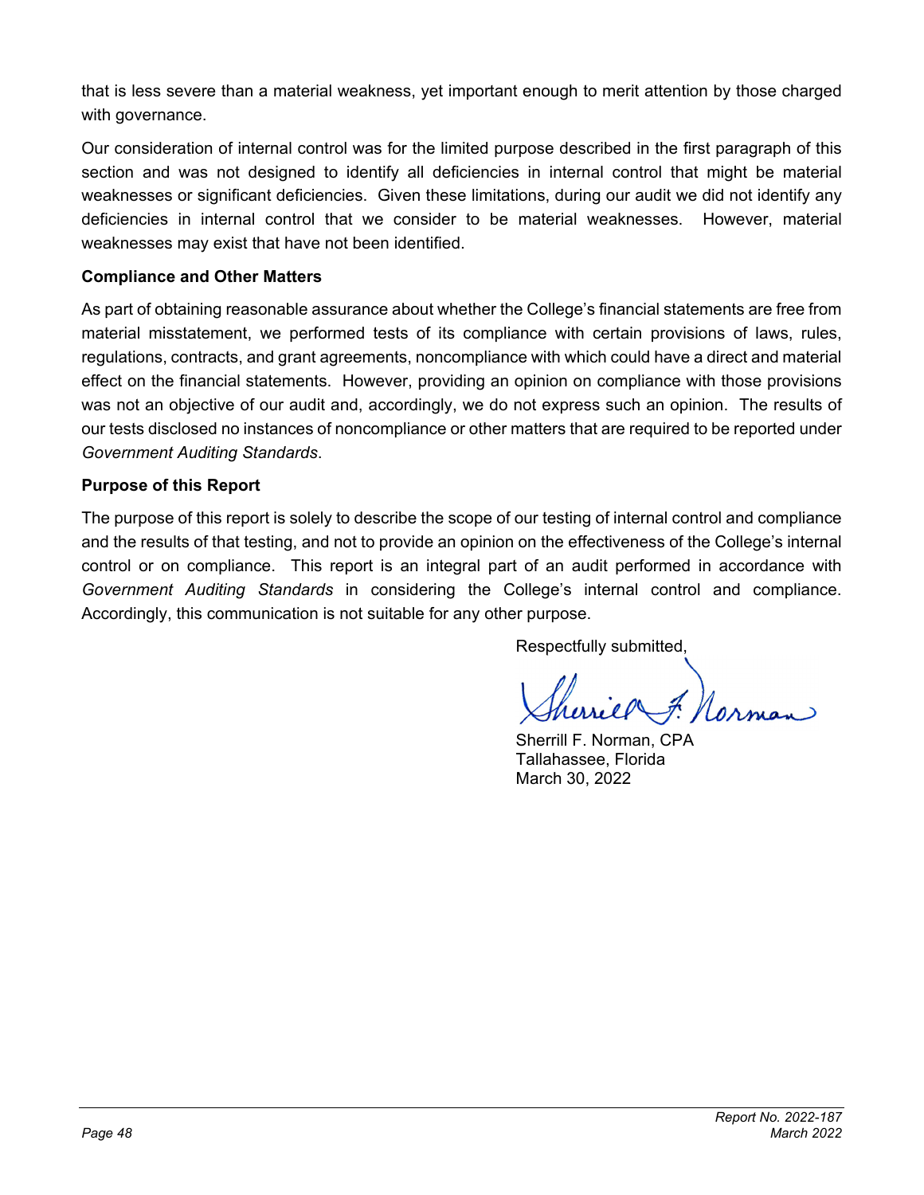that is less severe than a material weakness, yet important enough to merit attention by those charged with governance.

Our consideration of internal control was for the limited purpose described in the first paragraph of this section and was not designed to identify all deficiencies in internal control that might be material weaknesses or significant deficiencies. Given these limitations, during our audit we did not identify any deficiencies in internal control that we consider to be material weaknesses. However, material weaknesses may exist that have not been identified.

**Compliance and Other Matters**

As part of obtaining reasonable assurance about whether the College's financial statements are free from material misstatement, we performed tests of its compliance with certain provisions of laws, rules, regulations, contracts, and grant agreements, noncompliance with which could have a direct and material effect on the financial statements. However, providing an opinion on compliance with those provisions was not an objective of our audit and, accordingly, we do not express such an opinion. The results of our tests disclosed no instances of noncompliance or other matters that are required to be reported under *Government Auditing Standards*.

**Purpose of this Report**

The purpose of this report is solely to describe the scope of our testing of internal control and compliance and the results of that testing, and not to provide an opinion on the effectiveness of the College's internal control or on compliance. This report is an integral part of an audit performed in accordance with *Government Auditing Standards* in considering the College's internal control and compliance. Accordingly, this communication is not suitable for any other purpose.

Respectfully submitted,

Sherrill F. Norman, CPA
Tallahassee, Florida
March 30, 2022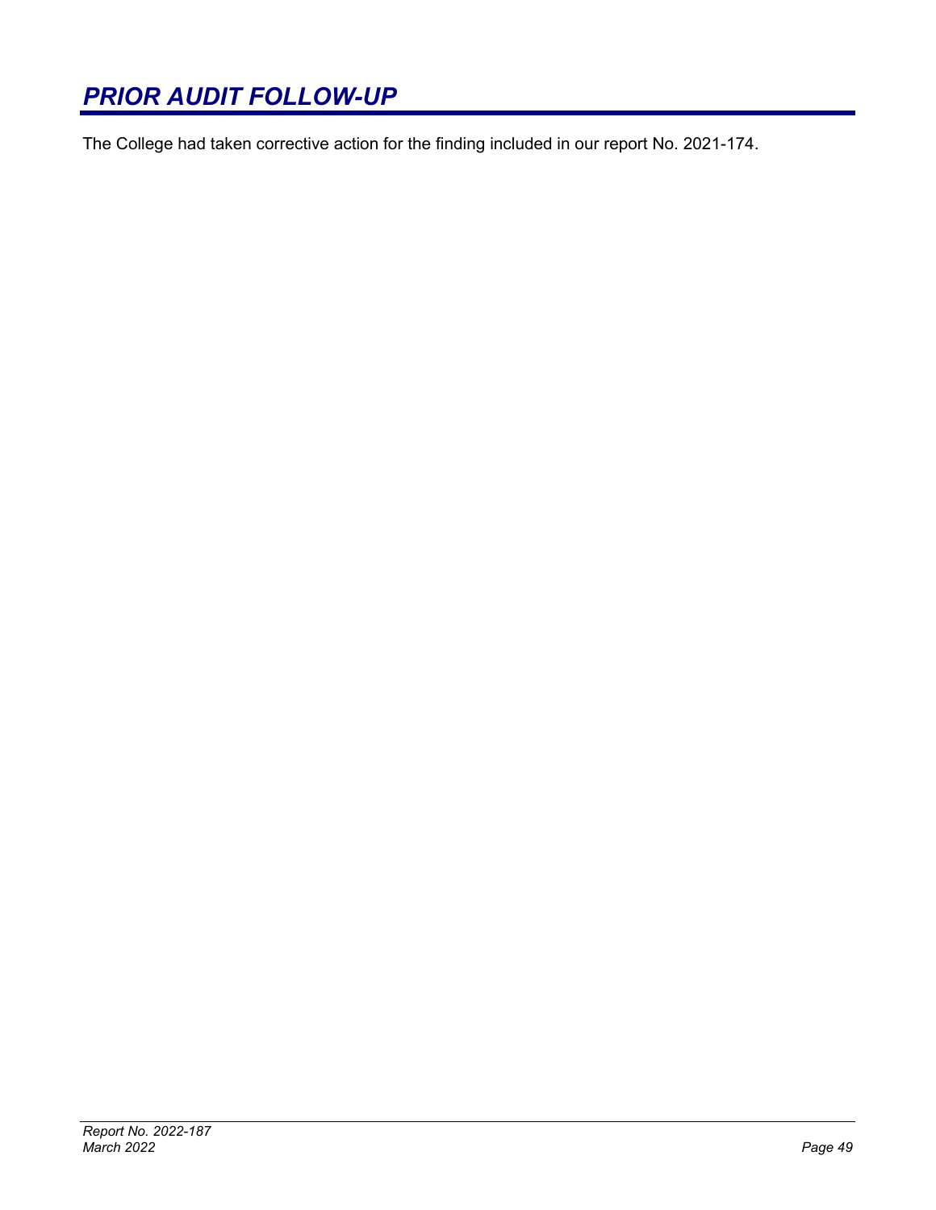## *PRIOR AUDIT FOLLOW-UP*

The College had taken corrective action for the finding included in our report No. 2021-174.